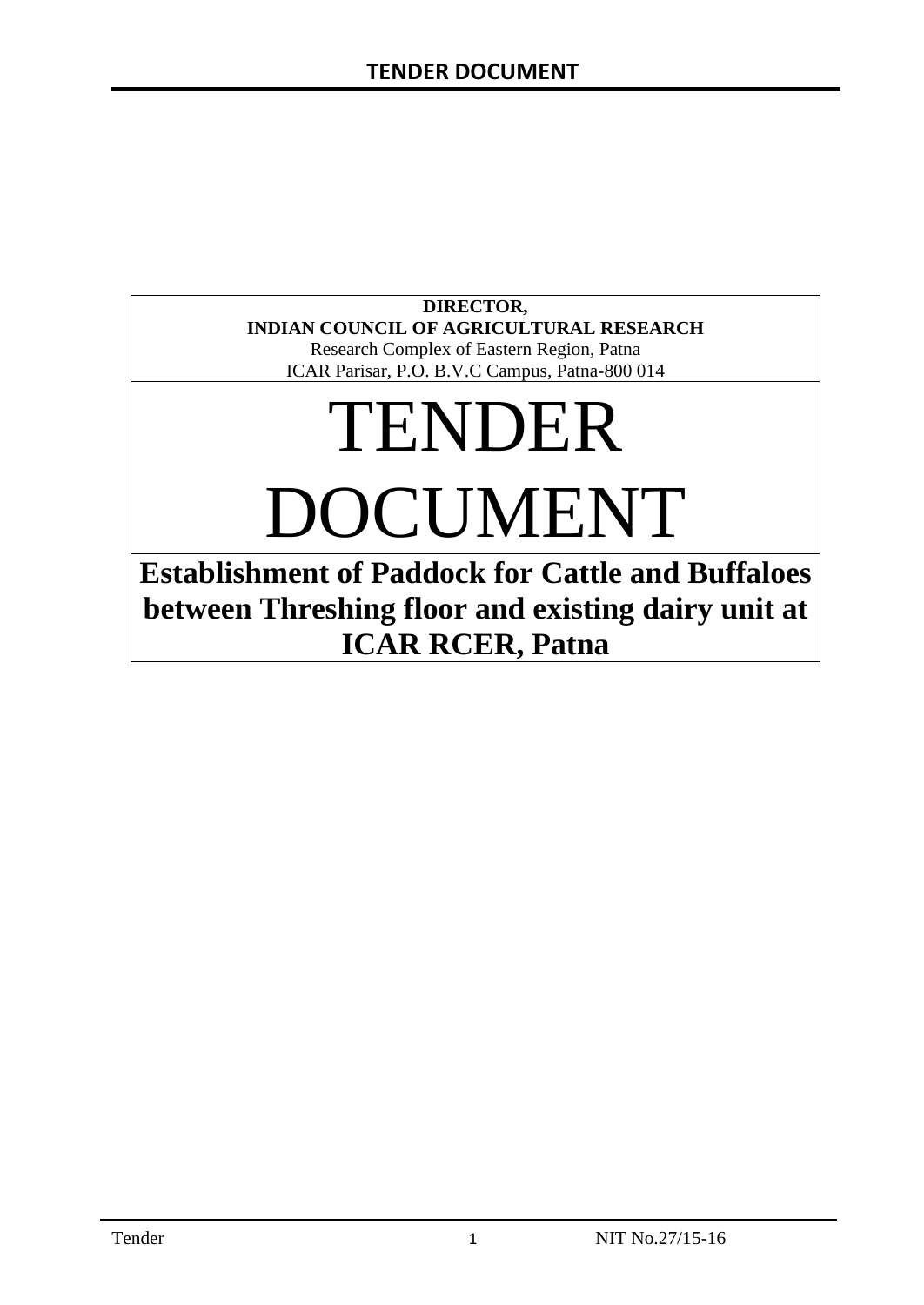**DIRECTOR,**
**INDIAN COUNCIL OF AGRICULTURAL RESEARCH**
Research Complex of Eastern Region, Patna
ICAR Parisar, P.O. B.V.C Campus, Patna-800 014

# TENDER DOCUMENT

## Establishment of Paddock for Cattle and Buffaloes between Threshing floor and existing dairy unit at ICAR RCER, Patna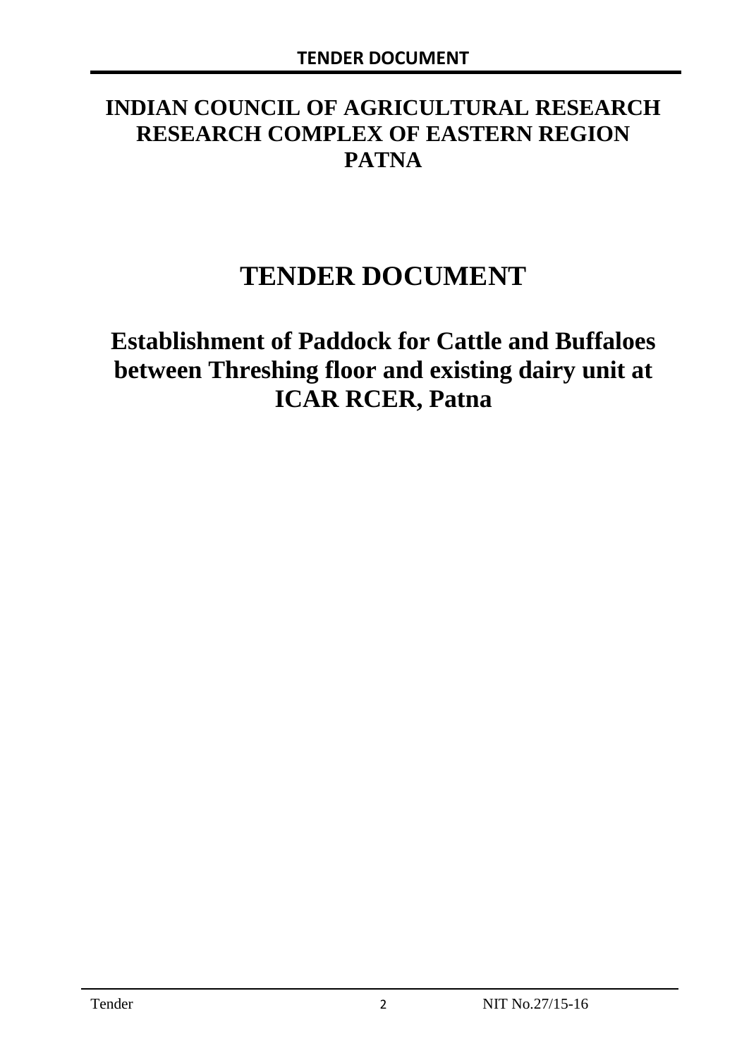# INDIAN COUNCIL OF AGRICULTURAL RESEARCH RESEARCH COMPLEX OF EASTERN REGION PATNA

# TENDER DOCUMENT

## Establishment of Paddock for Cattle and Buffaloes between Threshing floor and existing dairy unit at ICAR RCER, Patna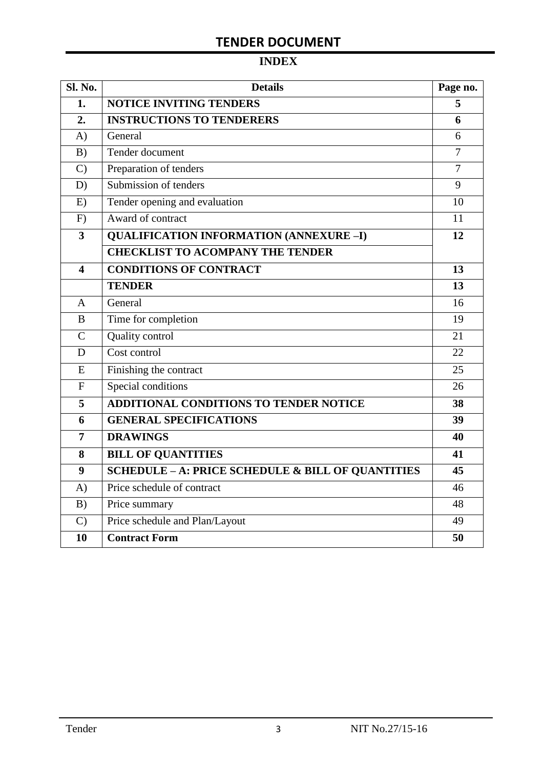## TENDER DOCUMENT

### INDEX

| Sl. No. | Details | Page no. |
|---|---|---|
| **1.** | **NOTICE INVITING TENDERS** | **5** |
| **2.** | **INSTRUCTIONS TO TENDERERS** | **6** |
| A) | General | 6 |
| B) | Tender document | 7 |
| C) | Preparation of tenders | 7 |
| D) | Submission of tenders | 9 |
| E) | Tender opening and evaluation | 10 |
| F) | Award of contract | 11 |
| **3** | **QUALIFICATION INFORMATION (ANNEXURE –I)** | **12** |
| | **CHECKLIST TO ACOMPANY THE TENDER** | |
| **4** | **CONDITIONS OF CONTRACT** | **13** |
| | **TENDER** | **13** |
| A | General | 16 |
| B | Time for completion | 19 |
| C | Quality control | 21 |
| D | Cost control | 22 |
| E | Finishing the contract | 25 |
| F | Special conditions | 26 |
| **5** | **ADDITIONAL CONDITIONS TO TENDER NOTICE** | **38** |
| **6** | **GENERAL SPECIFICATIONS** | **39** |
| **7** | **DRAWINGS** | **40** |
| **8** | **BILL OF QUANTITIES** | **41** |
| **9** | **SCHEDULE – A: PRICE SCHEDULE & BILL OF QUANTITIES** | **45** |
| A) | Price schedule of contract | 46 |
| B) | Price summary | 48 |
| C) | Price schedule and Plan/Layout | 49 |
| **10** | **Contract Form** | **50** |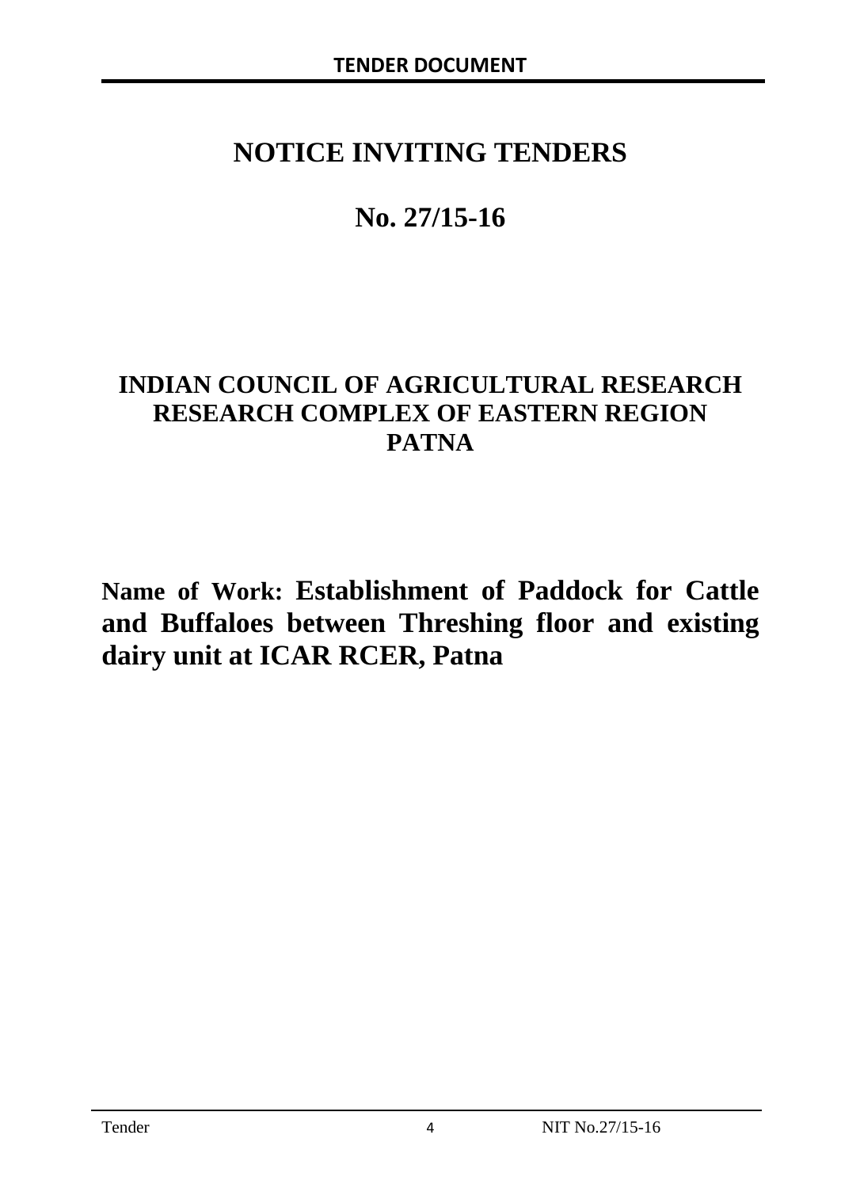# NOTICE INVITING TENDERS

# No. 27/15-16

## INDIAN COUNCIL OF AGRICULTURAL RESEARCH
## RESEARCH COMPLEX OF EASTERN REGION
## PATNA

**Name of Work: Establishment of Paddock for Cattle and Buffaloes between Threshing floor and existing dairy unit at ICAR RCER, Patna**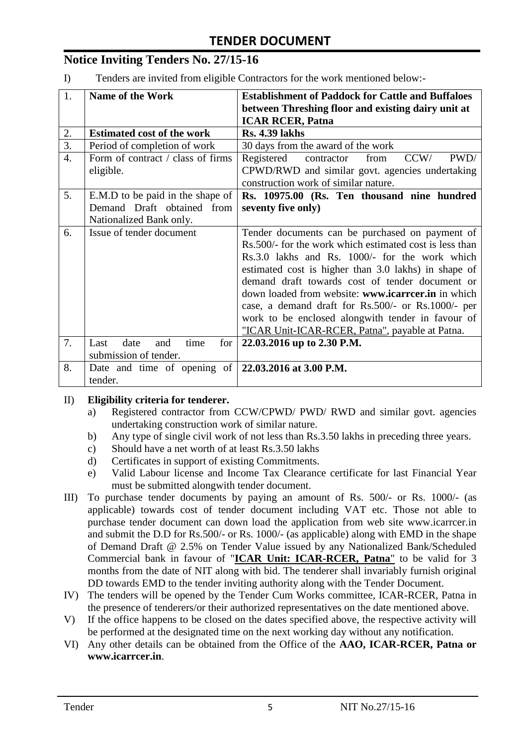# TENDER DOCUMENT

## Notice Inviting Tenders No. 27/15-16

I) Tenders are invited from eligible Contractors for the work mentioned below:-

| 1. | **Name of the Work** | **Establishment of Paddock for Cattle and Buffaloes between Threshing floor and existing dairy unit at ICAR RCER, Patna** |
|---|---|---|
| 2. | **Estimated cost of the work** | **Rs. 4.39 lakhs** |
| 3. | Period of completion of work | 30 days from the award of the work |
| 4. | Form of contract / class of firms eligible. | Registered contractor from CCW/ PWD/ CPWD/RWD and similar govt. agencies undertaking construction work of similar nature. |
| 5. | E.M.D to be paid in the shape of Demand Draft obtained from Nationalized Bank only. | **Rs. 10975.00 (Rs. Ten thousand nine hundred seventy five only)** |
| 6. | Issue of tender document | Tender documents can be purchased on payment of Rs.500/- for the work which estimated cost is less than Rs.3.0 lakhs and Rs. 1000/- for the work which estimated cost is higher than 3.0 lakhs) in shape of demand draft towards cost of tender document or down loaded from website: **www.icarrcer.in** in which case, a demand draft for Rs.500/- or Rs.1000/- per work to be enclosed alongwith tender in favour of "ICAR Unit-ICAR-RCER, Patna", payable at Patna. |
| 7. | Last date and time for submission of tender. | **22.03.2016 up to 2.30 P.M.** |
| 8. | Date and time of opening of tender. | **22.03.2016 at 3.00 P.M.** |

II) **Eligibility criteria for tenderer.**

a) Registered contractor from CCW/CPWD/ PWD/ RWD and similar govt. agencies undertaking construction work of similar nature.

b) Any type of single civil work of not less than Rs.3.50 lakhs in preceding three years.

c) Should have a net worth of at least Rs.3.50 lakhs

d) Certificates in support of existing Commitments.

e) Valid Labour license and Income Tax Clearance certificate for last Financial Year must be submitted alongwith tender document.

III) To purchase tender documents by paying an amount of Rs. 500/- or Rs. 1000/- (as applicable) towards cost of tender document including VAT etc. Those not able to purchase tender document can down load the application from web site www.icarrcer.in and submit the D.D for Rs.500/- or Rs. 1000/- (as applicable) along with EMD in the shape of Demand Draft @ 2.5% on Tender Value issued by any Nationalized Bank/Scheduled Commercial bank in favour of "**ICAR Unit: ICAR-RCER, Patna**" to be valid for 3 months from the date of NIT along with bid. The tenderer shall invariably furnish original DD towards EMD to the tender inviting authority along with the Tender Document.

IV) The tenders will be opened by the Tender Cum Works committee, ICAR-RCER, Patna in the presence of tenderers/or their authorized representatives on the date mentioned above.

V) If the office happens to be closed on the dates specified above, the respective activity will be performed at the designated time on the next working day without any notification.

VI) Any other details can be obtained from the Office of the **AAO, ICAR-RCER, Patna or www.icarrcer.in**.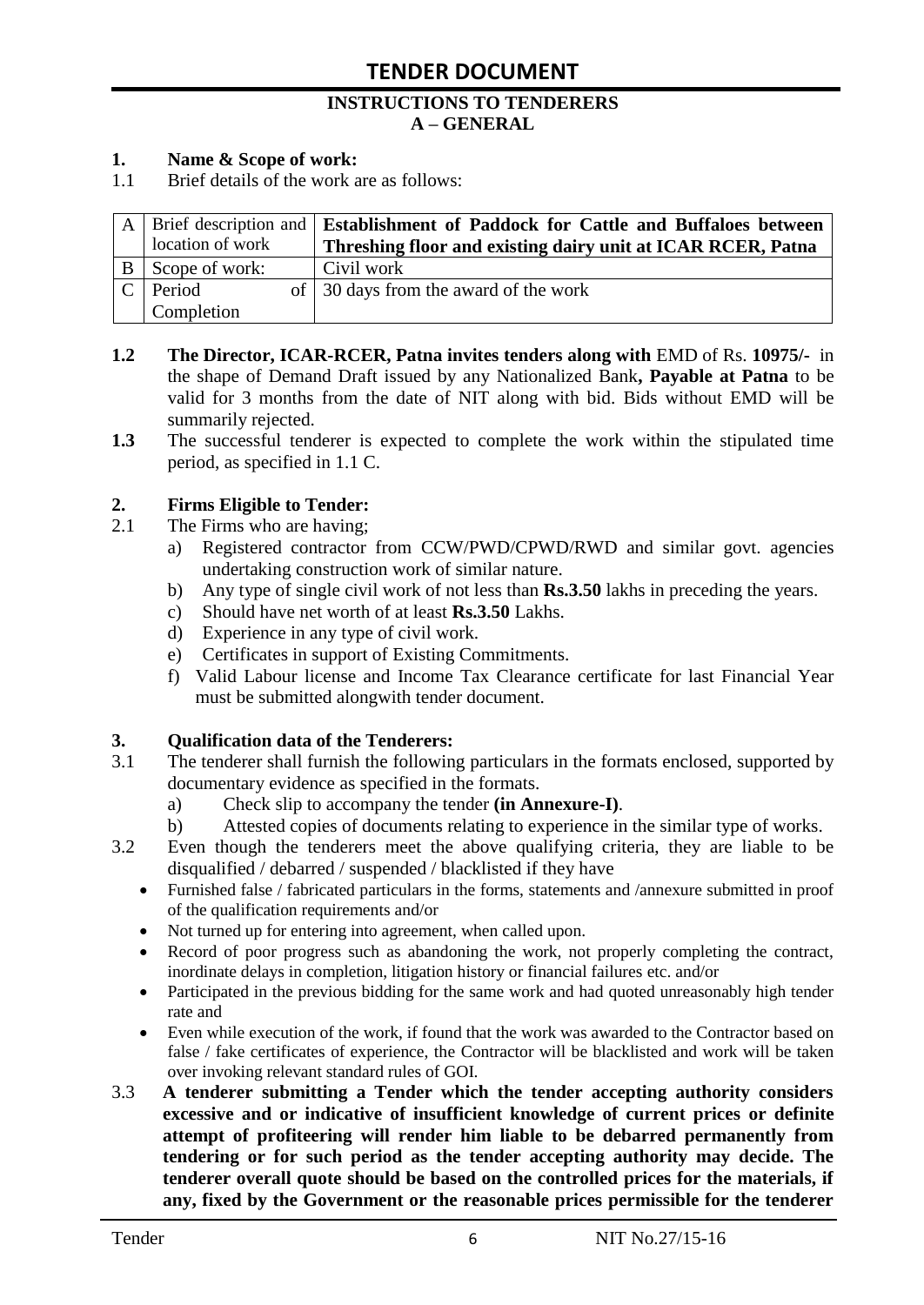# TENDER DOCUMENT

## INSTRUCTIONS TO TENDERERS
## A – GENERAL

**1. Name & Scope of work:**

1.1 Brief details of the work are as follows:

| | | |
|---|---|---|
| A | Brief description and location of work | **Establishment of Paddock for Cattle and Buffaloes between Threshing floor and existing dairy unit at ICAR RCER, Patna** |
| B | Scope of work: | Civil work |
| C | Period of Completion | 30 days from the award of the work |

**1.2** **The Director, ICAR-RCER, Patna invites tenders along with** EMD of Rs. **10975/-** in the shape of Demand Draft issued by any Nationalized Bank**, Payable at Patna** to be valid for 3 months from the date of NIT along with bid. Bids without EMD will be summarily rejected.

**1.3** The successful tenderer is expected to complete the work within the stipulated time period, as specified in 1.1 C.

**2. Firms Eligible to Tender:**

2.1 The Firms who are having;

a) Registered contractor from CCW/PWD/CPWD/RWD and similar govt. agencies undertaking construction work of similar nature.
b) Any type of single civil work of not less than **Rs.3.50** lakhs in preceding the years.
c) Should have net worth of at least **Rs.3.50** Lakhs.
d) Experience in any type of civil work.
e) Certificates in support of Existing Commitments.
f) Valid Labour license and Income Tax Clearance certificate for last Financial Year must be submitted alongwith tender document.

**3. Qualification data of the Tenderers:**

3.1 The tenderer shall furnish the following particulars in the formats enclosed, supported by documentary evidence as specified in the formats.

a) Check slip to accompany the tender **(in Annexure-I)**.
b) Attested copies of documents relating to experience in the similar type of works.

3.2 Even though the tenderers meet the above qualifying criteria, they are liable to be disqualified / debarred / suspended / blacklisted if they have

- Furnished false / fabricated particulars in the forms, statements and /annexure submitted in proof of the qualification requirements and/or
- Not turned up for entering into agreement, when called upon.
- Record of poor progress such as abandoning the work, not properly completing the contract, inordinate delays in completion, litigation history or financial failures etc. and/or
- Participated in the previous bidding for the same work and had quoted unreasonably high tender rate and
- Even while execution of the work, if found that the work was awarded to the Contractor based on false / fake certificates of experience, the Contractor will be blacklisted and work will be taken over invoking relevant standard rules of GOI.

3.3 **A tenderer submitting a Tender which the tender accepting authority considers excessive and or indicative of insufficient knowledge of current prices or definite attempt of profiteering will render him liable to be debarred permanently from tendering or for such period as the tender accepting authority may decide. The tenderer overall quote should be based on the controlled prices for the materials, if any, fixed by the Government or the reasonable prices permissible for the tenderer**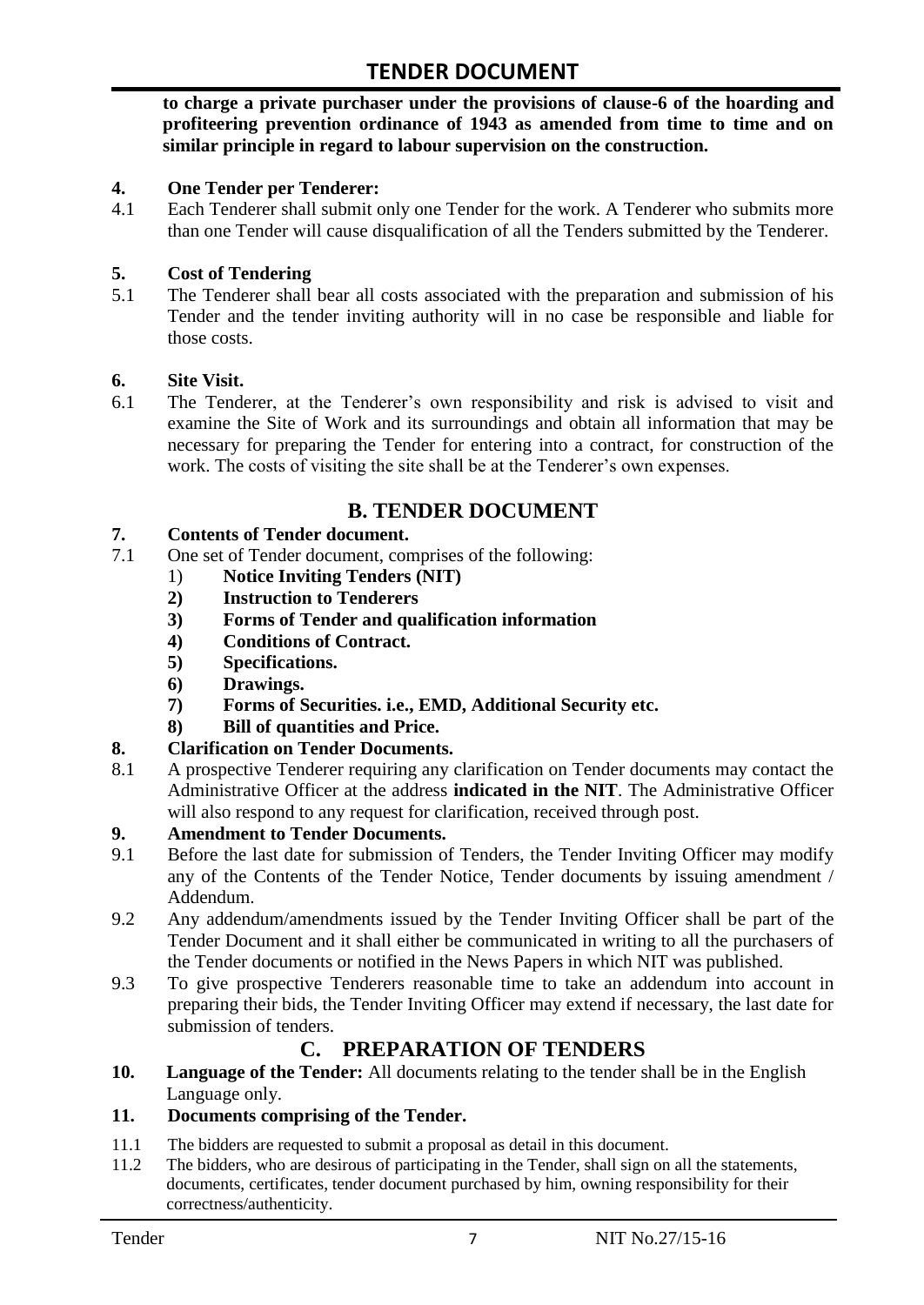**to charge a private purchaser under the provisions of clause-6 of the hoarding and profiteering prevention ordinance of 1943 as amended from time to time and on similar principle in regard to labour supervision on the construction.**

**4. One Tender per Tenderer:**

4.1 Each Tenderer shall submit only one Tender for the work. A Tenderer who submits more than one Tender will cause disqualification of all the Tenders submitted by the Tenderer.

**5. Cost of Tendering**

5.1 The Tenderer shall bear all costs associated with the preparation and submission of his Tender and the tender inviting authority will in no case be responsible and liable for those costs.

**6. Site Visit.**

6.1 The Tenderer, at the Tenderer's own responsibility and risk is advised to visit and examine the Site of Work and its surroundings and obtain all information that may be necessary for preparing the Tender for entering into a contract, for construction of the work. The costs of visiting the site shall be at the Tenderer's own expenses.

## B. TENDER DOCUMENT

**7. Contents of Tender document.**

7.1 One set of Tender document, comprises of the following:

1) **Notice Inviting Tenders (NIT)**
2) **Instruction to Tenderers**
3) **Forms of Tender and qualification information**
4) **Conditions of Contract.**
5) **Specifications.**
6) **Drawings.**
7) **Forms of Securities. i.e., EMD, Additional Security etc.**
8) **Bill of quantities and Price.**

**8. Clarification on Tender Documents.**

8.1 A prospective Tenderer requiring any clarification on Tender documents may contact the Administrative Officer at the address **indicated in the NIT**. The Administrative Officer will also respond to any request for clarification, received through post.

**9. Amendment to Tender Documents.**

9.1 Before the last date for submission of Tenders, the Tender Inviting Officer may modify any of the Contents of the Tender Notice, Tender documents by issuing amendment / Addendum.

9.2 Any addendum/amendments issued by the Tender Inviting Officer shall be part of the Tender Document and it shall either be communicated in writing to all the purchasers of the Tender documents or notified in the News Papers in which NIT was published.

9.3 To give prospective Tenderers reasonable time to take an addendum into account in preparing their bids, the Tender Inviting Officer may extend if necessary, the last date for submission of tenders.

## C. PREPARATION OF TENDERS

**10. Language of the Tender:** All documents relating to the tender shall be in the English Language only.

**11. Documents comprising of the Tender.**

11.1 The bidders are requested to submit a proposal as detail in this document.

11.2 The bidders, who are desirous of participating in the Tender, shall sign on all the statements, documents, certificates, tender document purchased by him, owning responsibility for their correctness/authenticity.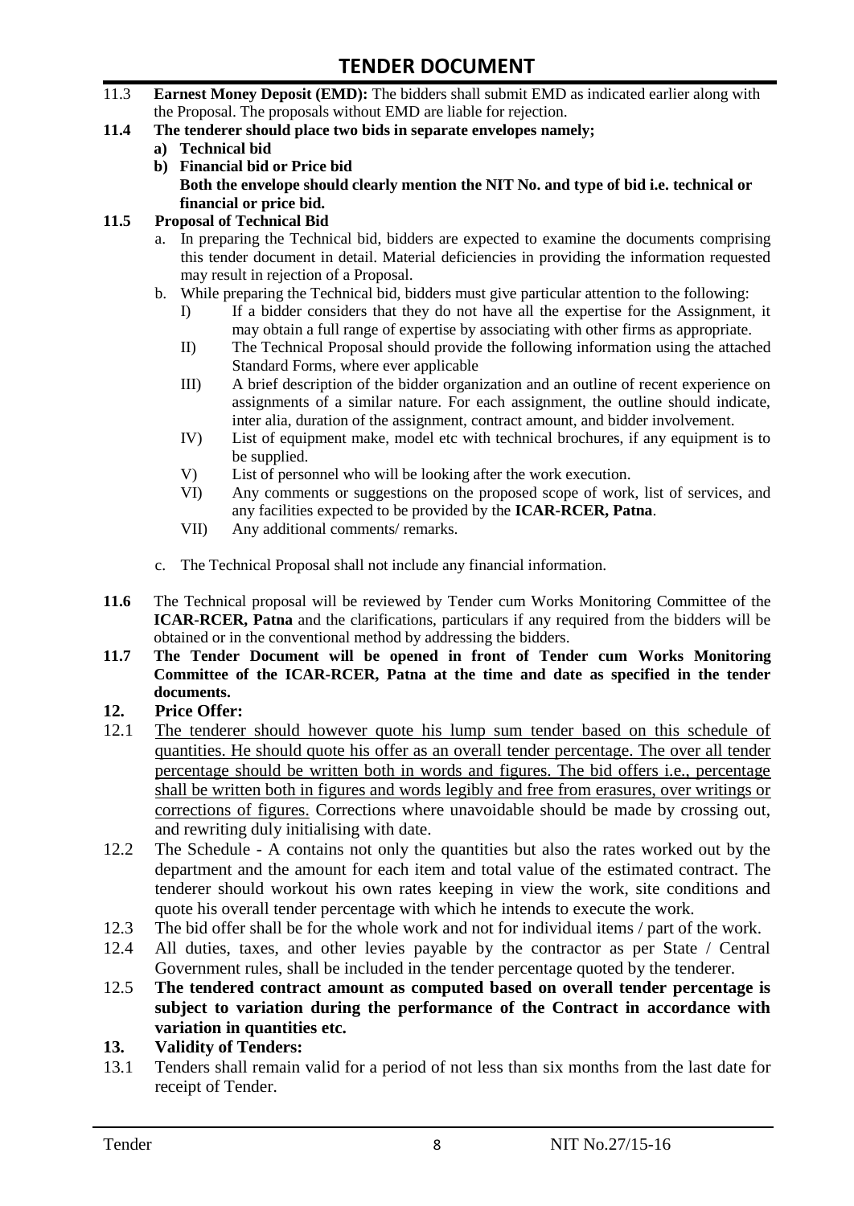11.3 **Earnest Money Deposit (EMD):** The bidders shall submit EMD as indicated earlier along with the Proposal. The proposals without EMD are liable for rejection.

**11.4 The tenderer should place two bids in separate envelopes namely;**

**a) Technical bid**

**b) Financial bid or Price bid**

**Both the envelope should clearly mention the NIT No. and type of bid i.e. technical or financial or price bid.**

**11.5 Proposal of Technical Bid**

a. In preparing the Technical bid, bidders are expected to examine the documents comprising this tender document in detail. Material deficiencies in providing the information requested may result in rejection of a Proposal.

b. While preparing the Technical bid, bidders must give particular attention to the following:

I) If a bidder considers that they do not have all the expertise for the Assignment, it may obtain a full range of expertise by associating with other firms as appropriate.

II) The Technical Proposal should provide the following information using the attached Standard Forms, where ever applicable

III) A brief description of the bidder organization and an outline of recent experience on assignments of a similar nature. For each assignment, the outline should indicate, inter alia, duration of the assignment, contract amount, and bidder involvement.

IV) List of equipment make, model etc with technical brochures, if any equipment is to be supplied.

V) List of personnel who will be looking after the work execution.

VI) Any comments or suggestions on the proposed scope of work, list of services, and any facilities expected to be provided by the **ICAR-RCER, Patna**.

VII) Any additional comments/ remarks.

c. The Technical Proposal shall not include any financial information.

**11.6** The Technical proposal will be reviewed by Tender cum Works Monitoring Committee of the **ICAR-RCER, Patna** and the clarifications, particulars if any required from the bidders will be obtained or in the conventional method by addressing the bidders.

**11.7 The Tender Document will be opened in front of Tender cum Works Monitoring Committee of the ICAR-RCER, Patna at the time and date as specified in the tender documents.**

## 12. Price Offer:

12.1 <u>The tenderer should however quote his lump sum tender based on this schedule of quantities. He should quote his offer as an overall tender percentage. The over all tender percentage should be written both in words and figures. The bid offers i.e., percentage shall be written both in figures and words legibly and free from erasures, over writings or corrections of figures.</u> Corrections where unavoidable should be made by crossing out, and rewriting duly initialising with date.

12.2 The Schedule - A contains not only the quantities but also the rates worked out by the department and the amount for each item and total value of the estimated contract. The tenderer should workout his own rates keeping in view the work, site conditions and quote his overall tender percentage with which he intends to execute the work.

12.3 The bid offer shall be for the whole work and not for individual items / part of the work.

12.4 All duties, taxes, and other levies payable by the contractor as per State / Central Government rules, shall be included in the tender percentage quoted by the tenderer.

12.5 **The tendered contract amount as computed based on overall tender percentage is subject to variation during the performance of the Contract in accordance with variation in quantities etc.**

## 13. Validity of Tenders:

13.1 Tenders shall remain valid for a period of not less than six months from the last date for receipt of Tender.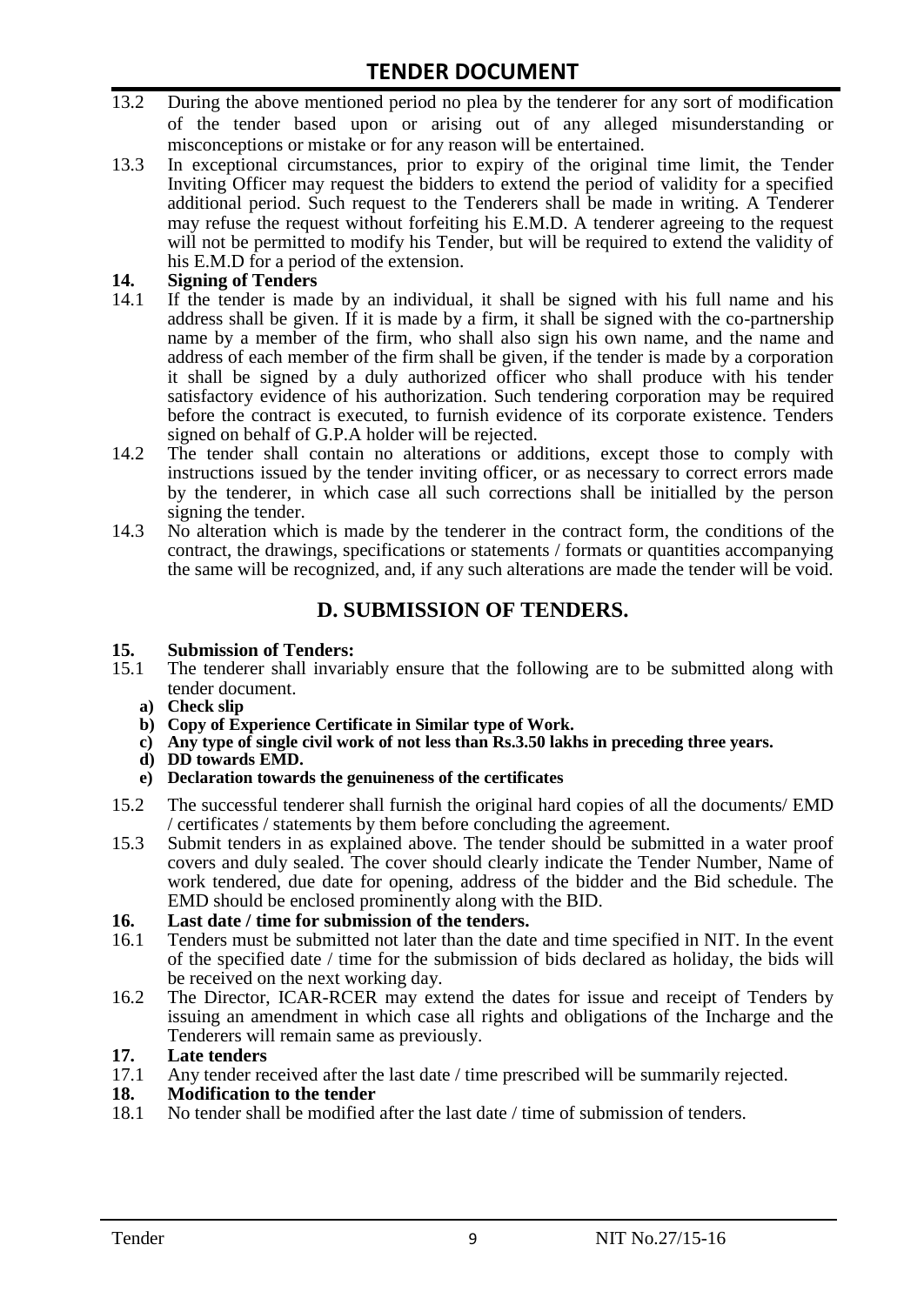13.2 During the above mentioned period no plea by the tenderer for any sort of modification of the tender based upon or arising out of any alleged misunderstanding or misconceptions or mistake or for any reason will be entertained.

13.3 In exceptional circumstances, prior to expiry of the original time limit, the Tender Inviting Officer may request the bidders to extend the period of validity for a specified additional period. Such request to the Tenderers shall be made in writing. A Tenderer may refuse the request without forfeiting his E.M.D. A tenderer agreeing to the request will not be permitted to modify his Tender, but will be required to extend the validity of his E.M.D for a period of the extension.

**14. Signing of Tenders**

14.1 If the tender is made by an individual, it shall be signed with his full name and his address shall be given. If it is made by a firm, it shall be signed with the co-partnership name by a member of the firm, who shall also sign his own name, and the name and address of each member of the firm shall be given, if the tender is made by a corporation it shall be signed by a duly authorized officer who shall produce with his tender satisfactory evidence of his authorization. Such tendering corporation may be required before the contract is executed, to furnish evidence of its corporate existence. Tenders signed on behalf of G.P.A holder will be rejected.

14.2 The tender shall contain no alterations or additions, except those to comply with instructions issued by the tender inviting officer, or as necessary to correct errors made by the tenderer, in which case all such corrections shall be initialled by the person signing the tender.

14.3 No alteration which is made by the tenderer in the contract form, the conditions of the contract, the drawings, specifications or statements / formats or quantities accompanying the same will be recognized, and, if any such alterations are made the tender will be void.

## D. SUBMISSION OF TENDERS.

**15. Submission of Tenders:**

15.1 The tenderer shall invariably ensure that the following are to be submitted along with tender document.

- **a) Check slip**
- **b) Copy of Experience Certificate in Similar type of Work.**
- **c) Any type of single civil work of not less than Rs.3.50 lakhs in preceding three years.**
- **d) DD towards EMD.**
- **e) Declaration towards the genuineness of the certificates**

15.2 The successful tenderer shall furnish the original hard copies of all the documents/ EMD / certificates / statements by them before concluding the agreement.

15.3 Submit tenders in as explained above. The tender should be submitted in a water proof covers and duly sealed. The cover should clearly indicate the Tender Number, Name of work tendered, due date for opening, address of the bidder and the Bid schedule. The EMD should be enclosed prominently along with the BID.

**16. Last date / time for submission of the tenders.**

16.1 Tenders must be submitted not later than the date and time specified in NIT. In the event of the specified date / time for the submission of bids declared as holiday, the bids will be received on the next working day.

16.2 The Director, ICAR-RCER may extend the dates for issue and receipt of Tenders by issuing an amendment in which case all rights and obligations of the Incharge and the Tenderers will remain same as previously.

**17. Late tenders**

17.1 Any tender received after the last date / time prescribed will be summarily rejected.

**18. Modification to the tender**

18.1 No tender shall be modified after the last date / time of submission of tenders.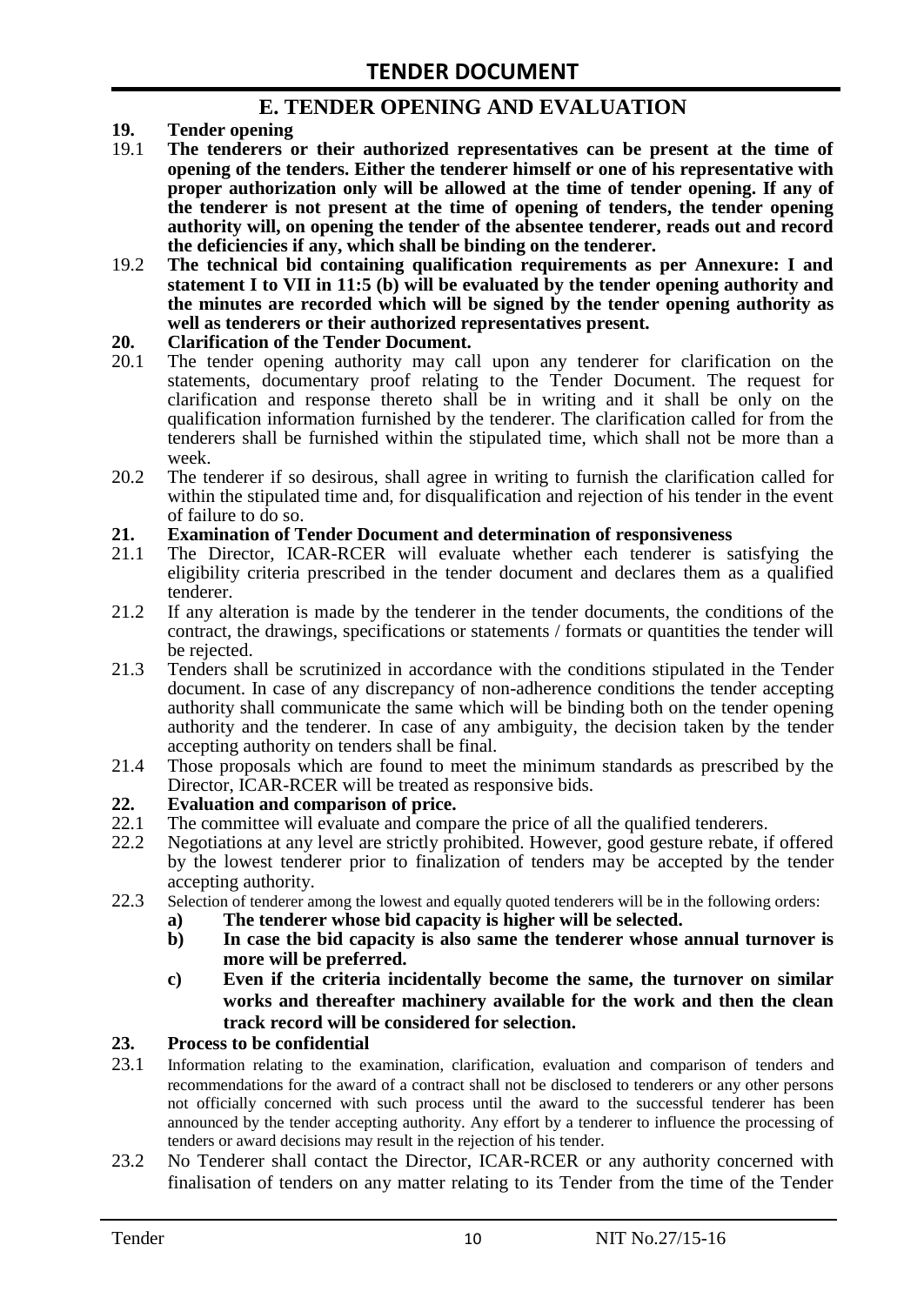## E. TENDER OPENING AND EVALUATION

**19. Tender opening**

19.1 **The tenderers or their authorized representatives can be present at the time of opening of the tenders. Either the tenderer himself or one of his representative with proper authorization only will be allowed at the time of tender opening. If any of the tenderer is not present at the time of opening of tenders, the tender opening authority will, on opening the tender of the absentee tenderer, reads out and record the deficiencies if any, which shall be binding on the tenderer.**

19.2 **The technical bid containing qualification requirements as per Annexure: I and statement I to VII in 11:5 (b) will be evaluated by the tender opening authority and the minutes are recorded which will be signed by the tender opening authority as well as tenderers or their authorized representatives present.**

**20. Clarification of the Tender Document.**

20.1 The tender opening authority may call upon any tenderer for clarification on the statements, documentary proof relating to the Tender Document. The request for clarification and response thereto shall be in writing and it shall be only on the qualification information furnished by the tenderer. The clarification called for from the tenderers shall be furnished within the stipulated time, which shall not be more than a week.

20.2 The tenderer if so desirous, shall agree in writing to furnish the clarification called for within the stipulated time and, for disqualification and rejection of his tender in the event of failure to do so.

**21. Examination of Tender Document and determination of responsiveness**

21.1 The Director, ICAR-RCER will evaluate whether each tenderer is satisfying the eligibility criteria prescribed in the tender document and declares them as a qualified tenderer.

21.2 If any alteration is made by the tenderer in the tender documents, the conditions of the contract, the drawings, specifications or statements / formats or quantities the tender will be rejected.

21.3 Tenders shall be scrutinized in accordance with the conditions stipulated in the Tender document. In case of any discrepancy of non-adherence conditions the tender accepting authority shall communicate the same which will be binding both on the tender opening authority and the tenderer. In case of any ambiguity, the decision taken by the tender accepting authority on tenders shall be final.

21.4 Those proposals which are found to meet the minimum standards as prescribed by the Director, ICAR-RCER will be treated as responsive bids.

**22. Evaluation and comparison of price.**

22.1 The committee will evaluate and compare the price of all the qualified tenderers.

22.2 Negotiations at any level are strictly prohibited. However, good gesture rebate, if offered by the lowest tenderer prior to finalization of tenders may be accepted by the tender accepting authority.

22.3 Selection of tenderer among the lowest and equally quoted tenderers will be in the following orders:

- **a) The tenderer whose bid capacity is higher will be selected.**
- **b) In case the bid capacity is also same the tenderer whose annual turnover is more will be preferred.**
- **c) Even if the criteria incidentally become the same, the turnover on similar works and thereafter machinery available for the work and then the clean track record will be considered for selection.**

**23. Process to be confidential**

23.1 Information relating to the examination, clarification, evaluation and comparison of tenders and recommendations for the award of a contract shall not be disclosed to tenderers or any other persons not officially concerned with such process until the award to the successful tenderer has been announced by the tender accepting authority. Any effort by a tenderer to influence the processing of tenders or award decisions may result in the rejection of his tender.

23.2 No Tenderer shall contact the Director, ICAR-RCER or any authority concerned with finalisation of tenders on any matter relating to its Tender from the time of the Tender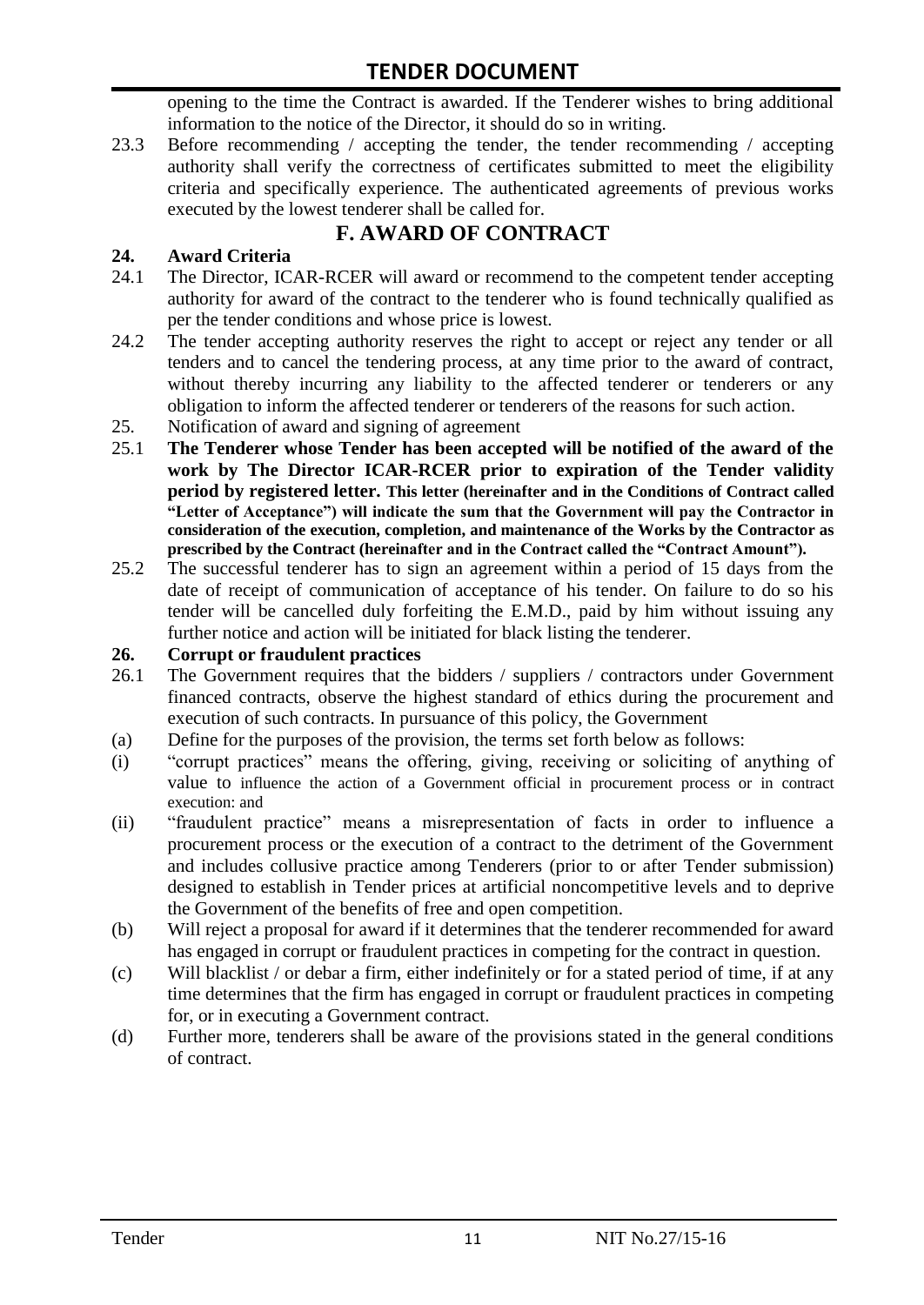opening to the time the Contract is awarded. If the Tenderer wishes to bring additional information to the notice of the Director, it should do so in writing.

23.3 Before recommending / accepting the tender, the tender recommending / accepting authority shall verify the correctness of certificates submitted to meet the eligibility criteria and specifically experience. The authenticated agreements of previous works executed by the lowest tenderer shall be called for.

## F. AWARD OF CONTRACT

### 24. Award Criteria

24.1 The Director, ICAR-RCER will award or recommend to the competent tender accepting authority for award of the contract to the tenderer who is found technically qualified as per the tender conditions and whose price is lowest.

24.2 The tender accepting authority reserves the right to accept or reject any tender or all tenders and to cancel the tendering process, at any time prior to the award of contract, without thereby incurring any liability to the affected tenderer or tenderers or any obligation to inform the affected tenderer or tenderers of the reasons for such action.

25. Notification of award and signing of agreement

25.1 **The Tenderer whose Tender has been accepted will be notified of the award of the work by The Director ICAR-RCER prior to expiration of the Tender validity period by registered letter. This letter (hereinafter and in the Conditions of Contract called "Letter of Acceptance") will indicate the sum that the Government will pay the Contractor in consideration of the execution, completion, and maintenance of the Works by the Contractor as prescribed by the Contract (hereinafter and in the Contract called the "Contract Amount").**

25.2 The successful tenderer has to sign an agreement within a period of 15 days from the date of receipt of communication of acceptance of his tender. On failure to do so his tender will be cancelled duly forfeiting the E.M.D., paid by him without issuing any further notice and action will be initiated for black listing the tenderer.

### 26. Corrupt or fraudulent practices

26.1 The Government requires that the bidders / suppliers / contractors under Government financed contracts, observe the highest standard of ethics during the procurement and execution of such contracts. In pursuance of this policy, the Government

(a) Define for the purposes of the provision, the terms set forth below as follows:

(i) "corrupt practices" means the offering, giving, receiving or soliciting of anything of value to influence the action of a Government official in procurement process or in contract execution: and

(ii) "fraudulent practice" means a misrepresentation of facts in order to influence a procurement process or the execution of a contract to the detriment of the Government and includes collusive practice among Tenderers (prior to or after Tender submission) designed to establish in Tender prices at artificial noncompetitive levels and to deprive the Government of the benefits of free and open competition.

(b) Will reject a proposal for award if it determines that the tenderer recommended for award has engaged in corrupt or fraudulent practices in competing for the contract in question.

(c) Will blacklist / or debar a firm, either indefinitely or for a stated period of time, if at any time determines that the firm has engaged in corrupt or fraudulent practices in competing for, or in executing a Government contract.

(d) Further more, tenderers shall be aware of the provisions stated in the general conditions of contract.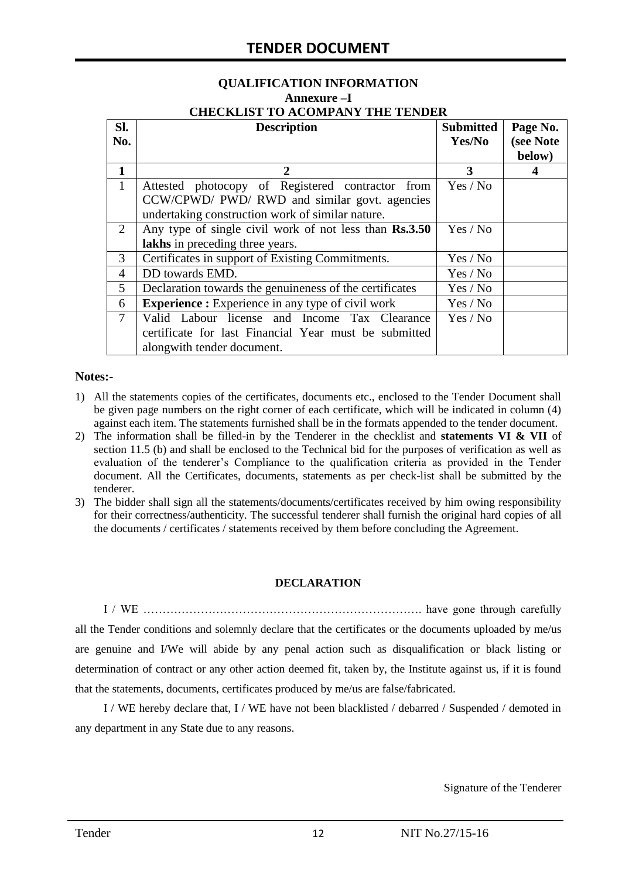# TENDER DOCUMENT

## QUALIFICATION INFORMATION

### Annexure –I

### CHECKLIST TO ACOMPANY THE TENDER

| Sl. No. | Description | Submitted Yes/No | Page No. (see Note below) |
|---|---|---|---|
| **1** | **2** | **3** | **4** |
| 1 | Attested photocopy of Registered contractor from CCW/CPWD/ PWD/ RWD and similar govt. agencies undertaking construction work of similar nature. | Yes / No | |
| 2 | Any type of single civil work of not less than **Rs.3.50 lakhs** in preceding three years. | Yes / No | |
| 3 | Certificates in support of Existing Commitments. | Yes / No | |
| 4 | DD towards EMD. | Yes / No | |
| 5 | Declaration towards the genuineness of the certificates | Yes / No | |
| 6 | **Experience :** Experience in any type of civil work | Yes / No | |
| 7 | Valid Labour license and Income Tax Clearance certificate for last Financial Year must be submitted alongwith tender document. | Yes / No | |

**Notes:-**

1) All the statements copies of the certificates, documents etc., enclosed to the Tender Document shall be given page numbers on the right corner of each certificate, which will be indicated in column (4) against each item. The statements furnished shall be in the formats appended to the tender document.
2) The information shall be filled-in by the Tenderer in the checklist and **statements VI & VII** of section 11.5 (b) and shall be enclosed to the Technical bid for the purposes of verification as well as evaluation of the tenderer's Compliance to the qualification criteria as provided in the Tender document. All the Certificates, documents, statements as per check-list shall be submitted by the tenderer.
3) The bidder shall sign all the statements/documents/certificates received by him owing responsibility for their correctness/authenticity. The successful tenderer shall furnish the original hard copies of all the documents / certificates / statements received by them before concluding the Agreement.

**DECLARATION**

I / WE ………………………………………………………………. have gone through carefully all the Tender conditions and solemnly declare that the certificates or the documents uploaded by me/us are genuine and I/We will abide by any penal action such as disqualification or black listing or determination of contract or any other action deemed fit, taken by, the Institute against us, if it is found that the statements, documents, certificates produced by me/us are false/fabricated.

I / WE hereby declare that, I / WE have not been blacklisted / debarred / Suspended / demoted in any department in any State due to any reasons.

Signature of the Tenderer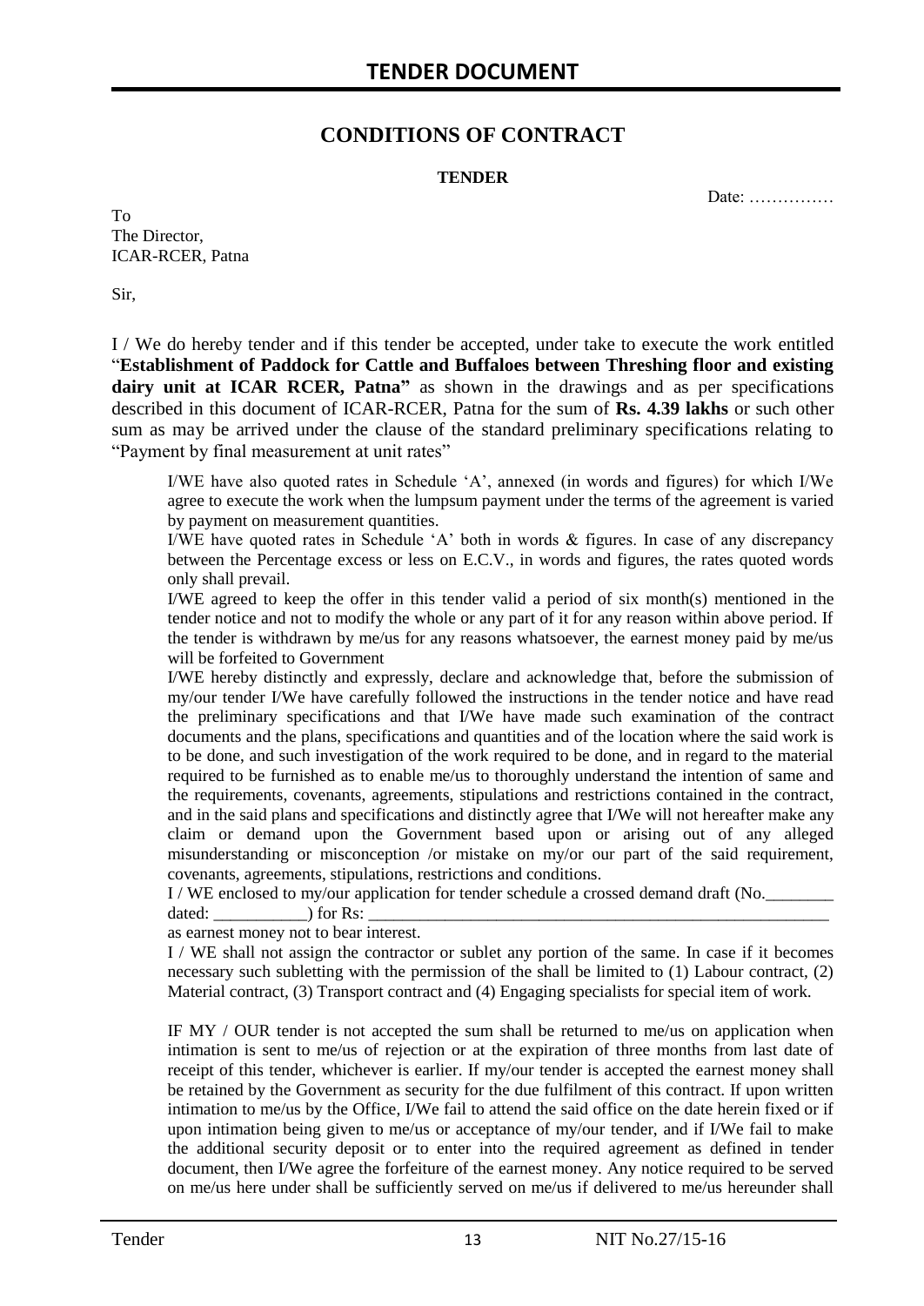# CONDITIONS OF CONTRACT

**TENDER**

Date: ……………

To
The Director,
ICAR-RCER, Patna

Sir,

I / We do hereby tender and if this tender be accepted, under take to execute the work entitled "**Establishment of Paddock for Cattle and Buffaloes between Threshing floor and existing dairy unit at ICAR RCER, Patna"** as shown in the drawings and as per specifications described in this document of ICAR-RCER, Patna for the sum of **Rs. 4.39 lakhs** or such other sum as may be arrived under the clause of the standard preliminary specifications relating to "Payment by final measurement at unit rates"

I/WE have also quoted rates in Schedule 'A', annexed (in words and figures) for which I/We agree to execute the work when the lumpsum payment under the terms of the agreement is varied by payment on measurement quantities.

I/WE have quoted rates in Schedule 'A' both in words & figures. In case of any discrepancy between the Percentage excess or less on E.C.V., in words and figures, the rates quoted words only shall prevail.

I/WE agreed to keep the offer in this tender valid a period of six month(s) mentioned in the tender notice and not to modify the whole or any part of it for any reason within above period. If the tender is withdrawn by me/us for any reasons whatsoever, the earnest money paid by me/us will be forfeited to Government

I/WE hereby distinctly and expressly, declare and acknowledge that, before the submission of my/our tender I/We have carefully followed the instructions in the tender notice and have read the preliminary specifications and that I/We have made such examination of the contract documents and the plans, specifications and quantities and of the location where the said work is to be done, and such investigation of the work required to be done, and in regard to the material required to be furnished as to enable me/us to thoroughly understand the intention of same and the requirements, covenants, agreements, stipulations and restrictions contained in the contract, and in the said plans and specifications and distinctly agree that I/We will not hereafter make any claim or demand upon the Government based upon or arising out of any alleged misunderstanding or misconception /or mistake on my/or our part of the said requirement, covenants, agreements, stipulations, restrictions and conditions.

I / WE enclosed to my/our application for tender schedule a crossed demand draft (No.________ dated: ___________) for Rs: ___________________________________________________________ as earnest money not to bear interest.

I / WE shall not assign the contractor or sublet any portion of the same. In case if it becomes necessary such subletting with the permission of the shall be limited to (1) Labour contract, (2) Material contract, (3) Transport contract and (4) Engaging specialists for special item of work.

IF MY / OUR tender is not accepted the sum shall be returned to me/us on application when intimation is sent to me/us of rejection or at the expiration of three months from last date of receipt of this tender, whichever is earlier. If my/our tender is accepted the earnest money shall be retained by the Government as security for the due fulfilment of this contract. If upon written intimation to me/us by the Office, I/We fail to attend the said office on the date herein fixed or if upon intimation being given to me/us or acceptance of my/our tender, and if I/We fail to make the additional security deposit or to enter into the required agreement as defined in tender document, then I/We agree the forfeiture of the earnest money. Any notice required to be served on me/us here under shall be sufficiently served on me/us if delivered to me/us hereunder shall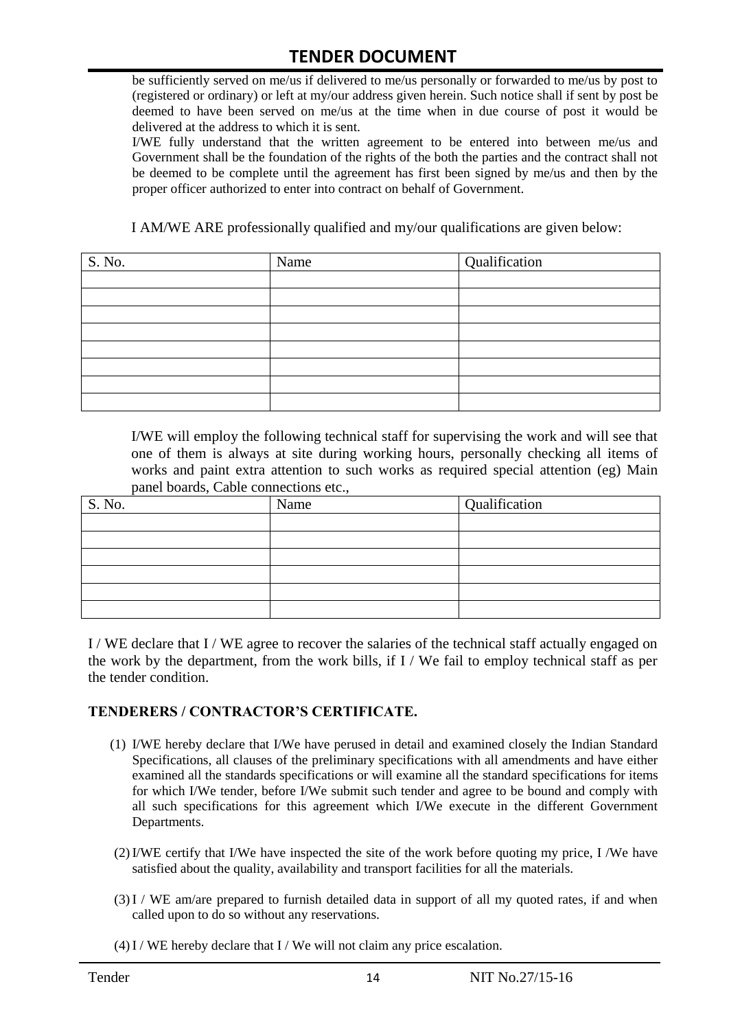be sufficiently served on me/us if delivered to me/us personally or forwarded to me/us by post to (registered or ordinary) or left at my/our address given herein. Such notice shall if sent by post be deemed to have been served on me/us at the time when in due course of post it would be delivered at the address to which it is sent.

I/WE fully understand that the written agreement to be entered into between me/us and Government shall be the foundation of the rights of the both the parties and the contract shall not be deemed to be complete until the agreement has first been signed by me/us and then by the proper officer authorized to enter into contract on behalf of Government.

I AM/WE ARE professionally qualified and my/our qualifications are given below:

| S. No. | Name | Qualification |
|---|---|---|
| | | |
| | | |
| | | |
| | | |
| | | |
| | | |
| | | |
| | | |

I/WE will employ the following technical staff for supervising the work and will see that one of them is always at site during working hours, personally checking all items of works and paint extra attention to such works as required special attention (eg) Main panel boards, Cable connections etc.,

| S. No. | Name | Qualification |
|---|---|---|
| | | |
| | | |
| | | |
| | | |
| | | |
| | | |

I / WE declare that I / WE agree to recover the salaries of the technical staff actually engaged on the work by the department, from the work bills, if I / We fail to employ technical staff as per the tender condition.

**TENDERERS / CONTRACTOR'S CERTIFICATE.**

(1) I/WE hereby declare that I/We have perused in detail and examined closely the Indian Standard Specifications, all clauses of the preliminary specifications with all amendments and have either examined all the standards specifications or will examine all the standard specifications for items for which I/We tender, before I/We submit such tender and agree to be bound and comply with all such specifications for this agreement which I/We execute in the different Government Departments.

(2) I/WE certify that I/We have inspected the site of the work before quoting my price, I /We have satisfied about the quality, availability and transport facilities for all the materials.

(3) I / WE am/are prepared to furnish detailed data in support of all my quoted rates, if and when called upon to do so without any reservations.

(4) I / WE hereby declare that I / We will not claim any price escalation.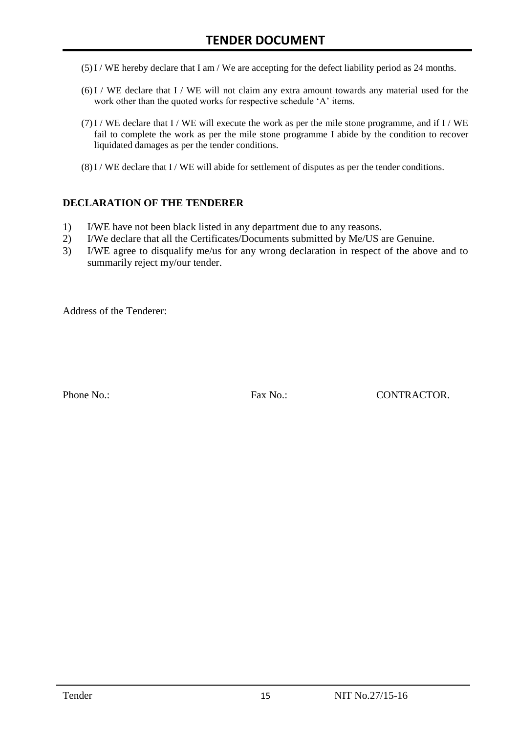(5) I / WE hereby declare that I am / We are accepting for the defect liability period as 24 months.

(6) I / WE declare that I / WE will not claim any extra amount towards any material used for the work other than the quoted works for respective schedule 'A' items.

(7) I / WE declare that I / WE will execute the work as per the mile stone programme, and if I / WE fail to complete the work as per the mile stone programme I abide by the condition to recover liquidated damages as per the tender conditions.

(8) I / WE declare that I / WE will abide for settlement of disputes as per the tender conditions.

**DECLARATION OF THE TENDERER**

1) I/WE have not been black listed in any department due to any reasons.
2) I/We declare that all the Certificates/Documents submitted by Me/US are Genuine.
3) I/WE agree to disqualify me/us for any wrong declaration in respect of the above and to summarily reject my/our tender.

Address of the Tenderer:

Phone No.: Fax No.: CONTRACTOR.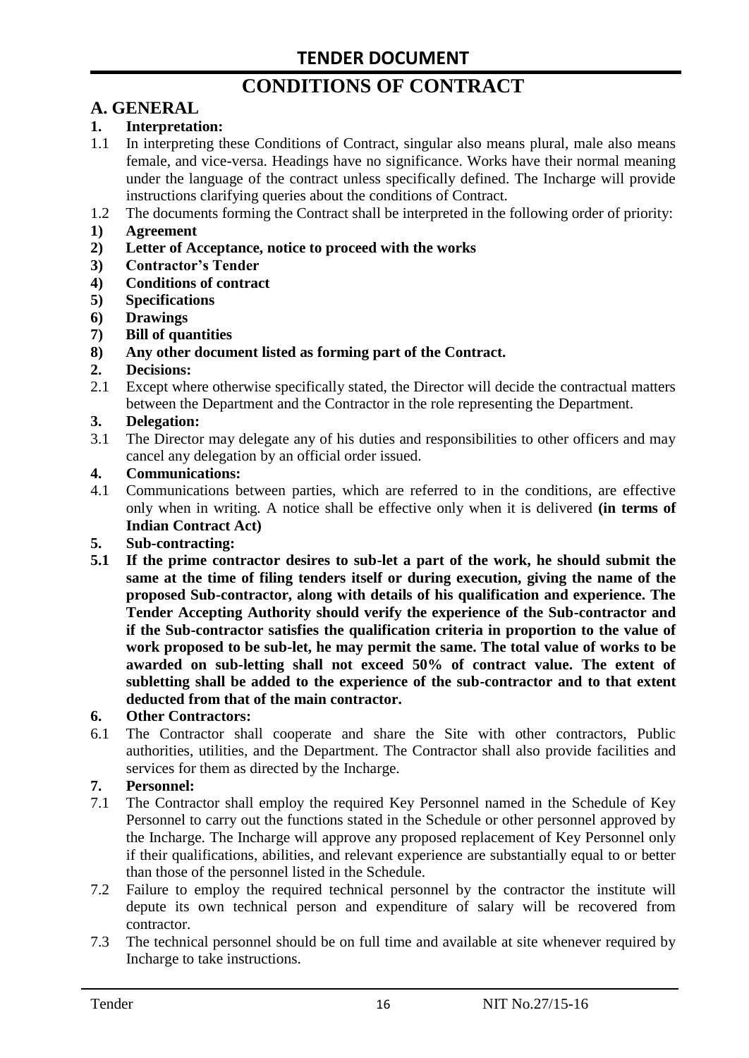# TENDER DOCUMENT

# CONDITIONS OF CONTRACT

## A. GENERAL

**1. Interpretation:**

1.1 In interpreting these Conditions of Contract, singular also means plural, male also means female, and vice-versa. Headings have no significance. Works have their normal meaning under the language of the contract unless specifically defined. The Incharge will provide instructions clarifying queries about the conditions of Contract.

1.2 The documents forming the Contract shall be interpreted in the following order of priority:

**1) Agreement**

**2) Letter of Acceptance, notice to proceed with the works**

**3) Contractor's Tender**

**4) Conditions of contract**

**5) Specifications**

**6) Drawings**

**7) Bill of quantities**

**8) Any other document listed as forming part of the Contract.**

**2. Decisions:**

2.1 Except where otherwise specifically stated, the Director will decide the contractual matters between the Department and the Contractor in the role representing the Department.

**3. Delegation:**

3.1 The Director may delegate any of his duties and responsibilities to other officers and may cancel any delegation by an official order issued.

**4. Communications:**

4.1 Communications between parties, which are referred to in the conditions, are effective only when in writing. A notice shall be effective only when it is delivered **(in terms of Indian Contract Act)**

**5. Sub-contracting:**

**5.1 If the prime contractor desires to sub-let a part of the work, he should submit the same at the time of filing tenders itself or during execution, giving the name of the proposed Sub-contractor, along with details of his qualification and experience. The Tender Accepting Authority should verify the experience of the Sub-contractor and if the Sub-contractor satisfies the qualification criteria in proportion to the value of work proposed to be sub-let, he may permit the same. The total value of works to be awarded on sub-letting shall not exceed 50% of contract value. The extent of subletting shall be added to the experience of the sub-contractor and to that extent deducted from that of the main contractor.**

**6. Other Contractors:**

6.1 The Contractor shall cooperate and share the Site with other contractors, Public authorities, utilities, and the Department. The Contractor shall also provide facilities and services for them as directed by the Incharge.

**7. Personnel:**

7.1 The Contractor shall employ the required Key Personnel named in the Schedule of Key Personnel to carry out the functions stated in the Schedule or other personnel approved by the Incharge. The Incharge will approve any proposed replacement of Key Personnel only if their qualifications, abilities, and relevant experience are substantially equal to or better than those of the personnel listed in the Schedule.

7.2 Failure to employ the required technical personnel by the contractor the institute will depute its own technical person and expenditure of salary will be recovered from contractor.

7.3 The technical personnel should be on full time and available at site whenever required by Incharge to take instructions.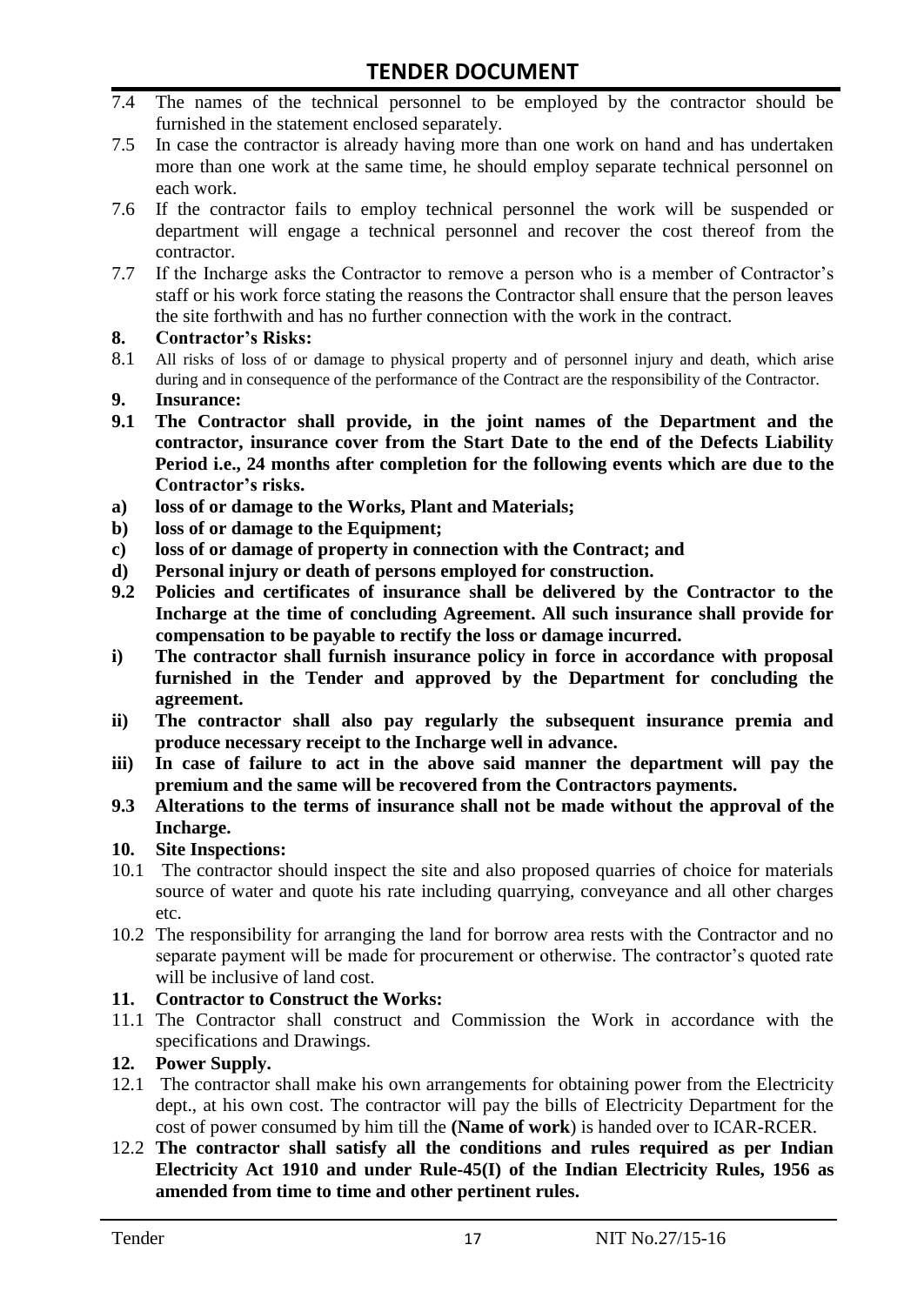7.4 The names of the technical personnel to be employed by the contractor should be furnished in the statement enclosed separately.

7.5 In case the contractor is already having more than one work on hand and has undertaken more than one work at the same time, he should employ separate technical personnel on each work.

7.6 If the contractor fails to employ technical personnel the work will be suspended or department will engage a technical personnel and recover the cost thereof from the contractor.

7.7 If the Incharge asks the Contractor to remove a person who is a member of Contractor's staff or his work force stating the reasons the Contractor shall ensure that the person leaves the site forthwith and has no further connection with the work in the contract.

**8. Contractor's Risks:**

8.1 All risks of loss of or damage to physical property and of personnel injury and death, which arise during and in consequence of the performance of the Contract are the responsibility of the Contractor.

**9. Insurance:**

**9.1 The Contractor shall provide, in the joint names of the Department and the contractor, insurance cover from the Start Date to the end of the Defects Liability Period i.e., 24 months after completion for the following events which are due to the Contractor's risks.**

**a) loss of or damage to the Works, Plant and Materials;**

**b) loss of or damage to the Equipment;**

**c) loss of or damage of property in connection with the Contract; and**

**d) Personal injury or death of persons employed for construction.**

**9.2 Policies and certificates of insurance shall be delivered by the Contractor to the Incharge at the time of concluding Agreement. All such insurance shall provide for compensation to be payable to rectify the loss or damage incurred.**

**i) The contractor shall furnish insurance policy in force in accordance with proposal furnished in the Tender and approved by the Department for concluding the agreement.**

**ii) The contractor shall also pay regularly the subsequent insurance premia and produce necessary receipt to the Incharge well in advance.**

**iii) In case of failure to act in the above said manner the department will pay the premium and the same will be recovered from the Contractors payments.**

**9.3 Alterations to the terms of insurance shall not be made without the approval of the Incharge.**

**10. Site Inspections:**

10.1 The contractor should inspect the site and also proposed quarries of choice for materials source of water and quote his rate including quarrying, conveyance and all other charges etc.

10.2 The responsibility for arranging the land for borrow area rests with the Contractor and no separate payment will be made for procurement or otherwise. The contractor's quoted rate will be inclusive of land cost.

**11. Contractor to Construct the Works:**

11.1 The Contractor shall construct and Commission the Work in accordance with the specifications and Drawings.

**12. Power Supply.**

12.1 The contractor shall make his own arrangements for obtaining power from the Electricity dept., at his own cost. The contractor will pay the bills of Electricity Department for the cost of power consumed by him till the **(Name of work**) is handed over to ICAR-RCER.

12.2 **The contractor shall satisfy all the conditions and rules required as per Indian Electricity Act 1910 and under Rule-45(I) of the Indian Electricity Rules, 1956 as amended from time to time and other pertinent rules.**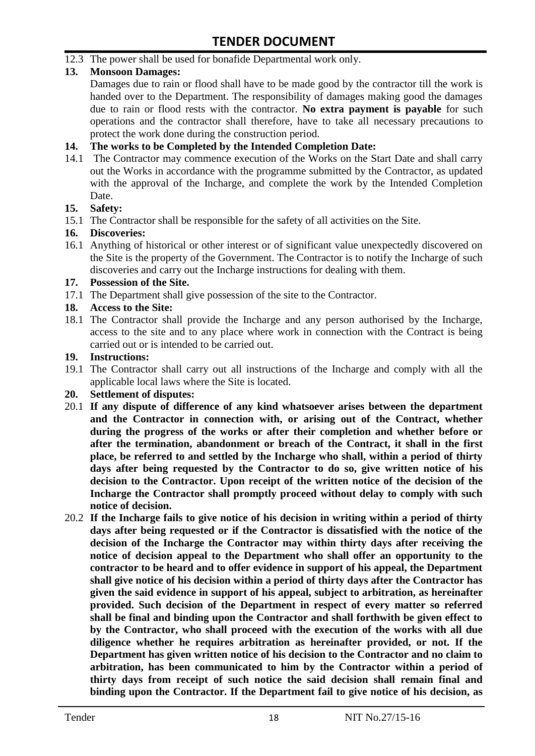12.3 The power shall be used for bonafide Departmental work only.

**13. Monsoon Damages:**

Damages due to rain or flood shall have to be made good by the contractor till the work is handed over to the Department. The responsibility of damages making good the damages due to rain or flood rests with the contractor. **No extra payment is payable** for such operations and the contractor shall therefore, have to take all necessary precautions to protect the work done during the construction period.

**14. The works to be Completed by the Intended Completion Date:**

14.1 The Contractor may commence execution of the Works on the Start Date and shall carry out the Works in accordance with the programme submitted by the Contractor, as updated with the approval of the Incharge, and complete the work by the Intended Completion Date.

**15. Safety:**

15.1 The Contractor shall be responsible for the safety of all activities on the Site.

**16. Discoveries:**

16.1 Anything of historical or other interest or of significant value unexpectedly discovered on the Site is the property of the Government. The Contractor is to notify the Incharge of such discoveries and carry out the Incharge instructions for dealing with them.

**17. Possession of the Site.**

17.1 The Department shall give possession of the site to the Contractor.

**18. Access to the Site:**

18.1 The Contractor shall provide the Incharge and any person authorised by the Incharge, access to the site and to any place where work in connection with the Contract is being carried out or is intended to be carried out.

**19. Instructions:**

19.1 The Contractor shall carry out all instructions of the Incharge and comply with all the applicable local laws where the Site is located.

**20. Settlement of disputes:**

20.1 **If any dispute of difference of any kind whatsoever arises between the department and the Contractor in connection with, or arising out of the Contract, whether during the progress of the works or after their completion and whether before or after the termination, abandonment or breach of the Contract, it shall in the first place, be referred to and settled by the Incharge who shall, within a period of thirty days after being requested by the Contractor to do so, give written notice of his decision to the Contractor. Upon receipt of the written notice of the decision of the Incharge the Contractor shall promptly proceed without delay to comply with such notice of decision.**

20.2 **If the Incharge fails to give notice of his decision in writing within a period of thirty days after being requested or if the Contractor is dissatisfied with the notice of the decision of the Incharge the Contractor may within thirty days after receiving the notice of decision appeal to the Department who shall offer an opportunity to the contractor to be heard and to offer evidence in support of his appeal, the Department shall give notice of his decision within a period of thirty days after the Contractor has given the said evidence in support of his appeal, subject to arbitration, as hereinafter provided. Such decision of the Department in respect of every matter so referred shall be final and binding upon the Contractor and shall forthwith be given effect to by the Contractor, who shall proceed with the execution of the works with all due diligence whether he requires arbitration as hereinafter provided, or not. If the Department has given written notice of his decision to the Contractor and no claim to arbitration, has been communicated to him by the Contractor within a period of thirty days from receipt of such notice the said decision shall remain final and binding upon the Contractor. If the Department fail to give notice of his decision, as**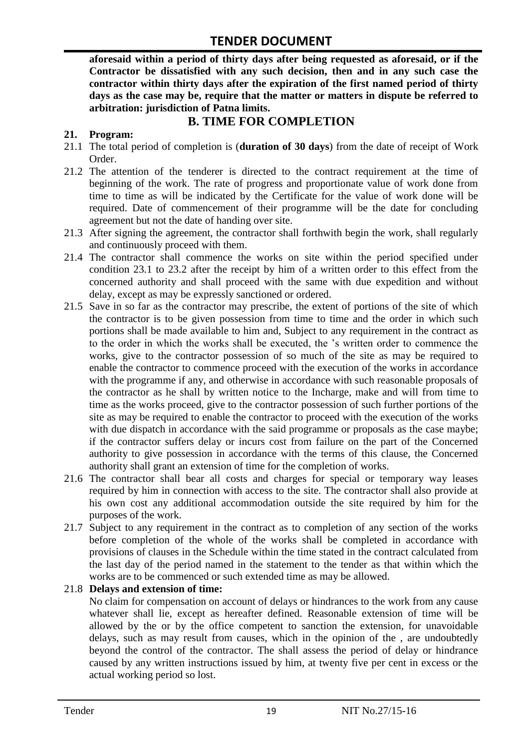**aforesaid within a period of thirty days after being requested as aforesaid, or if the Contractor be dissatisfied with any such decision, then and in any such case the contractor within thirty days after the expiration of the first named period of thirty days as the case may be, require that the matter or matters in dispute be referred to arbitration: jurisdiction of Patna limits.**

## B. TIME FOR COMPLETION

**21. Program:**

21.1 The total period of completion is (**duration of 30 days**) from the date of receipt of Work Order.

21.2 The attention of the tenderer is directed to the contract requirement at the time of beginning of the work. The rate of progress and proportionate value of work done from time to time as will be indicated by the Certificate for the value of work done will be required. Date of commencement of their programme will be the date for concluding agreement but not the date of handing over site.

21.3 After signing the agreement, the contractor shall forthwith begin the work, shall regularly and continuously proceed with them.

21.4 The contractor shall commence the works on site within the period specified under condition 23.1 to 23.2 after the receipt by him of a written order to this effect from the concerned authority and shall proceed with the same with due expedition and without delay, except as may be expressly sanctioned or ordered.

21.5 Save in so far as the contractor may prescribe, the extent of portions of the site of which the contractor is to be given possession from time to time and the order in which such portions shall be made available to him and, Subject to any requirement in the contract as to the order in which the works shall be executed, the 's written order to commence the works, give to the contractor possession of so much of the site as may be required to enable the contractor to commence proceed with the execution of the works in accordance with the programme if any, and otherwise in accordance with such reasonable proposals of the contractor as he shall by written notice to the Incharge, make and will from time to time as the works proceed, give to the contractor possession of such further portions of the site as may be required to enable the contractor to proceed with the execution of the works with due dispatch in accordance with the said programme or proposals as the case maybe; if the contractor suffers delay or incurs cost from failure on the part of the Concerned authority to give possession in accordance with the terms of this clause, the Concerned authority shall grant an extension of time for the completion of works.

21.6 The contractor shall bear all costs and charges for special or temporary way leases required by him in connection with access to the site. The contractor shall also provide at his own cost any additional accommodation outside the site required by him for the purposes of the work.

21.7 Subject to any requirement in the contract as to completion of any section of the works before completion of the whole of the works shall be completed in accordance with provisions of clauses in the Schedule within the time stated in the contract calculated from the last day of the period named in the statement to the tender as that within which the works are to be commenced or such extended time as may be allowed.

21.8 **Delays and extension of time:**

No claim for compensation on account of delays or hindrances to the work from any cause whatever shall lie, except as hereafter defined. Reasonable extension of time will be allowed by the or by the office competent to sanction the extension, for unavoidable delays, such as may result from causes, which in the opinion of the , are undoubtedly beyond the control of the contractor. The shall assess the period of delay or hindrance caused by any written instructions issued by him, at twenty five per cent in excess or the actual working period so lost.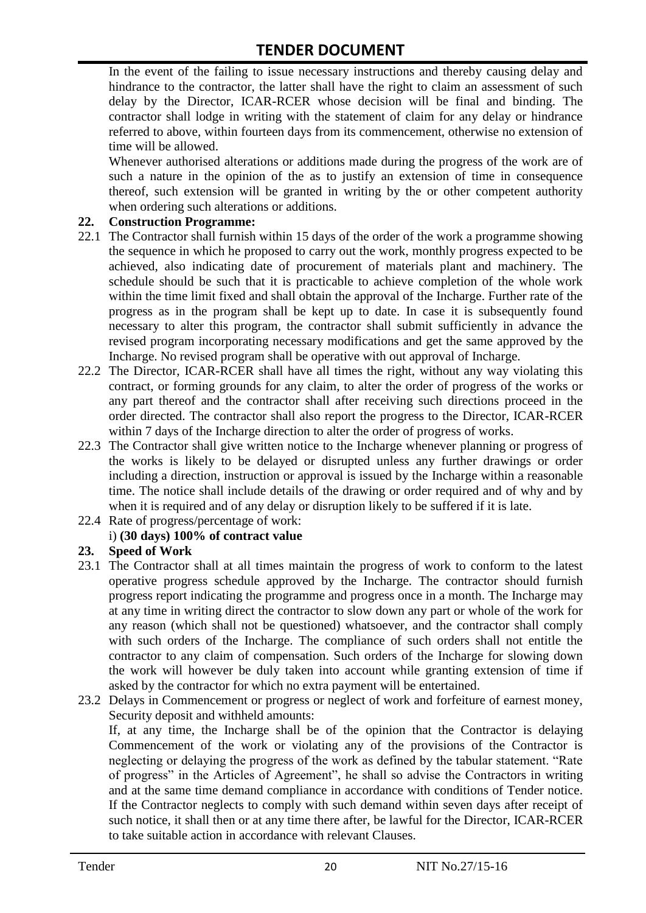In the event of the failing to issue necessary instructions and thereby causing delay and hindrance to the contractor, the latter shall have the right to claim an assessment of such delay by the Director, ICAR-RCER whose decision will be final and binding. The contractor shall lodge in writing with the statement of claim for any delay or hindrance referred to above, within fourteen days from its commencement, otherwise no extension of time will be allowed.

Whenever authorised alterations or additions made during the progress of the work are of such a nature in the opinion of the as to justify an extension of time in consequence thereof, such extension will be granted in writing by the or other competent authority when ordering such alterations or additions.

**22. Construction Programme:**

22.1 The Contractor shall furnish within 15 days of the order of the work a programme showing the sequence in which he proposed to carry out the work, monthly progress expected to be achieved, also indicating date of procurement of materials plant and machinery. The schedule should be such that it is practicable to achieve completion of the whole work within the time limit fixed and shall obtain the approval of the Incharge. Further rate of the progress as in the program shall be kept up to date. In case it is subsequently found necessary to alter this program, the contractor shall submit sufficiently in advance the revised program incorporating necessary modifications and get the same approved by the Incharge. No revised program shall be operative with out approval of Incharge.

22.2 The Director, ICAR-RCER shall have all times the right, without any way violating this contract, or forming grounds for any claim, to alter the order of progress of the works or any part thereof and the contractor shall after receiving such directions proceed in the order directed. The contractor shall also report the progress to the Director, ICAR-RCER within 7 days of the Incharge direction to alter the order of progress of works.

22.3 The Contractor shall give written notice to the Incharge whenever planning or progress of the works is likely to be delayed or disrupted unless any further drawings or order including a direction, instruction or approval is issued by the Incharge within a reasonable time. The notice shall include details of the drawing or order required and of why and by when it is required and of any delay or disruption likely to be suffered if it is late.

22.4 Rate of progress/percentage of work:

i) **(30 days) 100% of contract value**

**23. Speed of Work**

23.1 The Contractor shall at all times maintain the progress of work to conform to the latest operative progress schedule approved by the Incharge. The contractor should furnish progress report indicating the programme and progress once in a month. The Incharge may at any time in writing direct the contractor to slow down any part or whole of the work for any reason (which shall not be questioned) whatsoever, and the contractor shall comply with such orders of the Incharge. The compliance of such orders shall not entitle the contractor to any claim of compensation. Such orders of the Incharge for slowing down the work will however be duly taken into account while granting extension of time if asked by the contractor for which no extra payment will be entertained.

23.2 Delays in Commencement or progress or neglect of work and forfeiture of earnest money, Security deposit and withheld amounts:

If, at any time, the Incharge shall be of the opinion that the Contractor is delaying Commencement of the work or violating any of the provisions of the Contractor is neglecting or delaying the progress of the work as defined by the tabular statement. "Rate of progress" in the Articles of Agreement", he shall so advise the Contractors in writing and at the same time demand compliance in accordance with conditions of Tender notice. If the Contractor neglects to comply with such demand within seven days after receipt of such notice, it shall then or at any time there after, be lawful for the Director, ICAR-RCER to take suitable action in accordance with relevant Clauses.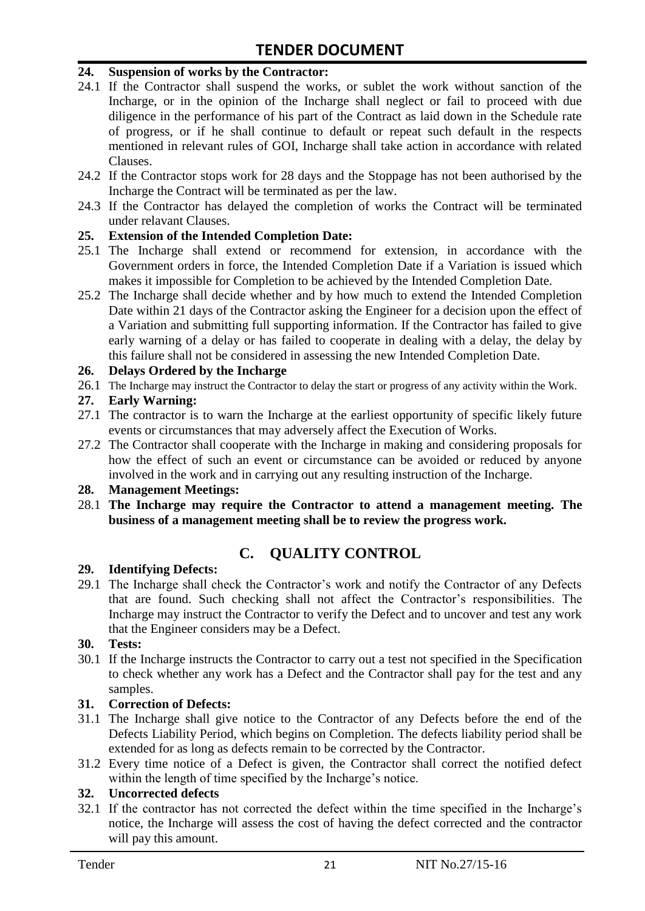**24. Suspension of works by the Contractor:**

24.1 If the Contractor shall suspend the works, or sublet the work without sanction of the Incharge, or in the opinion of the Incharge shall neglect or fail to proceed with due diligence in the performance of his part of the Contract as laid down in the Schedule rate of progress, or if he shall continue to default or repeat such default in the respects mentioned in relevant rules of GOI, Incharge shall take action in accordance with related Clauses.

24.2 If the Contractor stops work for 28 days and the Stoppage has not been authorised by the Incharge the Contract will be terminated as per the law.

24.3 If the Contractor has delayed the completion of works the Contract will be terminated under relavant Clauses.

**25. Extension of the Intended Completion Date:**

25.1 The Incharge shall extend or recommend for extension, in accordance with the Government orders in force, the Intended Completion Date if a Variation is issued which makes it impossible for Completion to be achieved by the Intended Completion Date.

25.2 The Incharge shall decide whether and by how much to extend the Intended Completion Date within 21 days of the Contractor asking the Engineer for a decision upon the effect of a Variation and submitting full supporting information. If the Contractor has failed to give early warning of a delay or has failed to cooperate in dealing with a delay, the delay by this failure shall not be considered in assessing the new Intended Completion Date.

**26. Delays Ordered by the Incharge**

26.1 The Incharge may instruct the Contractor to delay the start or progress of any activity within the Work.

**27. Early Warning:**

27.1 The contractor is to warn the Incharge at the earliest opportunity of specific likely future events or circumstances that may adversely affect the Execution of Works.

27.2 The Contractor shall cooperate with the Incharge in making and considering proposals for how the effect of such an event or circumstance can be avoided or reduced by anyone involved in the work and in carrying out any resulting instruction of the Incharge.

**28. Management Meetings:**

28.1 **The Incharge may require the Contractor to attend a management meeting. The business of a management meeting shall be to review the progress work.**

## C. QUALITY CONTROL

**29. Identifying Defects:**

29.1 The Incharge shall check the Contractor's work and notify the Contractor of any Defects that are found. Such checking shall not affect the Contractor's responsibilities. The Incharge may instruct the Contractor to verify the Defect and to uncover and test any work that the Engineer considers may be a Defect.

**30. Tests:**

30.1 If the Incharge instructs the Contractor to carry out a test not specified in the Specification to check whether any work has a Defect and the Contractor shall pay for the test and any samples.

**31. Correction of Defects:**

31.1 The Incharge shall give notice to the Contractor of any Defects before the end of the Defects Liability Period, which begins on Completion. The defects liability period shall be extended for as long as defects remain to be corrected by the Contractor.

31.2 Every time notice of a Defect is given, the Contractor shall correct the notified defect within the length of time specified by the Incharge's notice.

**32. Uncorrected defects**

32.1 If the contractor has not corrected the defect within the time specified in the Incharge's notice, the Incharge will assess the cost of having the defect corrected and the contractor will pay this amount.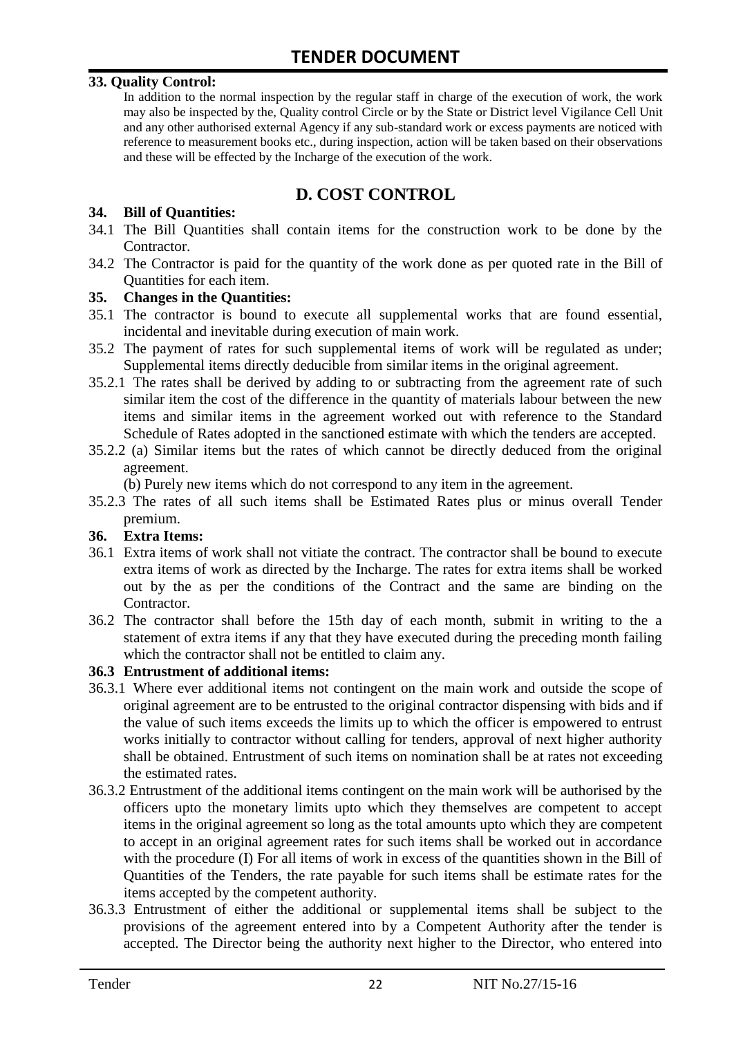**33. Quality Control:**

In addition to the normal inspection by the regular staff in charge of the execution of work, the work may also be inspected by the, Quality control Circle or by the State or District level Vigilance Cell Unit and any other authorised external Agency if any sub-standard work or excess payments are noticed with reference to measurement books etc., during inspection, action will be taken based on their observations and these will be effected by the Incharge of the execution of the work.

## D. COST CONTROL

**34. Bill of Quantities:**

34.1 The Bill Quantities shall contain items for the construction work to be done by the Contractor.

34.2 The Contractor is paid for the quantity of the work done as per quoted rate in the Bill of Quantities for each item.

**35. Changes in the Quantities:**

35.1 The contractor is bound to execute all supplemental works that are found essential, incidental and inevitable during execution of main work.

35.2 The payment of rates for such supplemental items of work will be regulated as under; Supplemental items directly deducible from similar items in the original agreement.

35.2.1 The rates shall be derived by adding to or subtracting from the agreement rate of such similar item the cost of the difference in the quantity of materials labour between the new items and similar items in the agreement worked out with reference to the Standard Schedule of Rates adopted in the sanctioned estimate with which the tenders are accepted.

35.2.2 (a) Similar items but the rates of which cannot be directly deduced from the original agreement.

(b) Purely new items which do not correspond to any item in the agreement.

35.2.3 The rates of all such items shall be Estimated Rates plus or minus overall Tender premium.

**36. Extra Items:**

36.1 Extra items of work shall not vitiate the contract. The contractor shall be bound to execute extra items of work as directed by the Incharge. The rates for extra items shall be worked out by the as per the conditions of the Contract and the same are binding on the Contractor.

36.2 The contractor shall before the 15th day of each month, submit in writing to the a statement of extra items if any that they have executed during the preceding month failing which the contractor shall not be entitled to claim any.

**36.3 Entrustment of additional items:**

36.3.1 Where ever additional items not contingent on the main work and outside the scope of original agreement are to be entrusted to the original contractor dispensing with bids and if the value of such items exceeds the limits up to which the officer is empowered to entrust works initially to contractor without calling for tenders, approval of next higher authority shall be obtained. Entrustment of such items on nomination shall be at rates not exceeding the estimated rates.

36.3.2 Entrustment of the additional items contingent on the main work will be authorised by the officers upto the monetary limits upto which they themselves are competent to accept items in the original agreement so long as the total amounts upto which they are competent to accept in an original agreement rates for such items shall be worked out in accordance with the procedure (I) For all items of work in excess of the quantities shown in the Bill of Quantities of the Tenders, the rate payable for such items shall be estimate rates for the items accepted by the competent authority.

36.3.3 Entrustment of either the additional or supplemental items shall be subject to the provisions of the agreement entered into by a Competent Authority after the tender is accepted. The Director being the authority next higher to the Director, who entered into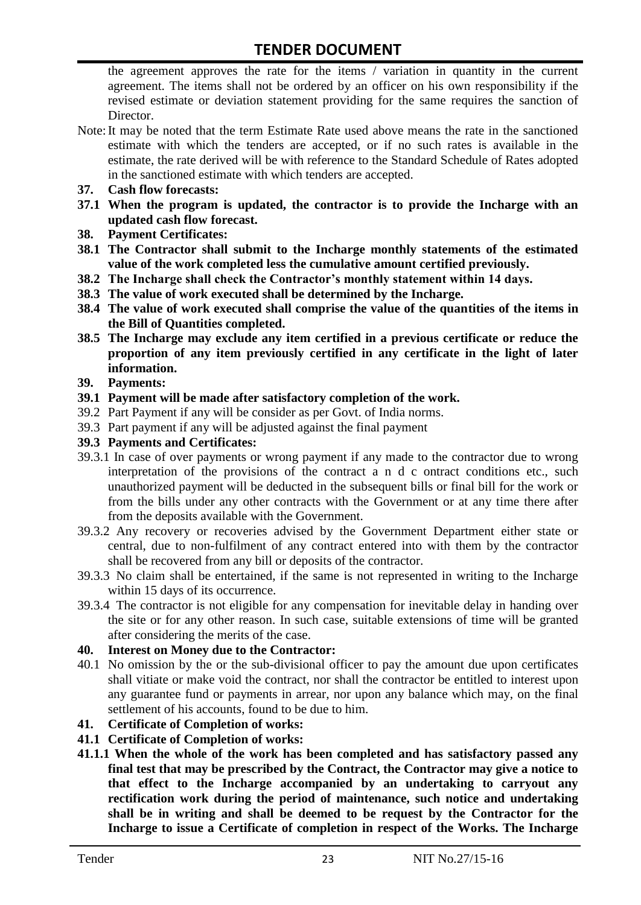the agreement approves the rate for the items / variation in quantity in the current agreement. The items shall not be ordered by an officer on his own responsibility if the revised estimate or deviation statement providing for the same requires the sanction of Director.

Note: It may be noted that the term Estimate Rate used above means the rate in the sanctioned estimate with which the tenders are accepted, or if no such rates is available in the estimate, the rate derived will be with reference to the Standard Schedule of Rates adopted in the sanctioned estimate with which tenders are accepted.

**37. Cash flow forecasts:**

**37.1 When the program is updated, the contractor is to provide the Incharge with an updated cash flow forecast.**

**38. Payment Certificates:**

**38.1 The Contractor shall submit to the Incharge monthly statements of the estimated value of the work completed less the cumulative amount certified previously.**

**38.2 The Incharge shall check the Contractor's monthly statement within 14 days.**

**38.3 The value of work executed shall be determined by the Incharge.**

**38.4 The value of work executed shall comprise the value of the quantities of the items in the Bill of Quantities completed.**

**38.5 The Incharge may exclude any item certified in a previous certificate or reduce the proportion of any item previously certified in any certificate in the light of later information.**

**39. Payments:**

**39.1 Payment will be made after satisfactory completion of the work.**

39.2 Part Payment if any will be consider as per Govt. of India norms.

39.3 Part payment if any will be adjusted against the final payment

**39.3 Payments and Certificates:**

39.3.1 In case of over payments or wrong payment if any made to the contractor due to wrong interpretation of the provisions of the contract a n d c ontract conditions etc., such unauthorized payment will be deducted in the subsequent bills or final bill for the work or from the bills under any other contracts with the Government or at any time there after from the deposits available with the Government.

39.3.2 Any recovery or recoveries advised by the Government Department either state or central, due to non-fulfilment of any contract entered into with them by the contractor shall be recovered from any bill or deposits of the contractor.

39.3.3 No claim shall be entertained, if the same is not represented in writing to the Incharge within 15 days of its occurrence.

39.3.4 The contractor is not eligible for any compensation for inevitable delay in handing over the site or for any other reason. In such case, suitable extensions of time will be granted after considering the merits of the case.

**40. Interest on Money due to the Contractor:**

40.1 No omission by the or the sub-divisional officer to pay the amount due upon certificates shall vitiate or make void the contract, nor shall the contractor be entitled to interest upon any guarantee fund or payments in arrear, nor upon any balance which may, on the final settlement of his accounts, found to be due to him.

**41. Certificate of Completion of works:**

**41.1 Certificate of Completion of works:**

**41.1.1 When the whole of the work has been completed and has satisfactory passed any final test that may be prescribed by the Contract, the Contractor may give a notice to that effect to the Incharge accompanied by an undertaking to carryout any rectification work during the period of maintenance, such notice and undertaking shall be in writing and shall be deemed to be request by the Contractor for the Incharge to issue a Certificate of completion in respect of the Works. The Incharge**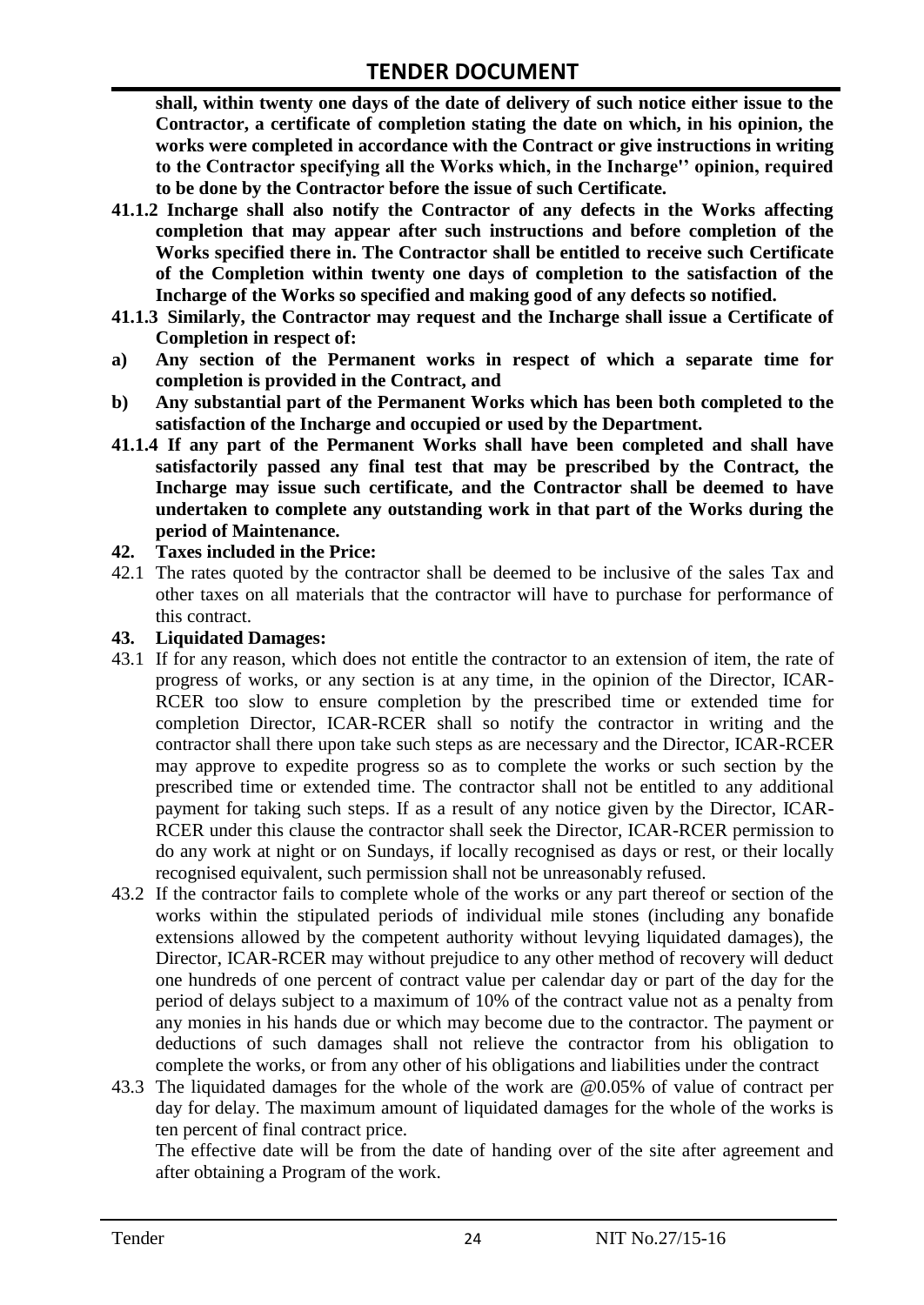**shall, within twenty one days of the date of delivery of such notice either issue to the Contractor, a certificate of completion stating the date on which, in his opinion, the works were completed in accordance with the Contract or give instructions in writing to the Contractor specifying all the Works which, in the Incharge'' opinion, required to be done by the Contractor before the issue of such Certificate.**

**41.1.2 Incharge shall also notify the Contractor of any defects in the Works affecting completion that may appear after such instructions and before completion of the Works specified there in. The Contractor shall be entitled to receive such Certificate of the Completion within twenty one days of completion to the satisfaction of the Incharge of the Works so specified and making good of any defects so notified.**

**41.1.3 Similarly, the Contractor may request and the Incharge shall issue a Certificate of Completion in respect of:**

**a) Any section of the Permanent works in respect of which a separate time for completion is provided in the Contract, and**

**b) Any substantial part of the Permanent Works which has been both completed to the satisfaction of the Incharge and occupied or used by the Department.**

**41.1.4 If any part of the Permanent Works shall have been completed and shall have satisfactorily passed any final test that may be prescribed by the Contract, the Incharge may issue such certificate, and the Contractor shall be deemed to have undertaken to complete any outstanding work in that part of the Works during the period of Maintenance.**

**42. Taxes included in the Price:**

42.1 The rates quoted by the contractor shall be deemed to be inclusive of the sales Tax and other taxes on all materials that the contractor will have to purchase for performance of this contract.

**43. Liquidated Damages:**

43.1 If for any reason, which does not entitle the contractor to an extension of item, the rate of progress of works, or any section is at any time, in the opinion of the Director, ICAR-RCER too slow to ensure completion by the prescribed time or extended time for completion Director, ICAR-RCER shall so notify the contractor in writing and the contractor shall there upon take such steps as are necessary and the Director, ICAR-RCER may approve to expedite progress so as to complete the works or such section by the prescribed time or extended time. The contractor shall not be entitled to any additional payment for taking such steps. If as a result of any notice given by the Director, ICAR-RCER under this clause the contractor shall seek the Director, ICAR-RCER permission to do any work at night or on Sundays, if locally recognised as days or rest, or their locally recognised equivalent, such permission shall not be unreasonably refused.

43.2 If the contractor fails to complete whole of the works or any part thereof or section of the works within the stipulated periods of individual mile stones (including any bonafide extensions allowed by the competent authority without levying liquidated damages), the Director, ICAR-RCER may without prejudice to any other method of recovery will deduct one hundreds of one percent of contract value per calendar day or part of the day for the period of delays subject to a maximum of 10% of the contract value not as a penalty from any monies in his hands due or which may become due to the contractor. The payment or deductions of such damages shall not relieve the contractor from his obligation to complete the works, or from any other of his obligations and liabilities under the contract

43.3 The liquidated damages for the whole of the work are @0.05% of value of contract per day for delay. The maximum amount of liquidated damages for the whole of the works is ten percent of final contract price.

The effective date will be from the date of handing over of the site after agreement and after obtaining a Program of the work.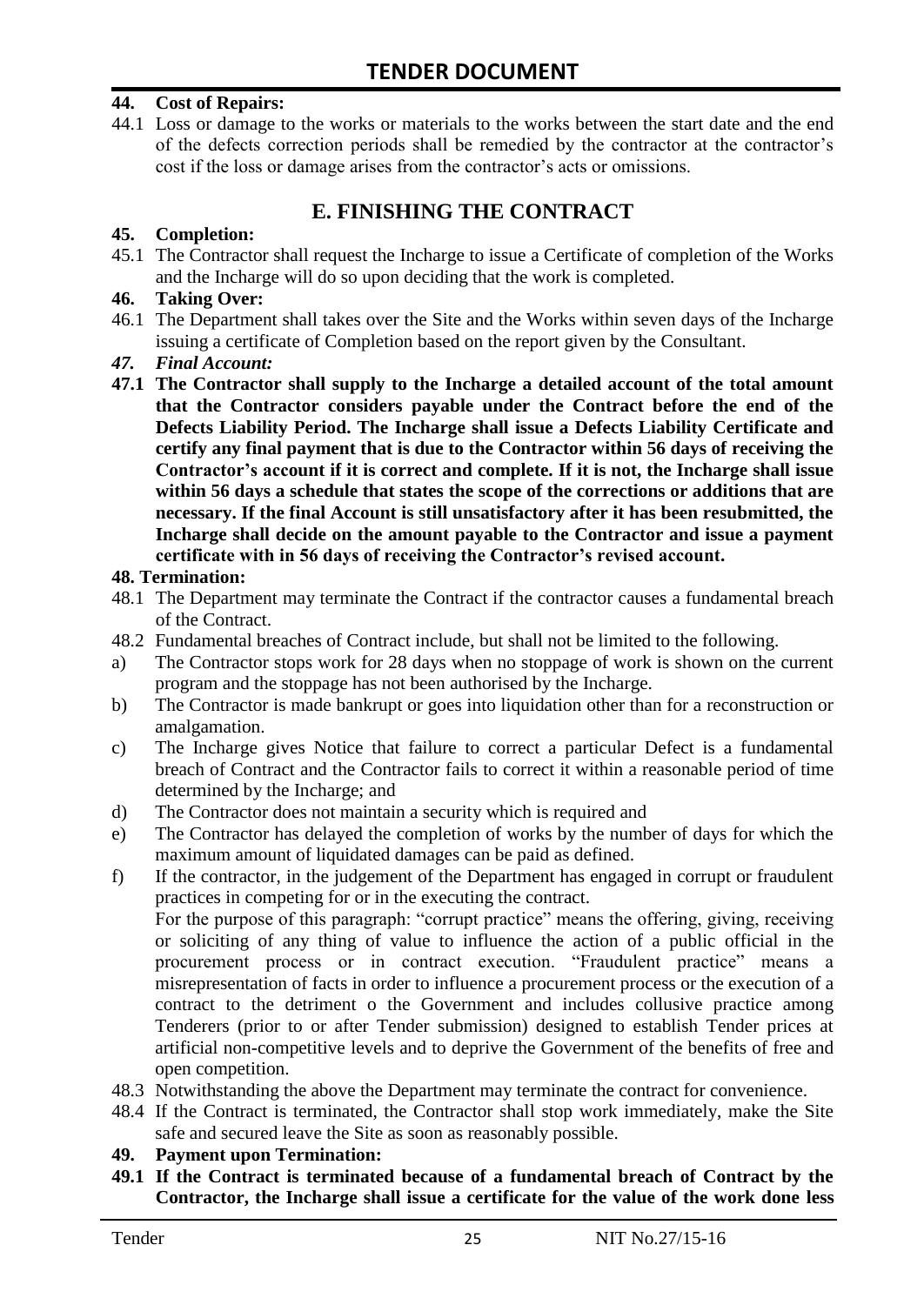**44. Cost of Repairs:**

44.1 Loss or damage to the works or materials to the works between the start date and the end of the defects correction periods shall be remedied by the contractor at the contractor's cost if the loss or damage arises from the contractor's acts or omissions.

## E. FINISHING THE CONTRACT

**45. Completion:**

45.1 The Contractor shall request the Incharge to issue a Certificate of completion of the Works and the Incharge will do so upon deciding that the work is completed.

**46. Taking Over:**

46.1 The Department shall takes over the Site and the Works within seven days of the Incharge issuing a certificate of Completion based on the report given by the Consultant.

***47. Final Account:***

**47.1 The Contractor shall supply to the Incharge a detailed account of the total amount that the Contractor considers payable under the Contract before the end of the Defects Liability Period. The Incharge shall issue a Defects Liability Certificate and certify any final payment that is due to the Contractor within 56 days of receiving the Contractor's account if it is correct and complete. If it is not, the Incharge shall issue within 56 days a schedule that states the scope of the corrections or additions that are necessary. If the final Account is still unsatisfactory after it has been resubmitted, the Incharge shall decide on the amount payable to the Contractor and issue a payment certificate with in 56 days of receiving the Contractor's revised account.**

**48. Termination:**

48.1 The Department may terminate the Contract if the contractor causes a fundamental breach of the Contract.

48.2 Fundamental breaches of Contract include, but shall not be limited to the following.

a) The Contractor stops work for 28 days when no stoppage of work is shown on the current program and the stoppage has not been authorised by the Incharge.

b) The Contractor is made bankrupt or goes into liquidation other than for a reconstruction or amalgamation.

c) The Incharge gives Notice that failure to correct a particular Defect is a fundamental breach of Contract and the Contractor fails to correct it within a reasonable period of time determined by the Incharge; and

d) The Contractor does not maintain a security which is required and

e) The Contractor has delayed the completion of works by the number of days for which the maximum amount of liquidated damages can be paid as defined.

f) If the contractor, in the judgement of the Department has engaged in corrupt or fraudulent practices in competing for or in the executing the contract.

For the purpose of this paragraph: "corrupt practice" means the offering, giving, receiving or soliciting of any thing of value to influence the action of a public official in the procurement process or in contract execution. "Fraudulent practice" means a misrepresentation of facts in order to influence a procurement process or the execution of a contract to the detriment o the Government and includes collusive practice among Tenderers (prior to or after Tender submission) designed to establish Tender prices at artificial non-competitive levels and to deprive the Government of the benefits of free and open competition.

48.3 Notwithstanding the above the Department may terminate the contract for convenience.

48.4 If the Contract is terminated, the Contractor shall stop work immediately, make the Site safe and secured leave the Site as soon as reasonably possible.

**49. Payment upon Termination:**

**49.1 If the Contract is terminated because of a fundamental breach of Contract by the Contractor, the Incharge shall issue a certificate for the value of the work done less**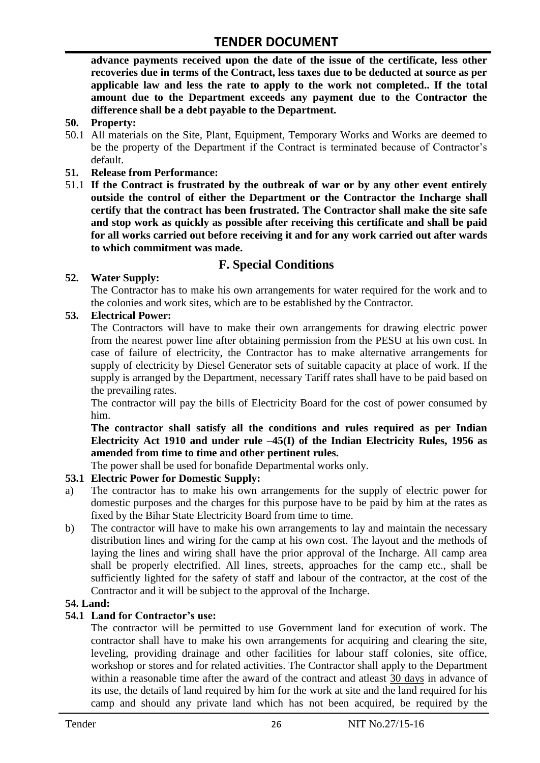**advance payments received upon the date of the issue of the certificate, less other recoveries due in terms of the Contract, less taxes due to be deducted at source as per applicable law and less the rate to apply to the work not completed.. If the total amount due to the Department exceeds any payment due to the Contractor the difference shall be a debt payable to the Department.**

**50. Property:**

50.1 All materials on the Site, Plant, Equipment, Temporary Works and Works are deemed to be the property of the Department if the Contract is terminated because of Contractor's default.

**51. Release from Performance:**

51.1 **If the Contract is frustrated by the outbreak of war or by any other event entirely outside the control of either the Department or the Contractor the Incharge shall certify that the contract has been frustrated. The Contractor shall make the site safe and stop work as quickly as possible after receiving this certificate and shall be paid for all works carried out before receiving it and for any work carried out after wards to which commitment was made.**

## F. Special Conditions

**52. Water Supply:**

The Contractor has to make his own arrangements for water required for the work and to the colonies and work sites, which are to be established by the Contractor.

**53. Electrical Power:**

The Contractors will have to make their own arrangements for drawing electric power from the nearest power line after obtaining permission from the PESU at his own cost. In case of failure of electricity, the Contractor has to make alternative arrangements for supply of electricity by Diesel Generator sets of suitable capacity at place of work. If the supply is arranged by the Department, necessary Tariff rates shall have to be paid based on the prevailing rates.

The contractor will pay the bills of Electricity Board for the cost of power consumed by him.

**The contractor shall satisfy all the conditions and rules required as per Indian Electricity Act 1910 and under rule –45(I) of the Indian Electricity Rules, 1956 as amended from time to time and other pertinent rules.**

The power shall be used for bonafide Departmental works only.

**53.1 Electric Power for Domestic Supply:**

a) The contractor has to make his own arrangements for the supply of electric power for domestic purposes and the charges for this purpose have to be paid by him at the rates as fixed by the Bihar State Electricity Board from time to time.

b) The contractor will have to make his own arrangements to lay and maintain the necessary distribution lines and wiring for the camp at his own cost. The layout and the methods of laying the lines and wiring shall have the prior approval of the Incharge. All camp area shall be properly electrified. All lines, streets, approaches for the camp etc., shall be sufficiently lighted for the safety of staff and labour of the contractor, at the cost of the Contractor and it will be subject to the approval of the Incharge.

**54. Land:**

**54.1 Land for Contractor's use:**

The contractor will be permitted to use Government land for execution of work. The contractor shall have to make his own arrangements for acquiring and clearing the site, leveling, providing drainage and other facilities for labour staff colonies, site office, workshop or stores and for related activities. The Contractor shall apply to the Department within a reasonable time after the award of the contract and atleast 30 days in advance of its use, the details of land required by him for the work at site and the land required for his camp and should any private land which has not been acquired, be required by the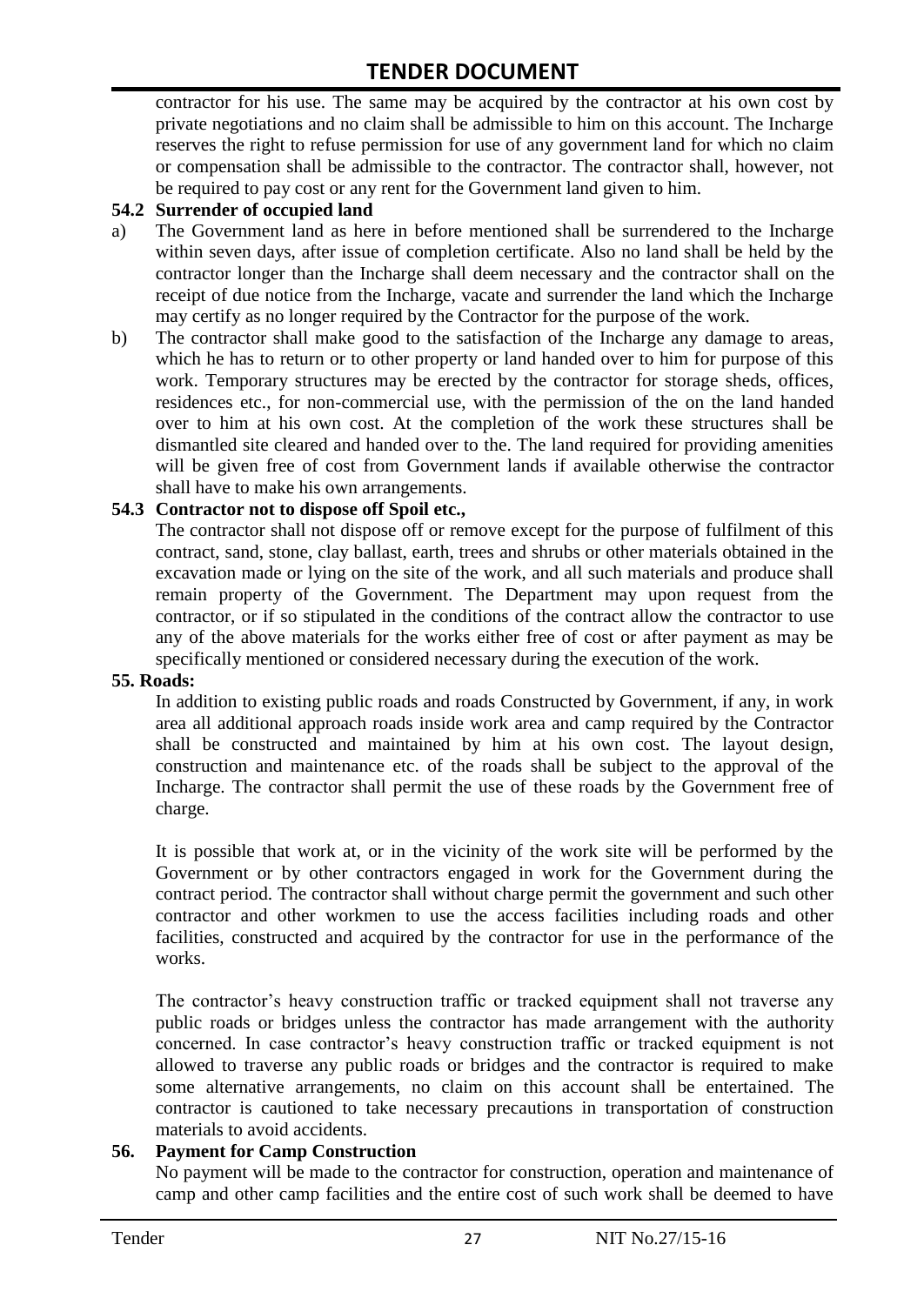contractor for his use. The same may be acquired by the contractor at his own cost by private negotiations and no claim shall be admissible to him on this account. The Incharge reserves the right to refuse permission for use of any government land for which no claim or compensation shall be admissible to the contractor. The contractor shall, however, not be required to pay cost or any rent for the Government land given to him.

**54.2 Surrender of occupied land**

a) The Government land as here in before mentioned shall be surrendered to the Incharge within seven days, after issue of completion certificate. Also no land shall be held by the contractor longer than the Incharge shall deem necessary and the contractor shall on the receipt of due notice from the Incharge, vacate and surrender the land which the Incharge may certify as no longer required by the Contractor for the purpose of the work.

b) The contractor shall make good to the satisfaction of the Incharge any damage to areas, which he has to return or to other property or land handed over to him for purpose of this work. Temporary structures may be erected by the contractor for storage sheds, offices, residences etc., for non-commercial use, with the permission of the on the land handed over to him at his own cost. At the completion of the work these structures shall be dismantled site cleared and handed over to the. The land required for providing amenities will be given free of cost from Government lands if available otherwise the contractor shall have to make his own arrangements.

**54.3 Contractor not to dispose off Spoil etc.,**

The contractor shall not dispose off or remove except for the purpose of fulfilment of this contract, sand, stone, clay ballast, earth, trees and shrubs or other materials obtained in the excavation made or lying on the site of the work, and all such materials and produce shall remain property of the Government. The Department may upon request from the contractor, or if so stipulated in the conditions of the contract allow the contractor to use any of the above materials for the works either free of cost or after payment as may be specifically mentioned or considered necessary during the execution of the work.

**55. Roads:**

In addition to existing public roads and roads Constructed by Government, if any, in work area all additional approach roads inside work area and camp required by the Contractor shall be constructed and maintained by him at his own cost. The layout design, construction and maintenance etc. of the roads shall be subject to the approval of the Incharge. The contractor shall permit the use of these roads by the Government free of charge.

It is possible that work at, or in the vicinity of the work site will be performed by the Government or by other contractors engaged in work for the Government during the contract period. The contractor shall without charge permit the government and such other contractor and other workmen to use the access facilities including roads and other facilities, constructed and acquired by the contractor for use in the performance of the works.

The contractor's heavy construction traffic or tracked equipment shall not traverse any public roads or bridges unless the contractor has made arrangement with the authority concerned. In case contractor's heavy construction traffic or tracked equipment is not allowed to traverse any public roads or bridges and the contractor is required to make some alternative arrangements, no claim on this account shall be entertained. The contractor is cautioned to take necessary precautions in transportation of construction materials to avoid accidents.

**56. Payment for Camp Construction**

No payment will be made to the contractor for construction, operation and maintenance of camp and other camp facilities and the entire cost of such work shall be deemed to have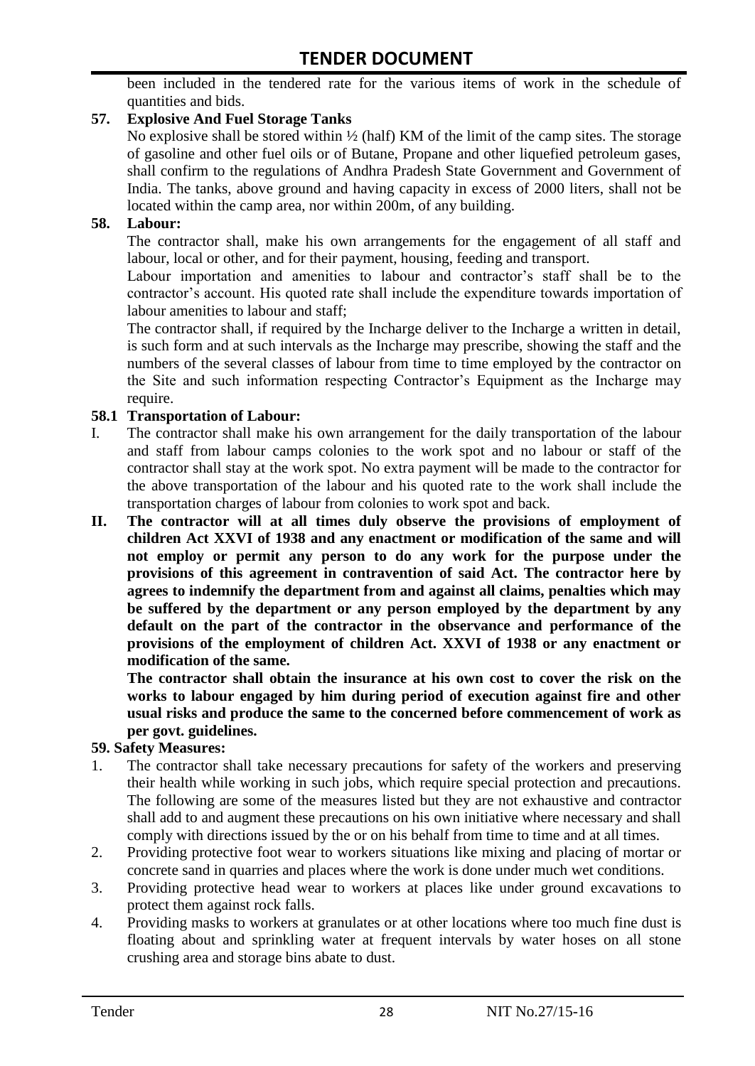been included in the tendered rate for the various items of work in the schedule of quantities and bids.

**57. Explosive And Fuel Storage Tanks**

No explosive shall be stored within ½ (half) KM of the limit of the camp sites. The storage of gasoline and other fuel oils or of Butane, Propane and other liquefied petroleum gases, shall confirm to the regulations of Andhra Pradesh State Government and Government of India. The tanks, above ground and having capacity in excess of 2000 liters, shall not be located within the camp area, nor within 200m, of any building.

**58. Labour:**

The contractor shall, make his own arrangements for the engagement of all staff and labour, local or other, and for their payment, housing, feeding and transport.

Labour importation and amenities to labour and contractor's staff shall be to the contractor's account. His quoted rate shall include the expenditure towards importation of labour amenities to labour and staff;

The contractor shall, if required by the Incharge deliver to the Incharge a written in detail, is such form and at such intervals as the Incharge may prescribe, showing the staff and the numbers of the several classes of labour from time to time employed by the contractor on the Site and such information respecting Contractor's Equipment as the Incharge may require.

**58.1 Transportation of Labour:**

I. The contractor shall make his own arrangement for the daily transportation of the labour and staff from labour camps colonies to the work spot and no labour or staff of the contractor shall stay at the work spot. No extra payment will be made to the contractor for the above transportation of the labour and his quoted rate to the work shall include the transportation charges of labour from colonies to work spot and back.

**II. The contractor will at all times duly observe the provisions of employment of children Act XXVI of 1938 and any enactment or modification of the same and will not employ or permit any person to do any work for the purpose under the provisions of this agreement in contravention of said Act. The contractor here by agrees to indemnify the department from and against all claims, penalties which may be suffered by the department or any person employed by the department by any default on the part of the contractor in the observance and performance of the provisions of the employment of children Act. XXVI of 1938 or any enactment or modification of the same.**

**The contractor shall obtain the insurance at his own cost to cover the risk on the works to labour engaged by him during period of execution against fire and other usual risks and produce the same to the concerned before commencement of work as per govt. guidelines.**

**59. Safety Measures:**

1. The contractor shall take necessary precautions for safety of the workers and preserving their health while working in such jobs, which require special protection and precautions. The following are some of the measures listed but they are not exhaustive and contractor shall add to and augment these precautions on his own initiative where necessary and shall comply with directions issued by the or on his behalf from time to time and at all times.
2. Providing protective foot wear to workers situations like mixing and placing of mortar or concrete sand in quarries and places where the work is done under much wet conditions.
3. Providing protective head wear to workers at places like under ground excavations to protect them against rock falls.
4. Providing masks to workers at granulates or at other locations where too much fine dust is floating about and sprinkling water at frequent intervals by water hoses on all stone crushing area and storage bins abate to dust.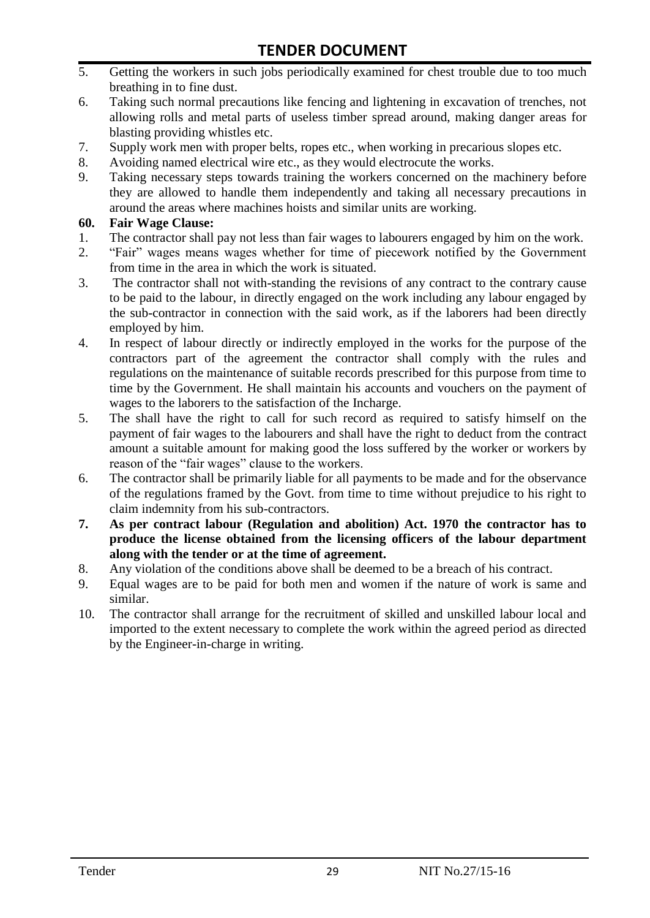5. Getting the workers in such jobs periodically examined for chest trouble due to too much breathing in to fine dust.
6. Taking such normal precautions like fencing and lightening in excavation of trenches, not allowing rolls and metal parts of useless timber spread around, making danger areas for blasting providing whistles etc.
7. Supply work men with proper belts, ropes etc., when working in precarious slopes etc.
8. Avoiding named electrical wire etc., as they would electrocute the works.
9. Taking necessary steps towards training the workers concerned on the machinery before they are allowed to handle them independently and taking all necessary precautions in around the areas where machines hoists and similar units are working.

**60. Fair Wage Clause:**

1. The contractor shall pay not less than fair wages to labourers engaged by him on the work.
2. "Fair" wages means wages whether for time of piecework notified by the Government from time in the area in which the work is situated.
3. The contractor shall not with-standing the revisions of any contract to the contrary cause to be paid to the labour, in directly engaged on the work including any labour engaged by the sub-contractor in connection with the said work, as if the laborers had been directly employed by him.
4. In respect of labour directly or indirectly employed in the works for the purpose of the contractors part of the agreement the contractor shall comply with the rules and regulations on the maintenance of suitable records prescribed for this purpose from time to time by the Government. He shall maintain his accounts and vouchers on the payment of wages to the laborers to the satisfaction of the Incharge.
5. The shall have the right to call for such record as required to satisfy himself on the payment of fair wages to the labourers and shall have the right to deduct from the contract amount a suitable amount for making good the loss suffered by the worker or workers by reason of the "fair wages" clause to the workers.
6. The contractor shall be primarily liable for all payments to be made and for the observance of the regulations framed by the Govt. from time to time without prejudice to his right to claim indemnity from his sub-contractors.
7. **As per contract labour (Regulation and abolition) Act. 1970 the contractor has to produce the license obtained from the licensing officers of the labour department along with the tender or at the time of agreement.**
8. Any violation of the conditions above shall be deemed to be a breach of his contract.
9. Equal wages are to be paid for both men and women if the nature of work is same and similar.
10. The contractor shall arrange for the recruitment of skilled and unskilled labour local and imported to the extent necessary to complete the work within the agreed period as directed by the Engineer-in-charge in writing.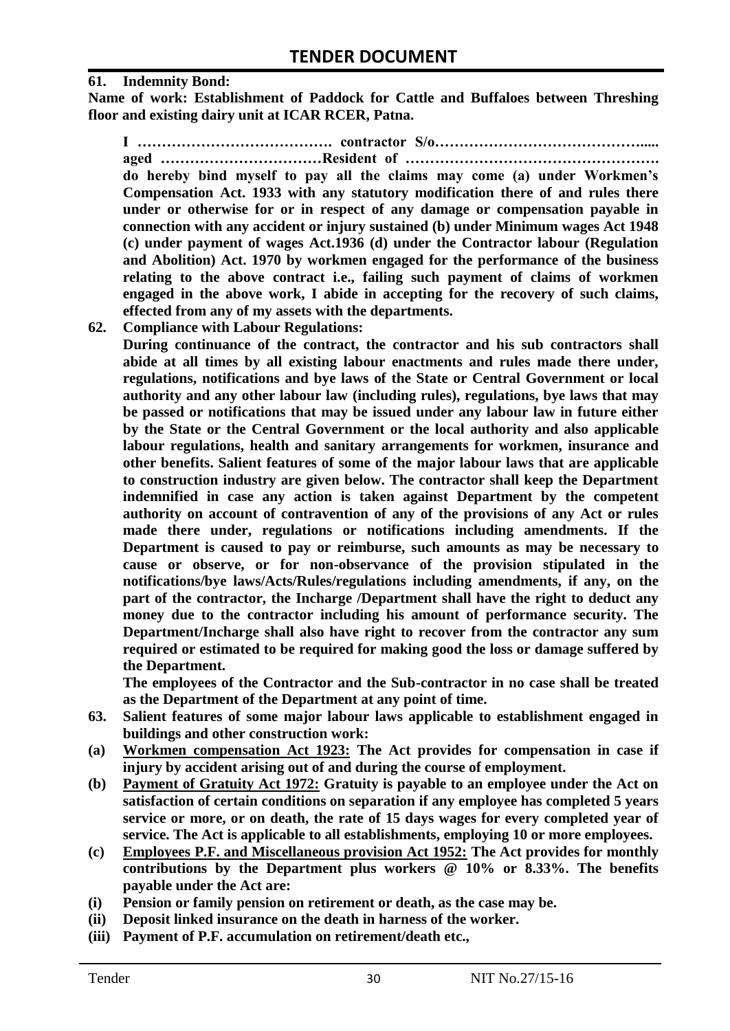**61. Indemnity Bond:**

**Name of work: Establishment of Paddock for Cattle and Buffaloes between Threshing floor and existing dairy unit at ICAR RCER, Patna.**

**I …………………………………. contractor S/o…………………………………….... aged ……………………………Resident of ……………………………………………. do hereby bind myself to pay all the claims may come (a) under Workmen's Compensation Act. 1933 with any statutory modification there of and rules there under or otherwise for or in respect of any damage or compensation payable in connection with any accident or injury sustained (b) under Minimum wages Act 1948 (c) under payment of wages Act.1936 (d) under the Contractor labour (Regulation and Abolition) Act. 1970 by workmen engaged for the performance of the business relating to the above contract i.e., failing such payment of claims of workmen engaged in the above work, I abide in accepting for the recovery of such claims, effected from any of my assets with the departments.**

**62. Compliance with Labour Regulations:**

**During continuance of the contract, the contractor and his sub contractors shall abide at all times by all existing labour enactments and rules made there under, regulations, notifications and bye laws of the State or Central Government or local authority and any other labour law (including rules), regulations, bye laws that may be passed or notifications that may be issued under any labour law in future either by the State or the Central Government or the local authority and also applicable labour regulations, health and sanitary arrangements for workmen, insurance and other benefits. Salient features of some of the major labour laws that are applicable to construction industry are given below. The contractor shall keep the Department indemnified in case any action is taken against Department by the competent authority on account of contravention of any of the provisions of any Act or rules made there under, regulations or notifications including amendments. If the Department is caused to pay or reimburse, such amounts as may be necessary to cause or observe, or for non-observance of the provision stipulated in the notifications/bye laws/Acts/Rules/regulations including amendments, if any, on the part of the contractor, the Incharge /Department shall have the right to deduct any money due to the contractor including his amount of performance security. The Department/Incharge shall also have right to recover from the contractor any sum required or estimated to be required for making good the loss or damage suffered by the Department.**

**The employees of the Contractor and the Sub-contractor in no case shall be treated as the Department of the Department at any point of time.**

**63. Salient features of some major labour laws applicable to establishment engaged in buildings and other construction work:**

**(a) Workmen compensation Act 1923: The Act provides for compensation in case if injury by accident arising out of and during the course of employment.**

**(b) Payment of Gratuity Act 1972: Gratuity is payable to an employee under the Act on satisfaction of certain conditions on separation if any employee has completed 5 years service or more, or on death, the rate of 15 days wages for every completed year of service. The Act is applicable to all establishments, employing 10 or more employees.**

**(c) Employees P.F. and Miscellaneous provision Act 1952: The Act provides for monthly contributions by the Department plus workers @ 10% or 8.33%. The benefits payable under the Act are:**

**(i) Pension or family pension on retirement or death, as the case may be.**

**(ii) Deposit linked insurance on the death in harness of the worker.**

**(iii) Payment of P.F. accumulation on retirement/death etc.,**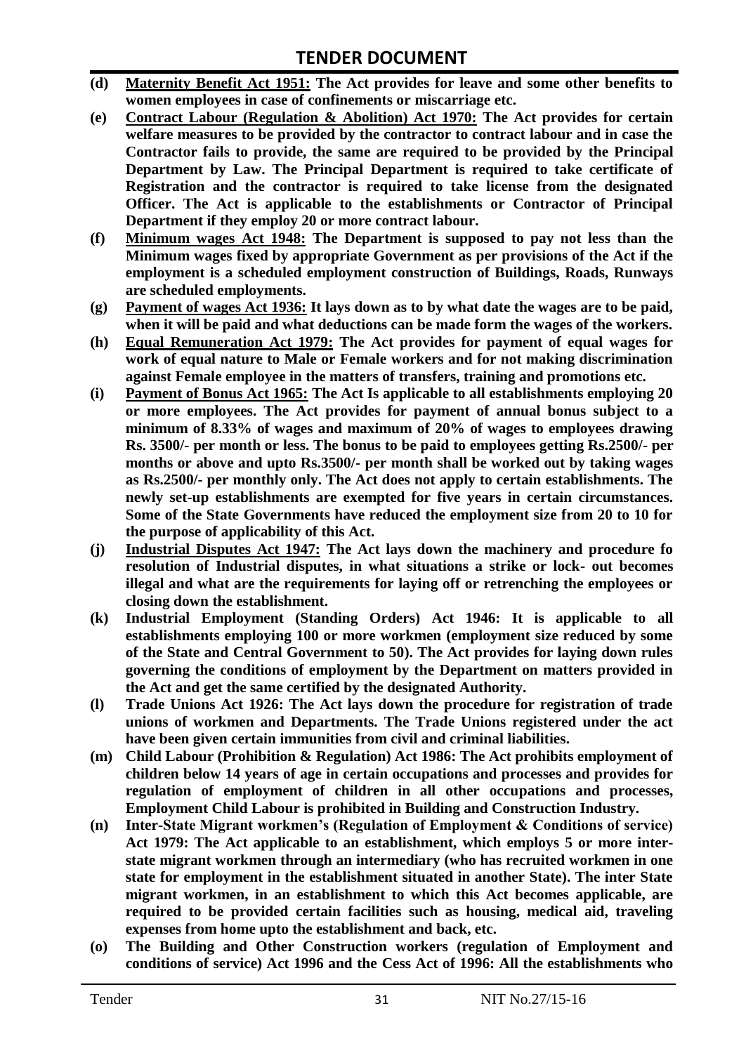- **(d)** **<u>Maternity Benefit Act 1951:</u> The Act provides for leave and some other benefits to women employees in case of confinements or miscarriage etc.**
- **(e)** **<u>Contract Labour (Regulation & Abolition) Act 1970:</u> The Act provides for certain welfare measures to be provided by the contractor to contract labour and in case the Contractor fails to provide, the same are required to be provided by the Principal Department by Law. The Principal Department is required to take certificate of Registration and the contractor is required to take license from the designated Officer. The Act is applicable to the establishments or Contractor of Principal Department if they employ 20 or more contract labour.**
- **(f)** **<u>Minimum wages Act 1948:</u> The Department is supposed to pay not less than the Minimum wages fixed by appropriate Government as per provisions of the Act if the employment is a scheduled employment construction of Buildings, Roads, Runways are scheduled employments.**
- **(g)** **<u>Payment of wages Act 1936:</u> It lays down as to by what date the wages are to be paid, when it will be paid and what deductions can be made form the wages of the workers.**
- **(h)** **<u>Equal Remuneration Act 1979:</u> The Act provides for payment of equal wages for work of equal nature to Male or Female workers and for not making discrimination against Female employee in the matters of transfers, training and promotions etc.**
- **(i)** **<u>Payment of Bonus Act 1965:</u> The Act Is applicable to all establishments employing 20 or more employees. The Act provides for payment of annual bonus subject to a minimum of 8.33% of wages and maximum of 20% of wages to employees drawing Rs. 3500/- per month or less. The bonus to be paid to employees getting Rs.2500/- per months or above and upto Rs.3500/- per month shall be worked out by taking wages as Rs.2500/- per monthly only. The Act does not apply to certain establishments. The newly set-up establishments are exempted for five years in certain circumstances. Some of the State Governments have reduced the employment size from 20 to 10 for the purpose of applicability of this Act.**
- **(j)** **<u>Industrial Disputes Act 1947:</u> The Act lays down the machinery and procedure fo resolution of Industrial disputes, in what situations a strike or lock- out becomes illegal and what are the requirements for laying off or retrenching the employees or closing down the establishment.**
- **(k)** **Industrial Employment (Standing Orders) Act 1946: It is applicable to all establishments employing 100 or more workmen (employment size reduced by some of the State and Central Government to 50). The Act provides for laying down rules governing the conditions of employment by the Department on matters provided in the Act and get the same certified by the designated Authority.**
- **(l)** **Trade Unions Act 1926: The Act lays down the procedure for registration of trade unions of workmen and Departments. The Trade Unions registered under the act have been given certain immunities from civil and criminal liabilities.**
- **(m)** **Child Labour (Prohibition & Regulation) Act 1986: The Act prohibits employment of children below 14 years of age in certain occupations and processes and provides for regulation of employment of children in all other occupations and processes, Employment Child Labour is prohibited in Building and Construction Industry.**
- **(n)** **Inter-State Migrant workmen's (Regulation of Employment & Conditions of service) Act 1979: The Act applicable to an establishment, which employs 5 or more inter-state migrant workmen through an intermediary (who has recruited workmen in one state for employment in the establishment situated in another State). The inter State migrant workmen, in an establishment to which this Act becomes applicable, are required to be provided certain facilities such as housing, medical aid, traveling expenses from home upto the establishment and back, etc.**
- **(o)** **The Building and Other Construction workers (regulation of Employment and conditions of service) Act 1996 and the Cess Act of 1996: All the establishments who**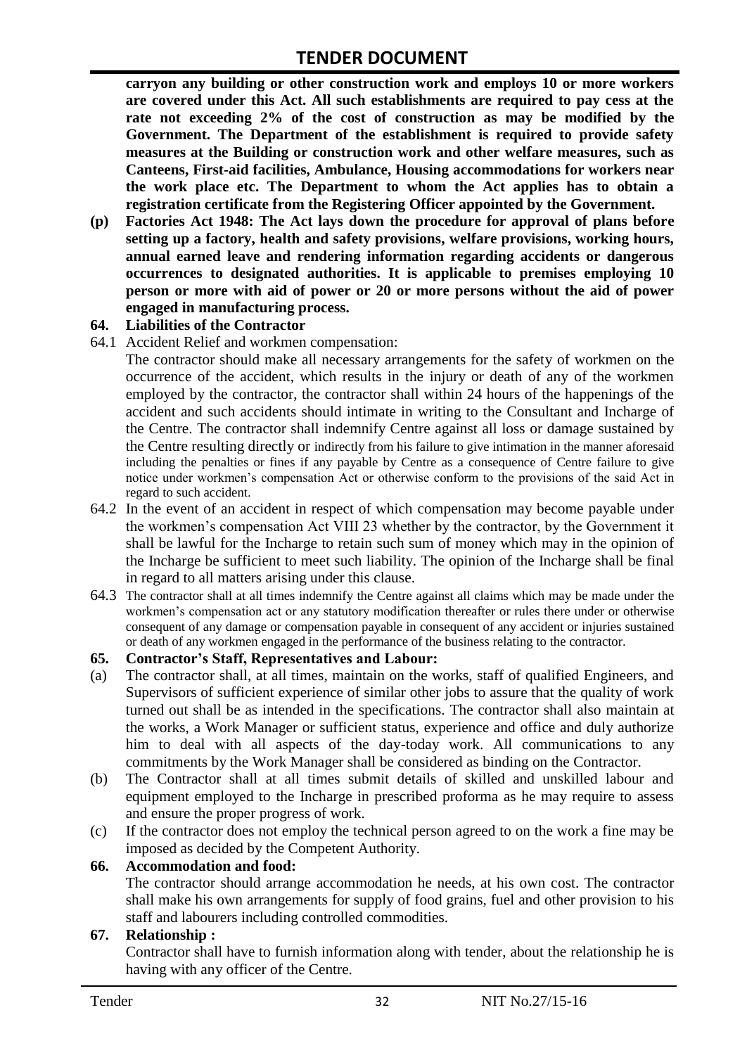**carryon any building or other construction work and employs 10 or more workers are covered under this Act. All such establishments are required to pay cess at the rate not exceeding 2% of the cost of construction as may be modified by the Government. The Department of the establishment is required to provide safety measures at the Building or construction work and other welfare measures, such as Canteens, First-aid facilities, Ambulance, Housing accommodations for workers near the work place etc. The Department to whom the Act applies has to obtain a registration certificate from the Registering Officer appointed by the Government.**

**(p) Factories Act 1948: The Act lays down the procedure for approval of plans before setting up a factory, health and safety provisions, welfare provisions, working hours, annual earned leave and rendering information regarding accidents or dangerous occurrences to designated authorities. It is applicable to premises employing 10 person or more with aid of power or 20 or more persons without the aid of power engaged in manufacturing process.**

**64. Liabilities of the Contractor**

64.1 Accident Relief and workmen compensation:

The contractor should make all necessary arrangements for the safety of workmen on the occurrence of the accident, which results in the injury or death of any of the workmen employed by the contractor, the contractor shall within 24 hours of the happenings of the accident and such accidents should intimate in writing to the Consultant and Incharge of the Centre. The contractor shall indemnify Centre against all loss or damage sustained by the Centre resulting directly or indirectly from his failure to give intimation in the manner aforesaid including the penalties or fines if any payable by Centre as a consequence of Centre failure to give notice under workmen's compensation Act or otherwise conform to the provisions of the said Act in regard to such accident.

64.2 In the event of an accident in respect of which compensation may become payable under the workmen's compensation Act VIII 23 whether by the contractor, by the Government it shall be lawful for the Incharge to retain such sum of money which may in the opinion of the Incharge be sufficient to meet such liability. The opinion of the Incharge shall be final in regard to all matters arising under this clause.

64.3 The contractor shall at all times indemnify the Centre against all claims which may be made under the workmen's compensation act or any statutory modification thereafter or rules there under or otherwise consequent of any damage or compensation payable in consequent of any accident or injuries sustained or death of any workmen engaged in the performance of the business relating to the contractor.

**65. Contractor's Staff, Representatives and Labour:**

(a) The contractor shall, at all times, maintain on the works, staff of qualified Engineers, and Supervisors of sufficient experience of similar other jobs to assure that the quality of work turned out shall be as intended in the specifications. The contractor shall also maintain at the works, a Work Manager or sufficient status, experience and office and duly authorize him to deal with all aspects of the day-today work. All communications to any commitments by the Work Manager shall be considered as binding on the Contractor.

(b) The Contractor shall at all times submit details of skilled and unskilled labour and equipment employed to the Incharge in prescribed proforma as he may require to assess and ensure the proper progress of work.

(c) If the contractor does not employ the technical person agreed to on the work a fine may be imposed as decided by the Competent Authority.

**66. Accommodation and food:**

The contractor should arrange accommodation he needs, at his own cost. The contractor shall make his own arrangements for supply of food grains, fuel and other provision to his staff and labourers including controlled commodities.

**67. Relationship :**

Contractor shall have to furnish information along with tender, about the relationship he is having with any officer of the Centre.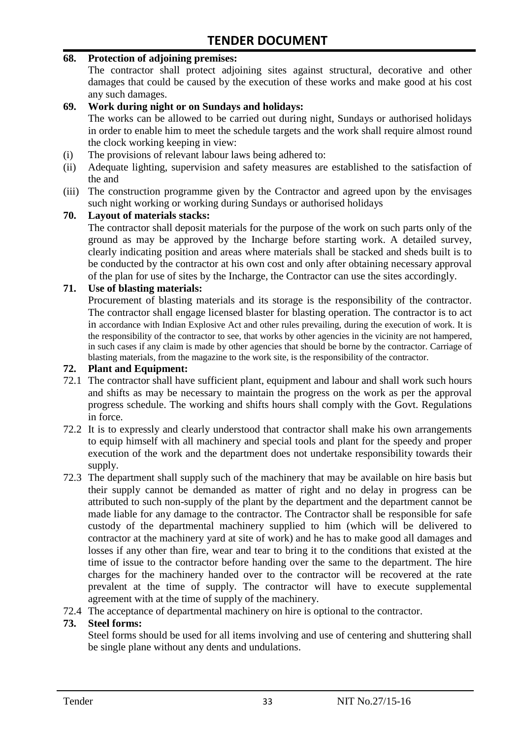**68. Protection of adjoining premises:**

The contractor shall protect adjoining sites against structural, decorative and other damages that could be caused by the execution of these works and make good at his cost any such damages.

**69. Work during night or on Sundays and holidays:**

The works can be allowed to be carried out during night, Sundays or authorised holidays in order to enable him to meet the schedule targets and the work shall require almost round the clock working keeping in view:

(i) The provisions of relevant labour laws being adhered to:

(ii) Adequate lighting, supervision and safety measures are established to the satisfaction of the and

(iii) The construction programme given by the Contractor and agreed upon by the envisages such night working or working during Sundays or authorised holidays

**70. Layout of materials stacks:**

The contractor shall deposit materials for the purpose of the work on such parts only of the ground as may be approved by the Incharge before starting work. A detailed survey, clearly indicating position and areas where materials shall be stacked and sheds built is to be conducted by the contractor at his own cost and only after obtaining necessary approval of the plan for use of sites by the Incharge, the Contractor can use the sites accordingly.

**71. Use of blasting materials:**

Procurement of blasting materials and its storage is the responsibility of the contractor. The contractor shall engage licensed blaster for blasting operation. The contractor is to act in accordance with Indian Explosive Act and other rules prevailing, during the execution of work. It is the responsibility of the contractor to see, that works by other agencies in the vicinity are not hampered, in such cases if any claim is made by other agencies that should be borne by the contractor. Carriage of blasting materials, from the magazine to the work site, is the responsibility of the contractor.

**72. Plant and Equipment:**

72.1 The contractor shall have sufficient plant, equipment and labour and shall work such hours and shifts as may be necessary to maintain the progress on the work as per the approval progress schedule. The working and shifts hours shall comply with the Govt. Regulations in force.

72.2 It is to expressly and clearly understood that contractor shall make his own arrangements to equip himself with all machinery and special tools and plant for the speedy and proper execution of the work and the department does not undertake responsibility towards their supply.

72.3 The department shall supply such of the machinery that may be available on hire basis but their supply cannot be demanded as matter of right and no delay in progress can be attributed to such non-supply of the plant by the department and the department cannot be made liable for any damage to the contractor. The Contractor shall be responsible for safe custody of the departmental machinery supplied to him (which will be delivered to contractor at the machinery yard at site of work) and he has to make good all damages and losses if any other than fire, wear and tear to bring it to the conditions that existed at the time of issue to the contractor before handing over the same to the department. The hire charges for the machinery handed over to the contractor will be recovered at the rate prevalent at the time of supply. The contractor will have to execute supplemental agreement with at the time of supply of the machinery.

72.4 The acceptance of departmental machinery on hire is optional to the contractor.

**73. Steel forms:**

Steel forms should be used for all items involving and use of centering and shuttering shall be single plane without any dents and undulations.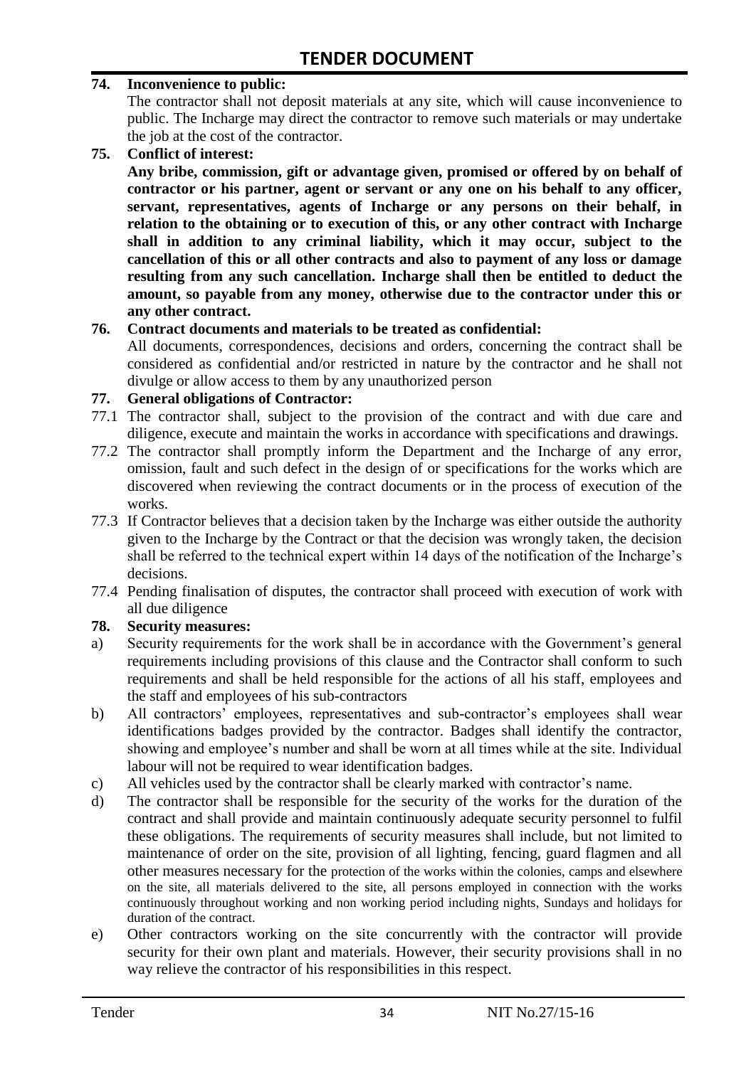**74. Inconvenience to public:**

The contractor shall not deposit materials at any site, which will cause inconvenience to public. The Incharge may direct the contractor to remove such materials or may undertake the job at the cost of the contractor.

**75. Conflict of interest:**

**Any bribe, commission, gift or advantage given, promised or offered by on behalf of contractor or his partner, agent or servant or any one on his behalf to any officer, servant, representatives, agents of Incharge or any persons on their behalf, in relation to the obtaining or to execution of this, or any other contract with Incharge shall in addition to any criminal liability, which it may occur, subject to the cancellation of this or all other contracts and also to payment of any loss or damage resulting from any such cancellation. Incharge shall then be entitled to deduct the amount, so payable from any money, otherwise due to the contractor under this or any other contract.**

**76. Contract documents and materials to be treated as confidential:**

All documents, correspondences, decisions and orders, concerning the contract shall be considered as confidential and/or restricted in nature by the contractor and he shall not divulge or allow access to them by any unauthorized person

**77. General obligations of Contractor:**

77.1 The contractor shall, subject to the provision of the contract and with due care and diligence, execute and maintain the works in accordance with specifications and drawings.

77.2 The contractor shall promptly inform the Department and the Incharge of any error, omission, fault and such defect in the design of or specifications for the works which are discovered when reviewing the contract documents or in the process of execution of the works.

77.3 If Contractor believes that a decision taken by the Incharge was either outside the authority given to the Incharge by the Contract or that the decision was wrongly taken, the decision shall be referred to the technical expert within 14 days of the notification of the Incharge's decisions.

77.4 Pending finalisation of disputes, the contractor shall proceed with execution of work with all due diligence

**78. Security measures:**

a) Security requirements for the work shall be in accordance with the Government's general requirements including provisions of this clause and the Contractor shall conform to such requirements and shall be held responsible for the actions of all his staff, employees and the staff and employees of his sub-contractors

b) All contractors' employees, representatives and sub-contractor's employees shall wear identifications badges provided by the contractor. Badges shall identify the contractor, showing and employee's number and shall be worn at all times while at the site. Individual labour will not be required to wear identification badges.

c) All vehicles used by the contractor shall be clearly marked with contractor's name.

d) The contractor shall be responsible for the security of the works for the duration of the contract and shall provide and maintain continuously adequate security personnel to fulfil these obligations. The requirements of security measures shall include, but not limited to maintenance of order on the site, provision of all lighting, fencing, guard flagmen and all other measures necessary for the protection of the works within the colonies, camps and elsewhere on the site, all materials delivered to the site, all persons employed in connection with the works continuously throughout working and non working period including nights, Sundays and holidays for duration of the contract.

e) Other contractors working on the site concurrently with the contractor will provide security for their own plant and materials. However, their security provisions shall in no way relieve the contractor of his responsibilities in this respect.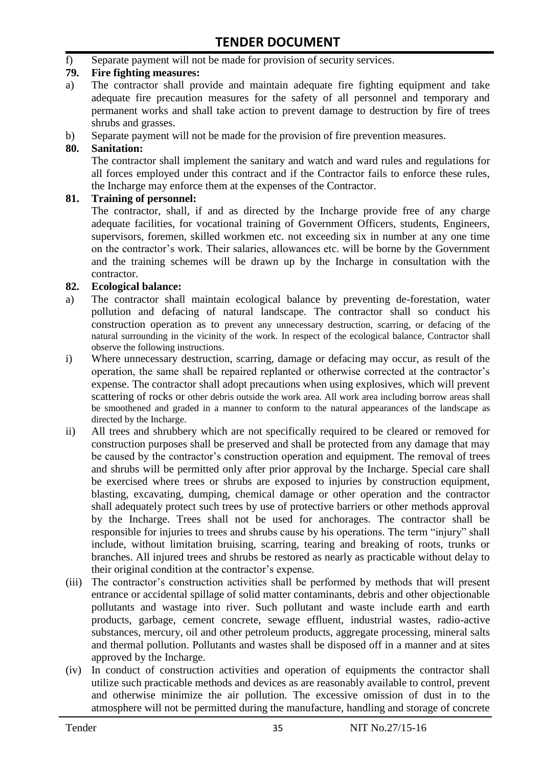f) Separate payment will not be made for provision of security services.

**79. Fire fighting measures:**

a) The contractor shall provide and maintain adequate fire fighting equipment and take adequate fire precaution measures for the safety of all personnel and temporary and permanent works and shall take action to prevent damage to destruction by fire of trees shrubs and grasses.

b) Separate payment will not be made for the provision of fire prevention measures.

**80. Sanitation:**

The contractor shall implement the sanitary and watch and ward rules and regulations for all forces employed under this contract and if the Contractor fails to enforce these rules, the Incharge may enforce them at the expenses of the Contractor.

**81. Training of personnel:**

The contractor, shall, if and as directed by the Incharge provide free of any charge adequate facilities, for vocational training of Government Officers, students, Engineers, supervisors, foremen, skilled workmen etc. not exceeding six in number at any one time on the contractor's work. Their salaries, allowances etc. will be borne by the Government and the training schemes will be drawn up by the Incharge in consultation with the contractor.

**82. Ecological balance:**

a) The contractor shall maintain ecological balance by preventing de-forestation, water pollution and defacing of natural landscape. The contractor shall so conduct his construction operation as to prevent any unnecessary destruction, scarring, or defacing of the natural surrounding in the vicinity of the work. In respect of the ecological balance, Contractor shall observe the following instructions.

i) Where unnecessary destruction, scarring, damage or defacing may occur, as result of the operation, the same shall be repaired replanted or otherwise corrected at the contractor's expense. The contractor shall adopt precautions when using explosives, which will prevent scattering of rocks or other debris outside the work area. All work area including borrow areas shall be smoothened and graded in a manner to conform to the natural appearances of the landscape as directed by the Incharge.

ii) All trees and shrubbery which are not specifically required to be cleared or removed for construction purposes shall be preserved and shall be protected from any damage that may be caused by the contractor's construction operation and equipment. The removal of trees and shrubs will be permitted only after prior approval by the Incharge. Special care shall be exercised where trees or shrubs are exposed to injuries by construction equipment, blasting, excavating, dumping, chemical damage or other operation and the contractor shall adequately protect such trees by use of protective barriers or other methods approval by the Incharge. Trees shall not be used for anchorages. The contractor shall be responsible for injuries to trees and shrubs cause by his operations. The term "injury" shall include, without limitation bruising, scarring, tearing and breaking of roots, trunks or branches. All injured trees and shrubs be restored as nearly as practicable without delay to their original condition at the contractor's expense.

(iii) The contractor's construction activities shall be performed by methods that will present entrance or accidental spillage of solid matter contaminants, debris and other objectionable pollutants and wastage into river. Such pollutant and waste include earth and earth products, garbage, cement concrete, sewage effluent, industrial wastes, radio-active substances, mercury, oil and other petroleum products, aggregate processing, mineral salts and thermal pollution. Pollutants and wastes shall be disposed off in a manner and at sites approved by the Incharge.

(iv) In conduct of construction activities and operation of equipments the contractor shall utilize such practicable methods and devices as are reasonably available to control, prevent and otherwise minimize the air pollution. The excessive omission of dust in to the atmosphere will not be permitted during the manufacture, handling and storage of concrete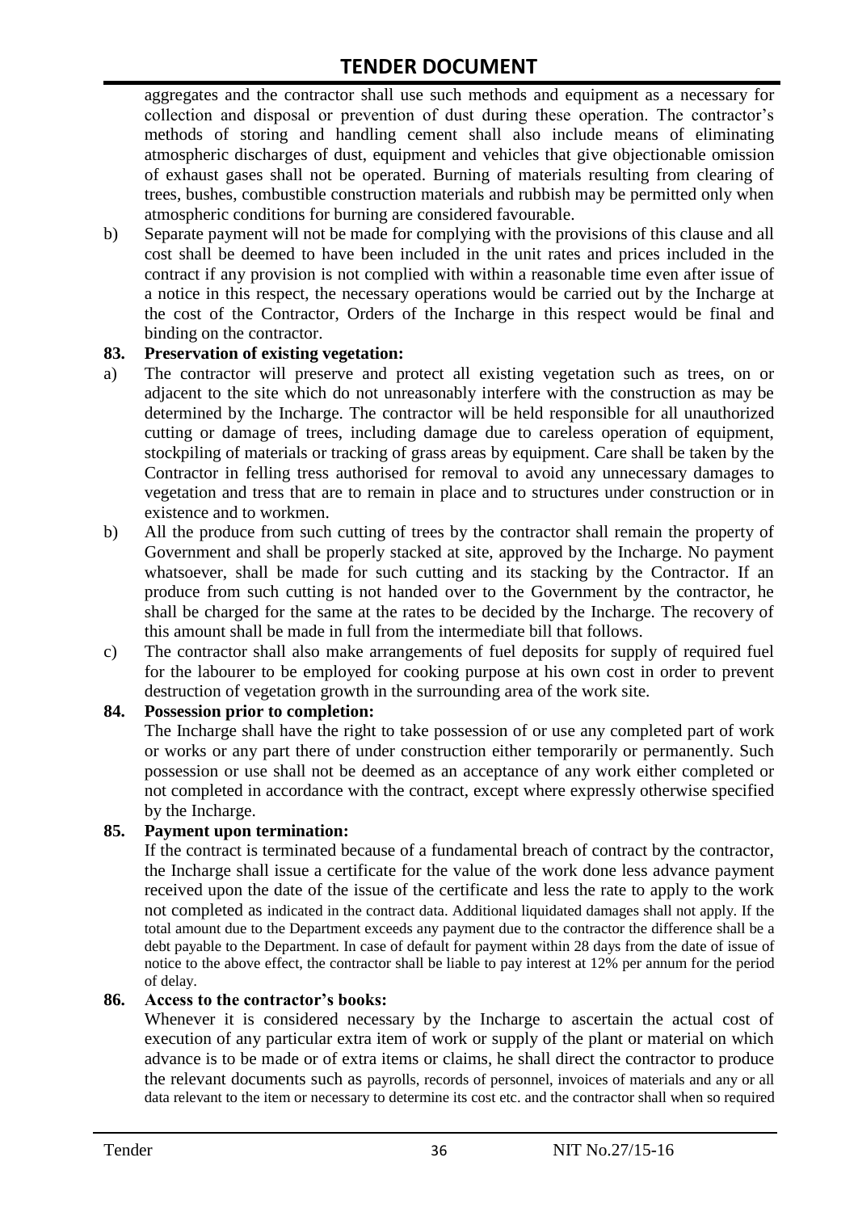aggregates and the contractor shall use such methods and equipment as a necessary for collection and disposal or prevention of dust during these operation. The contractor's methods of storing and handling cement shall also include means of eliminating atmospheric discharges of dust, equipment and vehicles that give objectionable omission of exhaust gases shall not be operated. Burning of materials resulting from clearing of trees, bushes, combustible construction materials and rubbish may be permitted only when atmospheric conditions for burning are considered favourable.

b) Separate payment will not be made for complying with the provisions of this clause and all cost shall be deemed to have been included in the unit rates and prices included in the contract if any provision is not complied with within a reasonable time even after issue of a notice in this respect, the necessary operations would be carried out by the Incharge at the cost of the Contractor, Orders of the Incharge in this respect would be final and binding on the contractor.

**83. Preservation of existing vegetation:**

a) The contractor will preserve and protect all existing vegetation such as trees, on or adjacent to the site which do not unreasonably interfere with the construction as may be determined by the Incharge. The contractor will be held responsible for all unauthorized cutting or damage of trees, including damage due to careless operation of equipment, stockpiling of materials or tracking of grass areas by equipment. Care shall be taken by the Contractor in felling tress authorised for removal to avoid any unnecessary damages to vegetation and tress that are to remain in place and to structures under construction or in existence and to workmen.

b) All the produce from such cutting of trees by the contractor shall remain the property of Government and shall be properly stacked at site, approved by the Incharge. No payment whatsoever, shall be made for such cutting and its stacking by the Contractor. If an produce from such cutting is not handed over to the Government by the contractor, he shall be charged for the same at the rates to be decided by the Incharge. The recovery of this amount shall be made in full from the intermediate bill that follows.

c) The contractor shall also make arrangements of fuel deposits for supply of required fuel for the labourer to be employed for cooking purpose at his own cost in order to prevent destruction of vegetation growth in the surrounding area of the work site.

**84. Possession prior to completion:**

The Incharge shall have the right to take possession of or use any completed part of work or works or any part there of under construction either temporarily or permanently. Such possession or use shall not be deemed as an acceptance of any work either completed or not completed in accordance with the contract, except where expressly otherwise specified by the Incharge.

**85. Payment upon termination:**

If the contract is terminated because of a fundamental breach of contract by the contractor, the Incharge shall issue a certificate for the value of the work done less advance payment received upon the date of the issue of the certificate and less the rate to apply to the work not completed as indicated in the contract data. Additional liquidated damages shall not apply. If the total amount due to the Department exceeds any payment due to the contractor the difference shall be a debt payable to the Department. In case of default for payment within 28 days from the date of issue of notice to the above effect, the contractor shall be liable to pay interest at 12% per annum for the period of delay.

**86. Access to the contractor's books:**

Whenever it is considered necessary by the Incharge to ascertain the actual cost of execution of any particular extra item of work or supply of the plant or material on which advance is to be made or of extra items or claims, he shall direct the contractor to produce the relevant documents such as payrolls, records of personnel, invoices of materials and any or all data relevant to the item or necessary to determine its cost etc. and the contractor shall when so required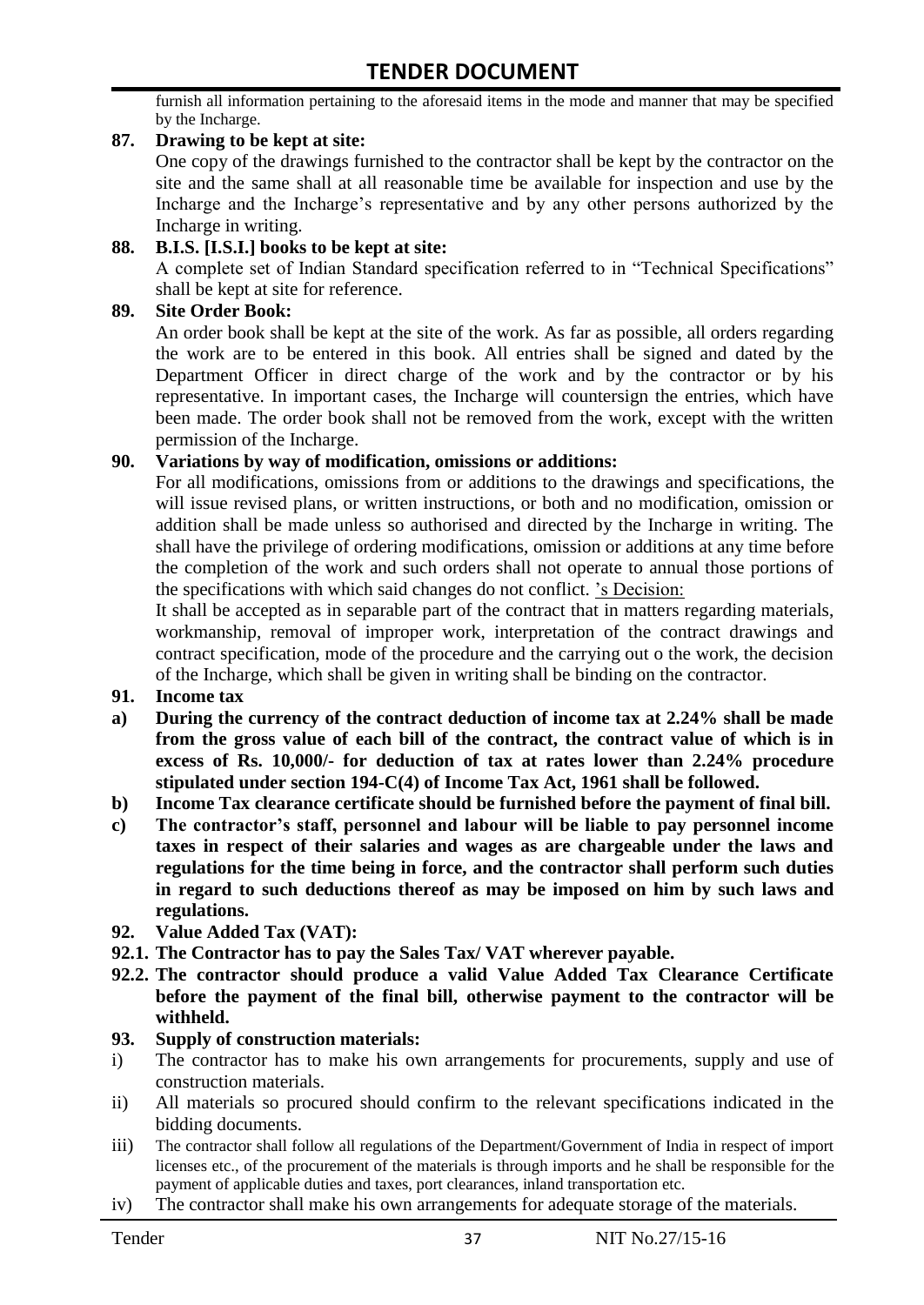furnish all information pertaining to the aforesaid items in the mode and manner that may be specified by the Incharge.

**87. Drawing to be kept at site:**

One copy of the drawings furnished to the contractor shall be kept by the contractor on the site and the same shall at all reasonable time be available for inspection and use by the Incharge and the Incharge's representative and by any other persons authorized by the Incharge in writing.

**88. B.I.S. [I.S.I.] books to be kept at site:**

A complete set of Indian Standard specification referred to in "Technical Specifications" shall be kept at site for reference.

**89. Site Order Book:**

An order book shall be kept at the site of the work. As far as possible, all orders regarding the work are to be entered in this book. All entries shall be signed and dated by the Department Officer in direct charge of the work and by the contractor or by his representative. In important cases, the Incharge will countersign the entries, which have been made. The order book shall not be removed from the work, except with the written permission of the Incharge.

**90. Variations by way of modification, omissions or additions:**

For all modifications, omissions from or additions to the drawings and specifications, the will issue revised plans, or written instructions, or both and no modification, omission or addition shall be made unless so authorised and directed by the Incharge in writing. The shall have the privilege of ordering modifications, omission or additions at any time before the completion of the work and such orders shall not operate to annual those portions of the specifications with which said changes do not conflict. 's Decision:

It shall be accepted as in separable part of the contract that in matters regarding materials, workmanship, removal of improper work, interpretation of the contract drawings and contract specification, mode of the procedure and the carrying out o the work, the decision of the Incharge, which shall be given in writing shall be binding on the contractor.

**91. Income tax**

**a) During the currency of the contract deduction of income tax at 2.24% shall be made from the gross value of each bill of the contract, the contract value of which is in excess of Rs. 10,000/- for deduction of tax at rates lower than 2.24% procedure stipulated under section 194-C(4) of Income Tax Act, 1961 shall be followed.**

**b) Income Tax clearance certificate should be furnished before the payment of final bill.**

**c) The contractor's staff, personnel and labour will be liable to pay personnel income taxes in respect of their salaries and wages as are chargeable under the laws and regulations for the time being in force, and the contractor shall perform such duties in regard to such deductions thereof as may be imposed on him by such laws and regulations.**

**92. Value Added Tax (VAT):**

**92.1. The Contractor has to pay the Sales Tax/ VAT wherever payable.**

**92.2. The contractor should produce a valid Value Added Tax Clearance Certificate before the payment of the final bill, otherwise payment to the contractor will be withheld.**

**93. Supply of construction materials:**

i) The contractor has to make his own arrangements for procurements, supply and use of construction materials.

ii) All materials so procured should confirm to the relevant specifications indicated in the bidding documents.

iii) The contractor shall follow all regulations of the Department/Government of India in respect of import licenses etc., of the procurement of the materials is through imports and he shall be responsible for the payment of applicable duties and taxes, port clearances, inland transportation etc.

iv) The contractor shall make his own arrangements for adequate storage of the materials.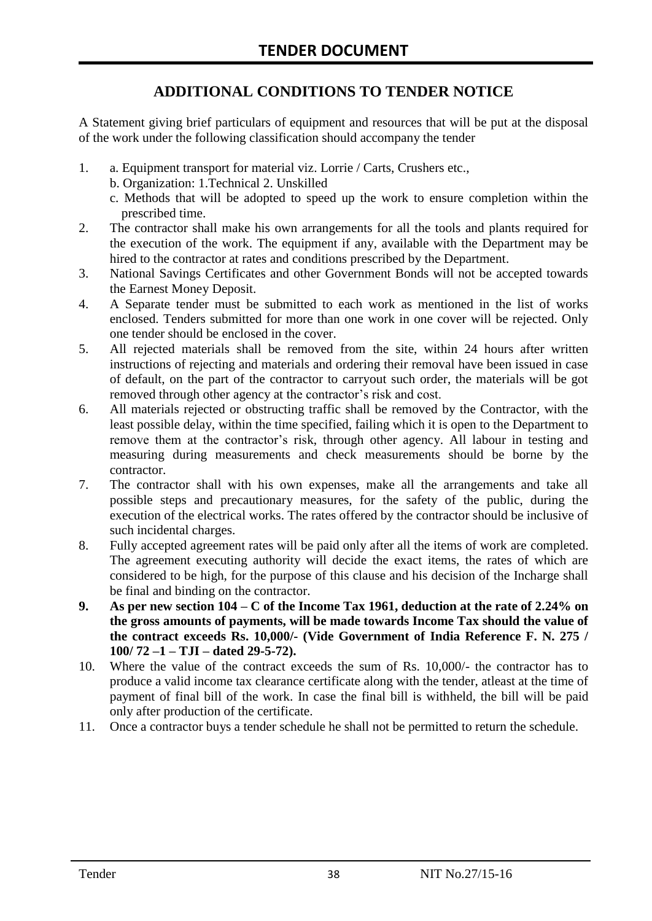## ADDITIONAL CONDITIONS TO TENDER NOTICE

A Statement giving brief particulars of equipment and resources that will be put at the disposal of the work under the following classification should accompany the tender

1. a. Equipment transport for material viz. Lorrie / Carts, Crushers etc.,
   b. Organization: 1.Technical 2. Unskilled
   c. Methods that will be adopted to speed up the work to ensure completion within the prescribed time.
2. The contractor shall make his own arrangements for all the tools and plants required for the execution of the work. The equipment if any, available with the Department may be hired to the contractor at rates and conditions prescribed by the Department.
3. National Savings Certificates and other Government Bonds will not be accepted towards the Earnest Money Deposit.
4. A Separate tender must be submitted to each work as mentioned in the list of works enclosed. Tenders submitted for more than one work in one cover will be rejected. Only one tender should be enclosed in the cover.
5. All rejected materials shall be removed from the site, within 24 hours after written instructions of rejecting and materials and ordering their removal have been issued in case of default, on the part of the contractor to carryout such order, the materials will be got removed through other agency at the contractor's risk and cost.
6. All materials rejected or obstructing traffic shall be removed by the Contractor, with the least possible delay, within the time specified, failing which it is open to the Department to remove them at the contractor's risk, through other agency. All labour in testing and measuring during measurements and check measurements should be borne by the contractor.
7. The contractor shall with his own expenses, make all the arrangements and take all possible steps and precautionary measures, for the safety of the public, during the execution of the electrical works. The rates offered by the contractor should be inclusive of such incidental charges.
8. Fully accepted agreement rates will be paid only after all the items of work are completed. The agreement executing authority will decide the exact items, the rates of which are considered to be high, for the purpose of this clause and his decision of the Incharge shall be final and binding on the contractor.
9. **As per new section 104 – C of the Income Tax 1961, deduction at the rate of 2.24% on the gross amounts of payments, will be made towards Income Tax should the value of the contract exceeds Rs. 10,000/- (Vide Government of India Reference F. N. 275 / 100/ 72 –1 – TJI – dated 29-5-72).**
10. Where the value of the contract exceeds the sum of Rs. 10,000/- the contractor has to produce a valid income tax clearance certificate along with the tender, atleast at the time of payment of final bill of the work. In case the final bill is withheld, the bill will be paid only after production of the certificate.
11. Once a contractor buys a tender schedule he shall not be permitted to return the schedule.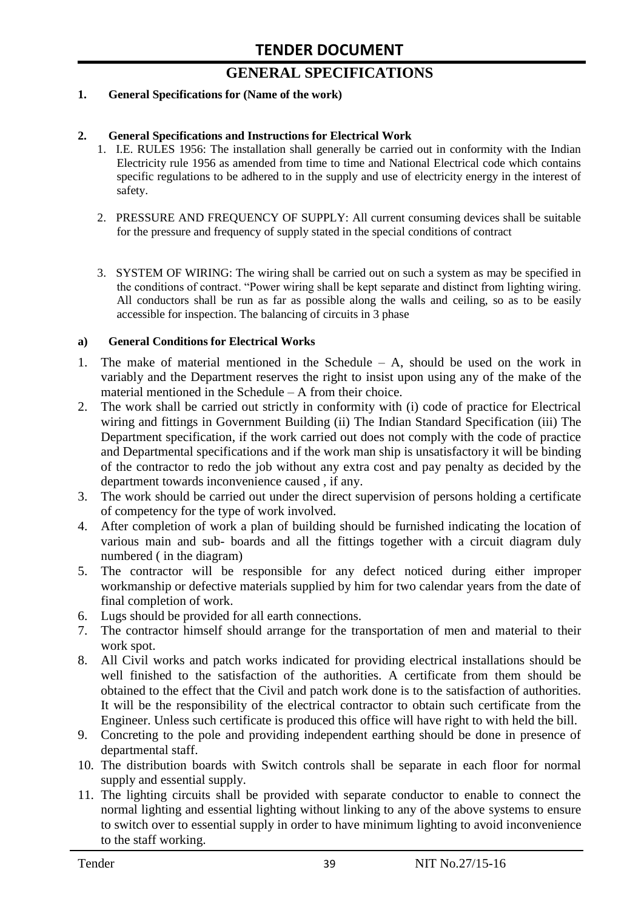# TENDER DOCUMENT

## GENERAL SPECIFICATIONS

**1. General Specifications for (Name of the work)**

**2. General Specifications and Instructions for Electrical Work**

1. I.E. RULES 1956: The installation shall generally be carried out in conformity with the Indian Electricity rule 1956 as amended from time to time and National Electrical code which contains specific regulations to be adhered to in the supply and use of electricity energy in the interest of safety.

2. PRESSURE AND FREQUENCY OF SUPPLY: All current consuming devices shall be suitable for the pressure and frequency of supply stated in the special conditions of contract

3. SYSTEM OF WIRING: The wiring shall be carried out on such a system as may be specified in the conditions of contract. "Power wiring shall be kept separate and distinct from lighting wiring. All conductors shall be run as far as possible along the walls and ceiling, so as to be easily accessible for inspection. The balancing of circuits in 3 phase

**a) General Conditions for Electrical Works**

1. The make of material mentioned in the Schedule – A, should be used on the work in variably and the Department reserves the right to insist upon using any of the make of the material mentioned in the Schedule – A from their choice.
2. The work shall be carried out strictly in conformity with (i) code of practice for Electrical wiring and fittings in Government Building (ii) The Indian Standard Specification (iii) The Department specification, if the work carried out does not comply with the code of practice and Departmental specifications and if the work man ship is unsatisfactory it will be binding of the contractor to redo the job without any extra cost and pay penalty as decided by the department towards inconvenience caused , if any.
3. The work should be carried out under the direct supervision of persons holding a certificate of competency for the type of work involved.
4. After completion of work a plan of building should be furnished indicating the location of various main and sub- boards and all the fittings together with a circuit diagram duly numbered ( in the diagram)
5. The contractor will be responsible for any defect noticed during either improper workmanship or defective materials supplied by him for two calendar years from the date of final completion of work.
6. Lugs should be provided for all earth connections.
7. The contractor himself should arrange for the transportation of men and material to their work spot.
8. All Civil works and patch works indicated for providing electrical installations should be well finished to the satisfaction of the authorities. A certificate from them should be obtained to the effect that the Civil and patch work done is to the satisfaction of authorities. It will be the responsibility of the electrical contractor to obtain such certificate from the Engineer. Unless such certificate is produced this office will have right to with held the bill.
9. Concreting to the pole and providing independent earthing should be done in presence of departmental staff.
10. The distribution boards with Switch controls shall be separate in each floor for normal supply and essential supply.
11. The lighting circuits shall be provided with separate conductor to enable to connect the normal lighting and essential lighting without linking to any of the above systems to ensure to switch over to essential supply in order to have minimum lighting to avoid inconvenience to the staff working.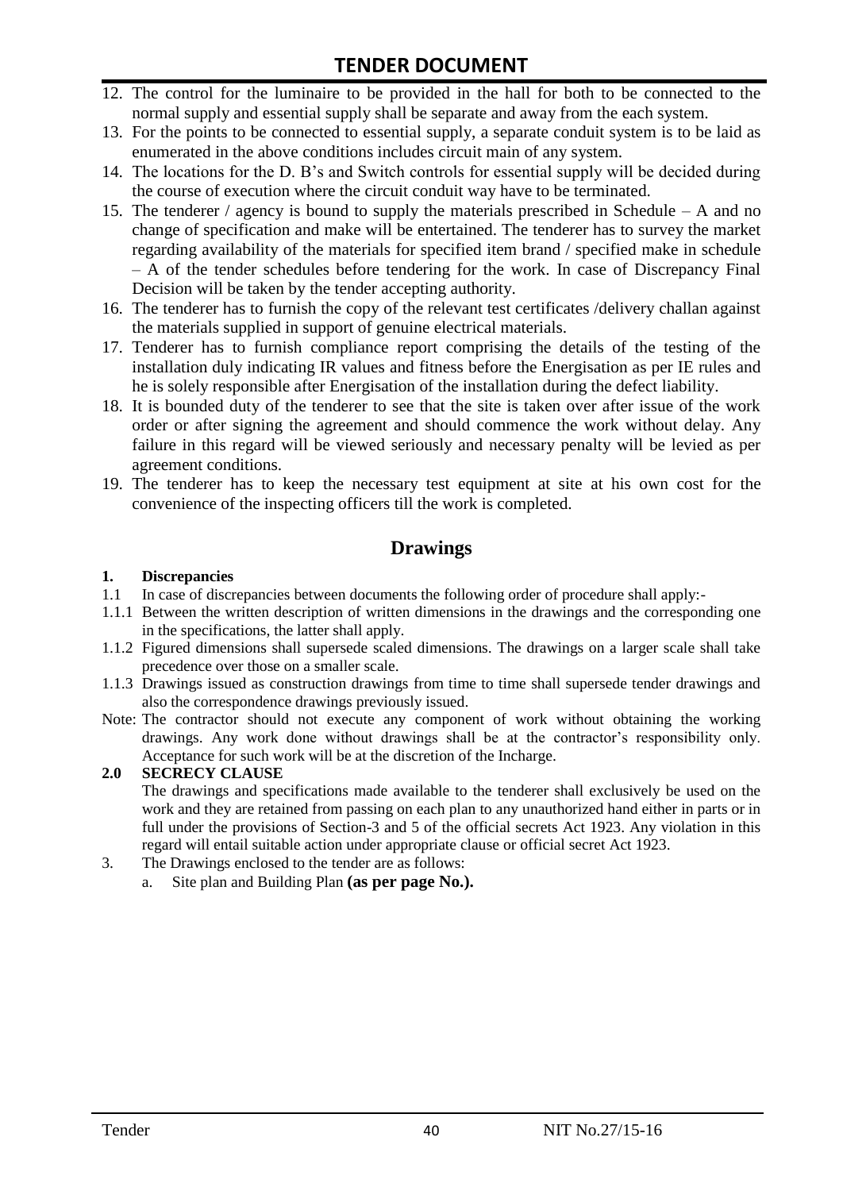12. The control for the luminaire to be provided in the hall for both to be connected to the normal supply and essential supply shall be separate and away from the each system.
13. For the points to be connected to essential supply, a separate conduit system is to be laid as enumerated in the above conditions includes circuit main of any system.
14. The locations for the D. B's and Switch controls for essential supply will be decided during the course of execution where the circuit conduit way have to be terminated.
15. The tenderer / agency is bound to supply the materials prescribed in Schedule – A and no change of specification and make will be entertained. The tenderer has to survey the market regarding availability of the materials for specified item brand / specified make in schedule – A of the tender schedules before tendering for the work. In case of Discrepancy Final Decision will be taken by the tender accepting authority.
16. The tenderer has to furnish the copy of the relevant test certificates /delivery challan against the materials supplied in support of genuine electrical materials.
17. Tenderer has to furnish compliance report comprising the details of the testing of the installation duly indicating IR values and fitness before the Energisation as per IE rules and he is solely responsible after Energisation of the installation during the defect liability.
18. It is bounded duty of the tenderer to see that the site is taken over after issue of the work order or after signing the agreement and should commence the work without delay. Any failure in this regard will be viewed seriously and necessary penalty will be levied as per agreement conditions.
19. The tenderer has to keep the necessary test equipment at site at his own cost for the convenience of the inspecting officers till the work is completed.

## Drawings

**1. Discrepancies**

1.1 In case of discrepancies between documents the following order of procedure shall apply:-

1.1.1 Between the written description of written dimensions in the drawings and the corresponding one in the specifications, the latter shall apply.

1.1.2 Figured dimensions shall supersede scaled dimensions. The drawings on a larger scale shall take precedence over those on a smaller scale.

1.1.3 Drawings issued as construction drawings from time to time shall supersede tender drawings and also the correspondence drawings previously issued.

Note: The contractor should not execute any component of work without obtaining the working drawings. Any work done without drawings shall be at the contractor's responsibility only. Acceptance for such work will be at the discretion of the Incharge.

**2.0 SECRECY CLAUSE**

The drawings and specifications made available to the tenderer shall exclusively be used on the work and they are retained from passing on each plan to any unauthorized hand either in parts or in full under the provisions of Section-3 and 5 of the official secrets Act 1923. Any violation in this regard will entail suitable action under appropriate clause or official secret Act 1923.

3. The Drawings enclosed to the tender are as follows:
   a. Site plan and Building Plan **(as per page No.).**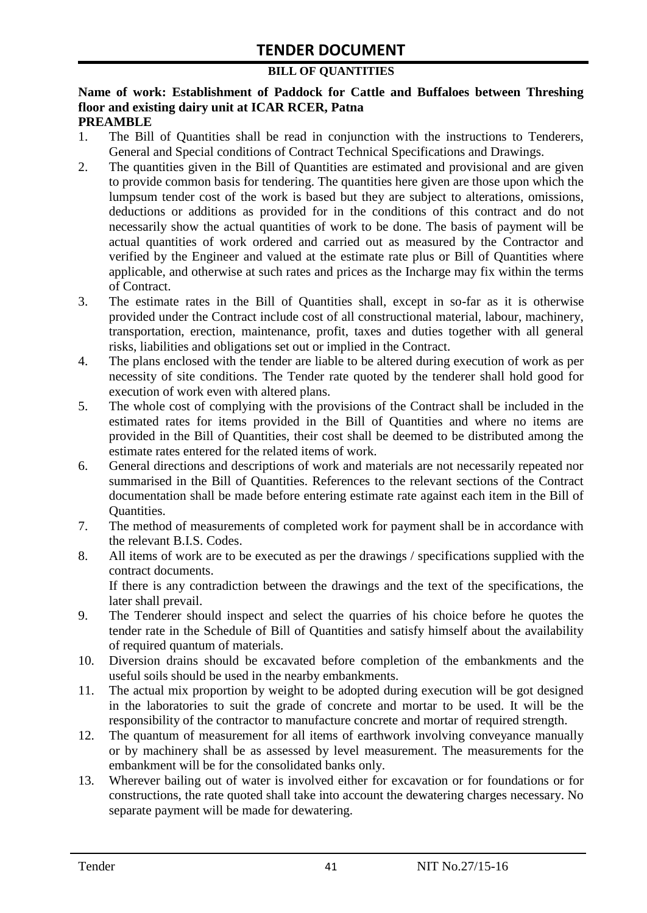# TENDER DOCUMENT

**BILL OF QUANTITIES**

**Name of work: Establishment of Paddock for Cattle and Buffaloes between Threshing floor and existing dairy unit at ICAR RCER, Patna**

**PREAMBLE**

1. The Bill of Quantities shall be read in conjunction with the instructions to Tenderers, General and Special conditions of Contract Technical Specifications and Drawings.
2. The quantities given in the Bill of Quantities are estimated and provisional and are given to provide common basis for tendering. The quantities here given are those upon which the lumpsum tender cost of the work is based but they are subject to alterations, omissions, deductions or additions as provided for in the conditions of this contract and do not necessarily show the actual quantities of work to be done. The basis of payment will be actual quantities of work ordered and carried out as measured by the Contractor and verified by the Engineer and valued at the estimate rate plus or Bill of Quantities where applicable, and otherwise at such rates and prices as the Incharge may fix within the terms of Contract.
3. The estimate rates in the Bill of Quantities shall, except in so-far as it is otherwise provided under the Contract include cost of all constructional material, labour, machinery, transportation, erection, maintenance, profit, taxes and duties together with all general risks, liabilities and obligations set out or implied in the Contract.
4. The plans enclosed with the tender are liable to be altered during execution of work as per necessity of site conditions. The Tender rate quoted by the tenderer shall hold good for execution of work even with altered plans.
5. The whole cost of complying with the provisions of the Contract shall be included in the estimated rates for items provided in the Bill of Quantities and where no items are provided in the Bill of Quantities, their cost shall be deemed to be distributed among the estimate rates entered for the related items of work.
6. General directions and descriptions of work and materials are not necessarily repeated nor summarised in the Bill of Quantities. References to the relevant sections of the Contract documentation shall be made before entering estimate rate against each item in the Bill of Quantities.
7. The method of measurements of completed work for payment shall be in accordance with the relevant B.I.S. Codes.
8. All items of work are to be executed as per the drawings / specifications supplied with the contract documents.

   If there is any contradiction between the drawings and the text of the specifications, the later shall prevail.
9. The Tenderer should inspect and select the quarries of his choice before he quotes the tender rate in the Schedule of Bill of Quantities and satisfy himself about the availability of required quantum of materials.
10. Diversion drains should be excavated before completion of the embankments and the useful soils should be used in the nearby embankments.
11. The actual mix proportion by weight to be adopted during execution will be got designed in the laboratories to suit the grade of concrete and mortar to be used. It will be the responsibility of the contractor to manufacture concrete and mortar of required strength.
12. The quantum of measurement for all items of earthwork involving conveyance manually or by machinery shall be as assessed by level measurement. The measurements for the embankment will be for the consolidated banks only.
13. Wherever bailing out of water is involved either for excavation or for foundations or for constructions, the rate quoted shall take into account the dewatering charges necessary. No separate payment will be made for dewatering.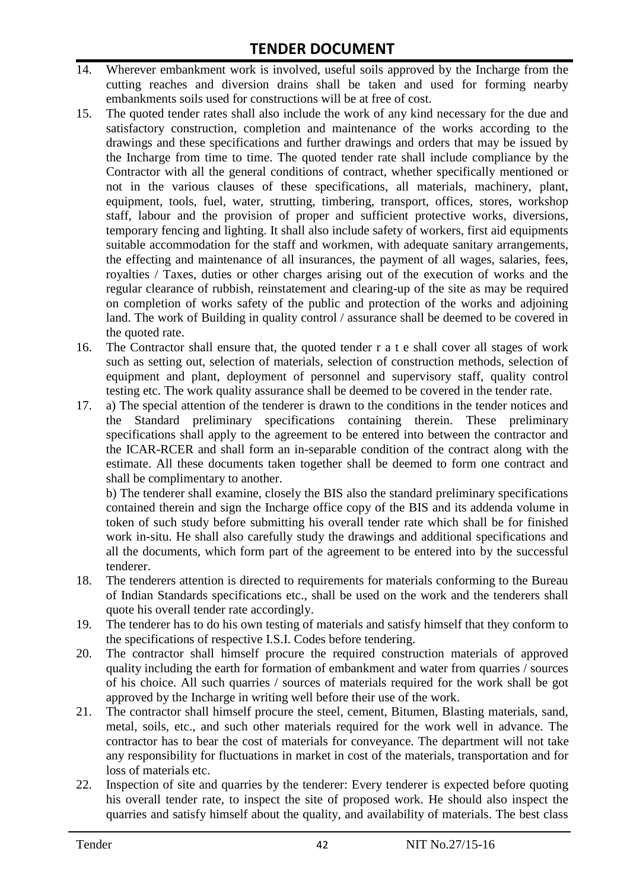14. Wherever embankment work is involved, useful soils approved by the Incharge from the cutting reaches and diversion drains shall be taken and used for forming nearby embankments soils used for constructions will be at free of cost.
15. The quoted tender rates shall also include the work of any kind necessary for the due and satisfactory construction, completion and maintenance of the works according to the drawings and these specifications and further drawings and orders that may be issued by the Incharge from time to time. The quoted tender rate shall include compliance by the Contractor with all the general conditions of contract, whether specifically mentioned or not in the various clauses of these specifications, all materials, machinery, plant, equipment, tools, fuel, water, strutting, timbering, transport, offices, stores, workshop staff, labour and the provision of proper and sufficient protective works, diversions, temporary fencing and lighting. It shall also include safety of workers, first aid equipments suitable accommodation for the staff and workmen, with adequate sanitary arrangements, the effecting and maintenance of all insurances, the payment of all wages, salaries, fees, royalties / Taxes, duties or other charges arising out of the execution of works and the regular clearance of rubbish, reinstatement and clearing-up of the site as may be required on completion of works safety of the public and protection of the works and adjoining land. The work of Building in quality control / assurance shall be deemed to be covered in the quoted rate.
16. The Contractor shall ensure that, the quoted tender r a t e shall cover all stages of work such as setting out, selection of materials, selection of construction methods, selection of equipment and plant, deployment of personnel and supervisory staff, quality control testing etc. The work quality assurance shall be deemed to be covered in the tender rate.
17. a) The special attention of the tenderer is drawn to the conditions in the tender notices and the Standard preliminary specifications containing therein. These preliminary specifications shall apply to the agreement to be entered into between the contractor and the ICAR-RCER and shall form an in-separable condition of the contract along with the estimate. All these documents taken together shall be deemed to form one contract and shall be complimentary to another.

    b) The tenderer shall examine, closely the BIS also the standard preliminary specifications contained therein and sign the Incharge office copy of the BIS and its addenda volume in token of such study before submitting his overall tender rate which shall be for finished work in-situ. He shall also carefully study the drawings and additional specifications and all the documents, which form part of the agreement to be entered into by the successful tenderer.
18. The tenderers attention is directed to requirements for materials conforming to the Bureau of Indian Standards specifications etc., shall be used on the work and the tenderers shall quote his overall tender rate accordingly.
19. The tenderer has to do his own testing of materials and satisfy himself that they conform to the specifications of respective I.S.I. Codes before tendering.
20. The contractor shall himself procure the required construction materials of approved quality including the earth for formation of embankment and water from quarries / sources of his choice. All such quarries / sources of materials required for the work shall be got approved by the Incharge in writing well before their use of the work.
21. The contractor shall himself procure the steel, cement, Bitumen, Blasting materials, sand, metal, soils, etc., and such other materials required for the work well in advance. The contractor has to bear the cost of materials for conveyance. The department will not take any responsibility for fluctuations in market in cost of the materials, transportation and for loss of materials etc.
22. Inspection of site and quarries by the tenderer: Every tenderer is expected before quoting his overall tender rate, to inspect the site of proposed work. He should also inspect the quarries and satisfy himself about the quality, and availability of materials. The best class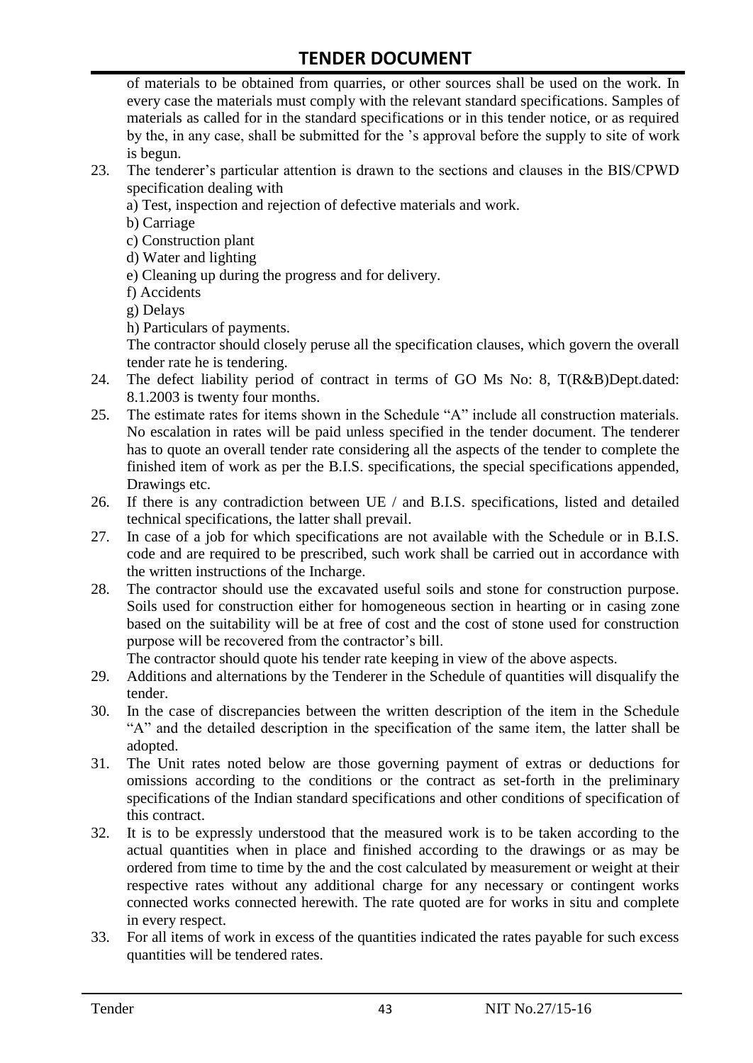of materials to be obtained from quarries, or other sources shall be used on the work. In every case the materials must comply with the relevant standard specifications. Samples of materials as called for in the standard specifications or in this tender notice, or as required by the, in any case, shall be submitted for the 's approval before the supply to site of work is begun.

23. The tenderer's particular attention is drawn to the sections and clauses in the BIS/CPWD specification dealing with
    a) Test, inspection and rejection of defective materials and work.
    b) Carriage
    c) Construction plant
    d) Water and lighting
    e) Cleaning up during the progress and for delivery.
    f) Accidents
    g) Delays
    h) Particulars of payments.

    The contractor should closely peruse all the specification clauses, which govern the overall tender rate he is tendering.
24. The defect liability period of contract in terms of GO Ms No: 8, T(R&B)Dept.dated: 8.1.2003 is twenty four months.
25. The estimate rates for items shown in the Schedule "A" include all construction materials. No escalation in rates will be paid unless specified in the tender document. The tenderer has to quote an overall tender rate considering all the aspects of the tender to complete the finished item of work as per the B.I.S. specifications, the special specifications appended, Drawings etc.
26. If there is any contradiction between UE / and B.I.S. specifications, listed and detailed technical specifications, the latter shall prevail.
27. In case of a job for which specifications are not available with the Schedule or in B.I.S. code and are required to be prescribed, such work shall be carried out in accordance with the written instructions of the Incharge.
28. The contractor should use the excavated useful soils and stone for construction purpose. Soils used for construction either for homogeneous section in hearting or in casing zone based on the suitability will be at free of cost and the cost of stone used for construction purpose will be recovered from the contractor's bill.

    The contractor should quote his tender rate keeping in view of the above aspects.
29. Additions and alternations by the Tenderer in the Schedule of quantities will disqualify the tender.
30. In the case of discrepancies between the written description of the item in the Schedule "A" and the detailed description in the specification of the same item, the latter shall be adopted.
31. The Unit rates noted below are those governing payment of extras or deductions for omissions according to the conditions or the contract as set-forth in the preliminary specifications of the Indian standard specifications and other conditions of specification of this contract.
32. It is to be expressly understood that the measured work is to be taken according to the actual quantities when in place and finished according to the drawings or as may be ordered from time to time by the and the cost calculated by measurement or weight at their respective rates without any additional charge for any necessary or contingent works connected works connected herewith. The rate quoted are for works in situ and complete in every respect.
33. For all items of work in excess of the quantities indicated the rates payable for such excess quantities will be tendered rates.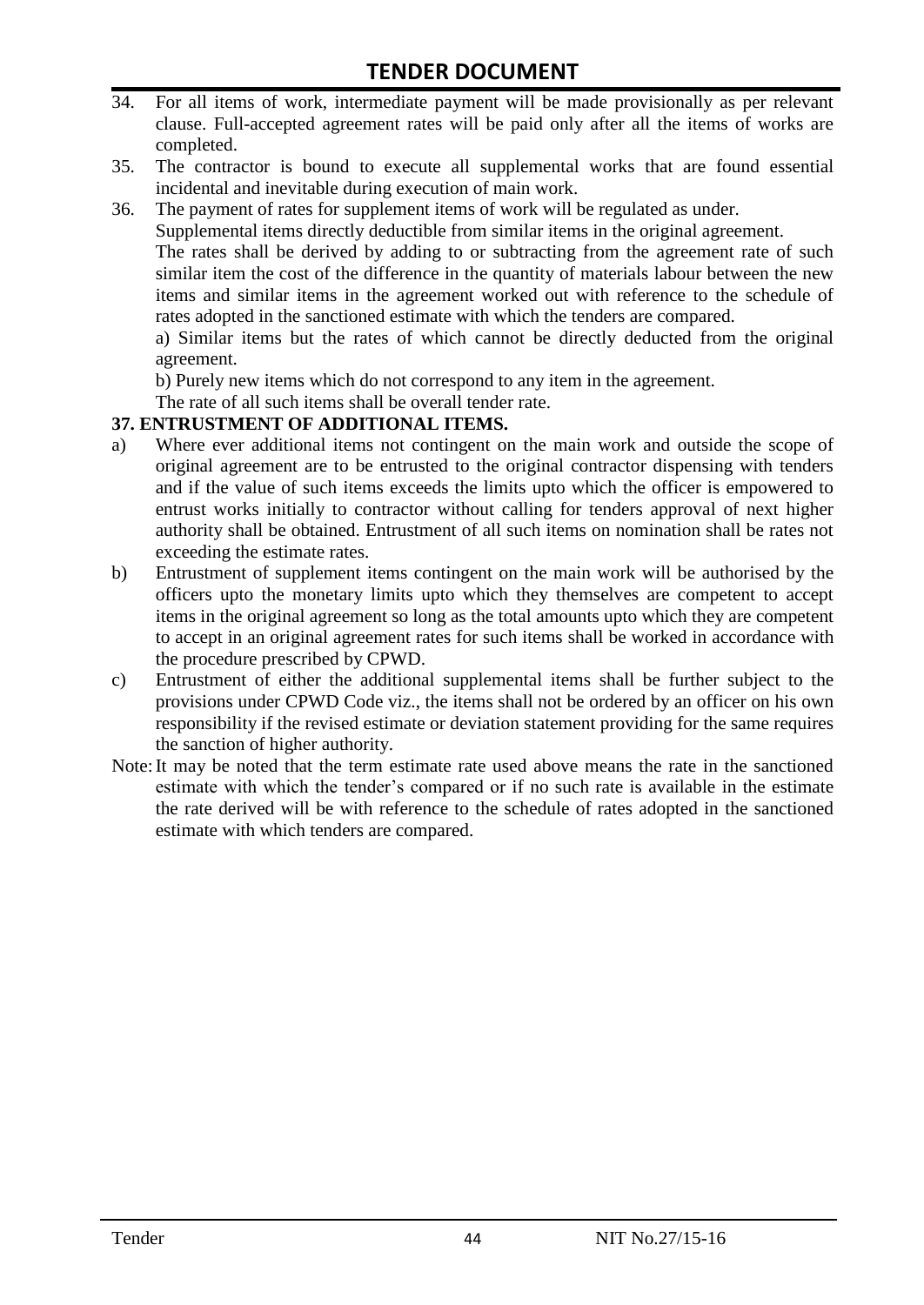34. For all items of work, intermediate payment will be made provisionally as per relevant clause. Full-accepted agreement rates will be paid only after all the items of works are completed.
35. The contractor is bound to execute all supplemental works that are found essential incidental and inevitable during execution of main work.
36. The payment of rates for supplement items of work will be regulated as under.

    Supplemental items directly deductible from similar items in the original agreement.

    The rates shall be derived by adding to or subtracting from the agreement rate of such similar item the cost of the difference in the quantity of materials labour between the new items and similar items in the agreement worked out with reference to the schedule of rates adopted in the sanctioned estimate with which the tenders are compared.

    a) Similar items but the rates of which cannot be directly deducted from the original agreement.

    b) Purely new items which do not correspond to any item in the agreement.

    The rate of all such items shall be overall tender rate.

**37. ENTRUSTMENT OF ADDITIONAL ITEMS.**

a) Where ever additional items not contingent on the main work and outside the scope of original agreement are to be entrusted to the original contractor dispensing with tenders and if the value of such items exceeds the limits upto which the officer is empowered to entrust works initially to contractor without calling for tenders approval of next higher authority shall be obtained. Entrustment of all such items on nomination shall be rates not exceeding the estimate rates.

b) Entrustment of supplement items contingent on the main work will be authorised by the officers upto the monetary limits upto which they themselves are competent to accept items in the original agreement so long as the total amounts upto which they are competent to accept in an original agreement rates for such items shall be worked in accordance with the procedure prescribed by CPWD.

c) Entrustment of either the additional supplemental items shall be further subject to the provisions under CPWD Code viz., the items shall not be ordered by an officer on his own responsibility if the revised estimate or deviation statement providing for the same requires the sanction of higher authority.

Note: It may be noted that the term estimate rate used above means the rate in the sanctioned estimate with which the tender's compared or if no such rate is available in the estimate the rate derived will be with reference to the schedule of rates adopted in the sanctioned estimate with which tenders are compared.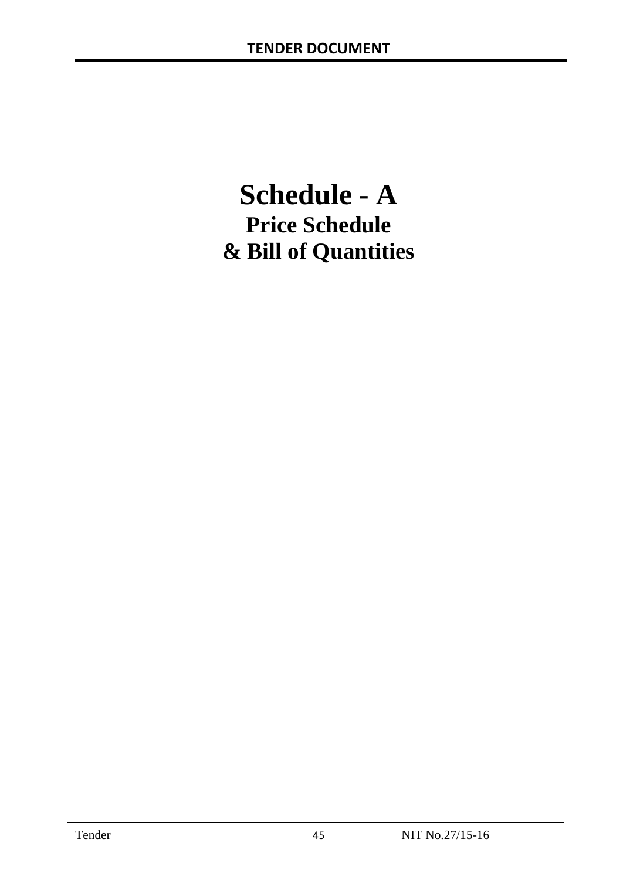# Schedule - A

## Price Schedule

## & Bill of Quantities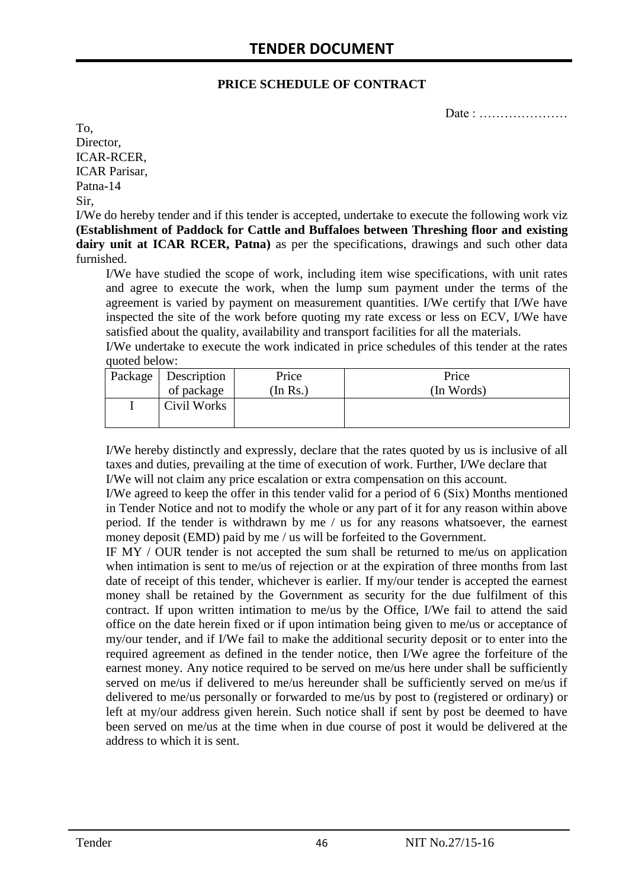**PRICE SCHEDULE OF CONTRACT**

Date : …………………

To,
Director,
ICAR-RCER,
ICAR Parisar,
Patna-14
Sir,

I/We do hereby tender and if this tender is accepted, undertake to execute the following work viz **(Establishment of Paddock for Cattle and Buffaloes between Threshing floor and existing dairy unit at ICAR RCER, Patna)** as per the specifications, drawings and such other data furnished.

I/We have studied the scope of work, including item wise specifications, with unit rates and agree to execute the work, when the lump sum payment under the terms of the agreement is varied by payment on measurement quantities. I/We certify that I/We have inspected the site of the work before quoting my rate excess or less on ECV, I/We have satisfied about the quality, availability and transport facilities for all the materials.

I/We undertake to execute the work indicated in price schedules of this tender at the rates quoted below:

| Package | Description of package | Price (In Rs.) | Price (In Words) |
|---|---|---|---|
| I | Civil Works | | |

I/We hereby distinctly and expressly, declare that the rates quoted by us is inclusive of all taxes and duties, prevailing at the time of execution of work. Further, I/We declare that I/We will not claim any price escalation or extra compensation on this account.

I/We agreed to keep the offer in this tender valid for a period of 6 (Six) Months mentioned in Tender Notice and not to modify the whole or any part of it for any reason within above period. If the tender is withdrawn by me / us for any reasons whatsoever, the earnest money deposit (EMD) paid by me / us will be forfeited to the Government.

IF MY / OUR tender is not accepted the sum shall be returned to me/us on application when intimation is sent to me/us of rejection or at the expiration of three months from last date of receipt of this tender, whichever is earlier. If my/our tender is accepted the earnest money shall be retained by the Government as security for the due fulfilment of this contract. If upon written intimation to me/us by the Office, I/We fail to attend the said office on the date herein fixed or if upon intimation being given to me/us or acceptance of my/our tender, and if I/We fail to make the additional security deposit or to enter into the required agreement as defined in the tender notice, then I/We agree the forfeiture of the earnest money. Any notice required to be served on me/us here under shall be sufficiently served on me/us if delivered to me/us hereunder shall be sufficiently served on me/us if delivered to me/us personally or forwarded to me/us by post to (registered or ordinary) or left at my/our address given herein. Such notice shall if sent by post be deemed to have been served on me/us at the time when in due course of post it would be delivered at the address to which it is sent.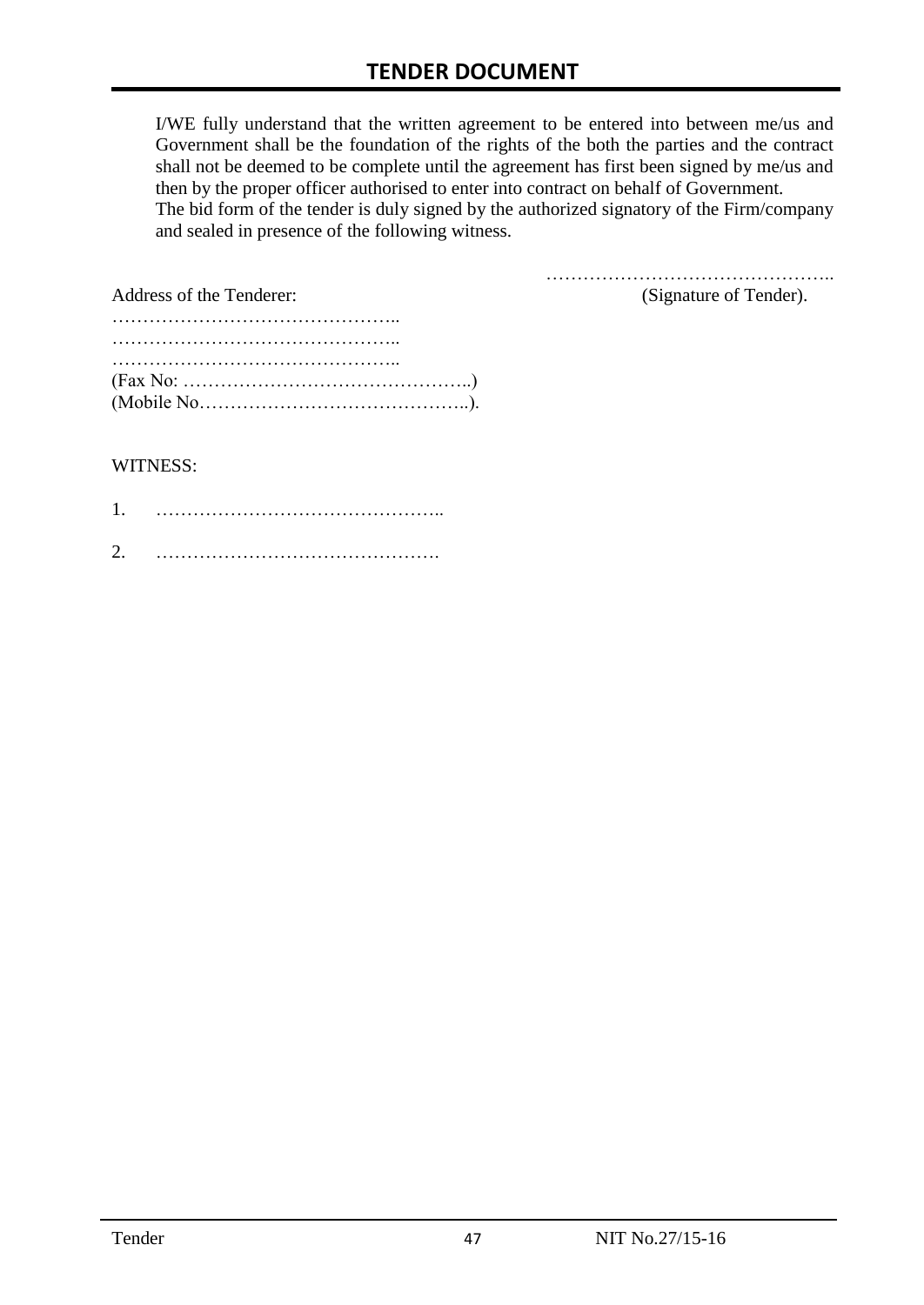I/WE fully understand that the written agreement to be entered into between me/us and Government shall be the foundation of the rights of the both the parties and the contract shall not be deemed to be complete until the agreement has first been signed by me/us and then by the proper officer authorised to enter into contract on behalf of Government.
The bid form of the tender is duly signed by the authorized signatory of the Firm/company and sealed in presence of the following witness.

………………………………………..
(Signature of Tender).

Address of the Tenderer:
………………………………………..
………………………………………..
………………………………………..
(Fax No: ………………………………………..)
(Mobile No……………………………………..).

WITNESS:

1. ………………………………………..

2. ……………………………………….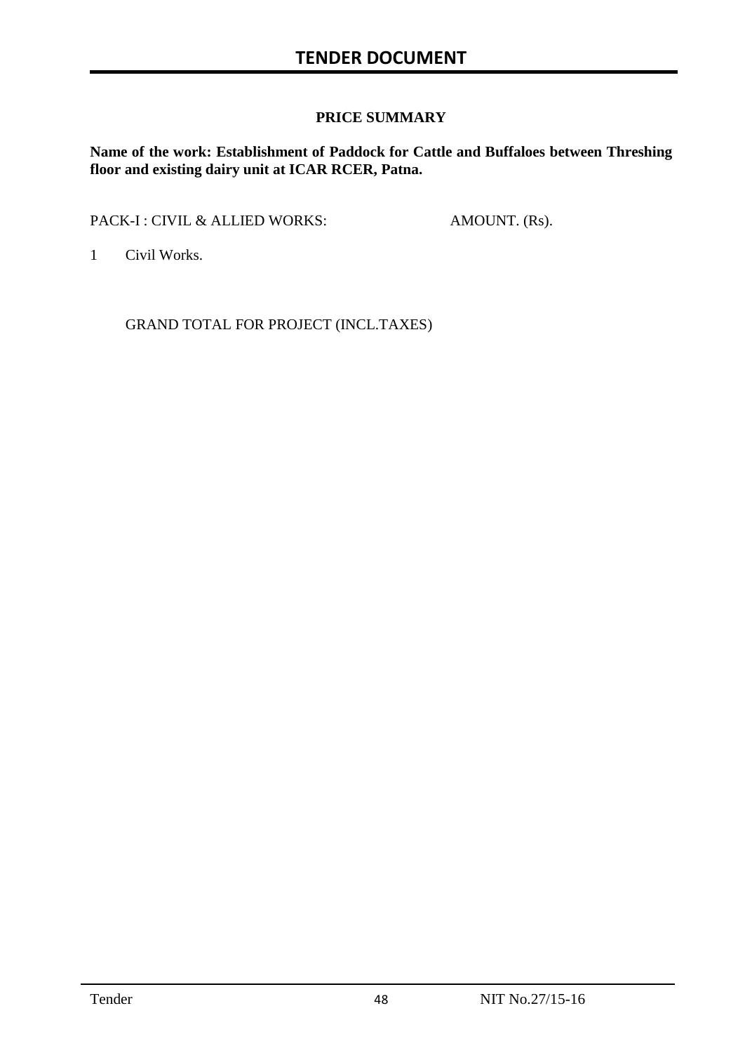## PRICE SUMMARY

**Name of the work: Establishment of Paddock for Cattle and Buffaloes between Threshing floor and existing dairy unit at ICAR RCER, Patna.**

| PACK-I : CIVIL & ALLIED WORKS: | AMOUNT. (Rs). |
|---|---|
| 1 Civil Works. | |
| GRAND TOTAL FOR PROJECT (INCL.TAXES) | |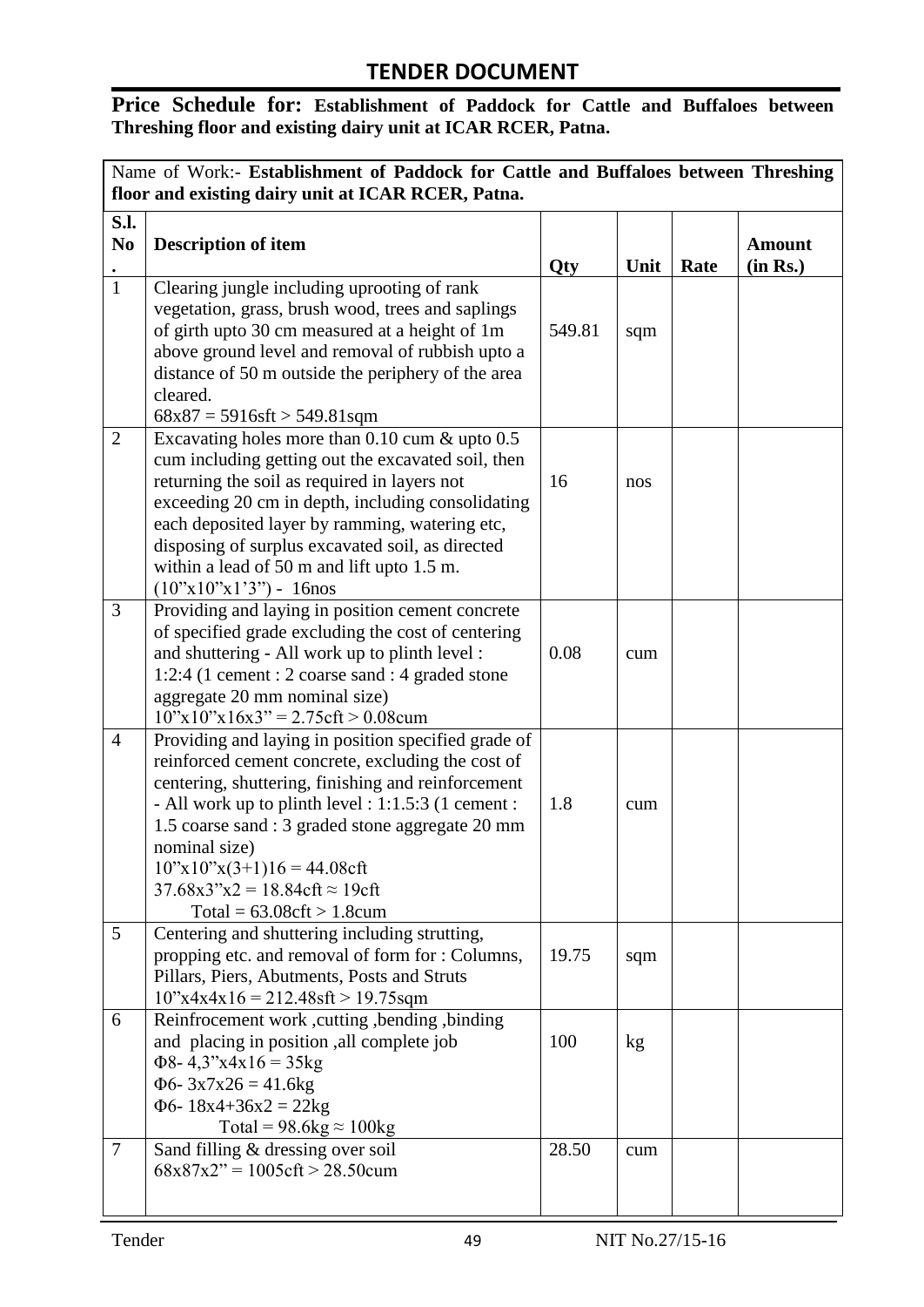## TENDER DOCUMENT

**Price Schedule for: Establishment of Paddock for Cattle and Buffaloes between Threshing floor and existing dairy unit at ICAR RCER, Patna.**

Name of Work:- **Establishment of Paddock for Cattle and Buffaloes between Threshing floor and existing dairy unit at ICAR RCER, Patna.**

| S.l. No. | Description of item | Qty | Unit | Rate | Amount (in Rs.) |
|---|---|---|---|---|---|
| 1 | Clearing jungle including uprooting of rank vegetation, grass, brush wood, trees and saplings of girth upto 30 cm measured at a height of 1m above ground level and removal of rubbish upto a distance of 50 m outside the periphery of the area cleared.<br>68x87 = 5916sft > 549.81sqm | 549.81 | sqm | | |
| 2 | Excavating holes more than 0.10 cum & upto 0.5 cum including getting out the excavated soil, then returning the soil as required in layers not exceeding 20 cm in depth, including consolidating each deposited layer by ramming, watering etc, disposing of surplus excavated soil, as directed within a lead of 50 m and lift upto 1.5 m.<br>(10"x10"x1'3") - 16nos | 16 | nos | | |
| 3 | Providing and laying in position cement concrete of specified grade excluding the cost of centering and shuttering - All work up to plinth level : 1:2:4 (1 cement : 2 coarse sand : 4 graded stone aggregate 20 mm nominal size)<br>10"x10"x16x3" = 2.75cft > 0.08cum | 0.08 | cum | | |
| 4 | Providing and laying in position specified grade of reinforced cement concrete, excluding the cost of centering, shuttering, finishing and reinforcement - All work up to plinth level : 1:1.5:3 (1 cement : 1.5 coarse sand : 3 graded stone aggregate 20 mm nominal size)<br>10"x10"x(3+1)16 = 44.08cft<br>37.68x3"x2 = 18.84cft ≈ 19cft<br>Total = 63.08cft > 1.8cum | 1.8 | cum | | |
| 5 | Centering and shuttering including strutting, propping etc. and removal of form for : Columns, Pillars, Piers, Abutments, Posts and Struts<br>10"x4x4x16 = 212.48sft > 19.75sqm | 19.75 | sqm | | |
| 6 | Reinfrocement work ,cutting ,bending ,binding and placing in position ,all complete job<br>Φ8- 4,3"x4x16 = 35kg<br>Φ6- 3x7x26 = 41.6kg<br>Φ6- 18x4+36x2 = 22kg<br>Total = 98.6kg ≈ 100kg | 100 | kg | | |
| 7 | Sand filling & dressing over soil<br>68x87x2" = 1005cft > 28.50cum | 28.50 | cum | | |

Tender NIT No.27/15-16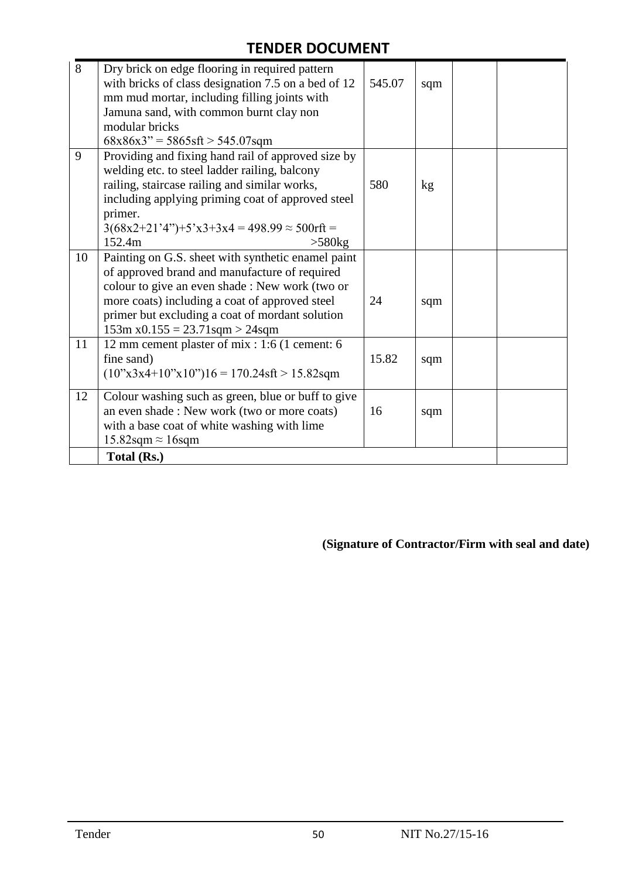| 8 | Dry brick on edge flooring in required pattern with bricks of class designation 7.5 on a bed of 12 mm mud mortar, including filling joints with Jamuna sand, with common burnt clay non modular bricks<br>68x86x3" = 5865sft > 545.07sqm | 545.07 | sqm | | |
|---|---|---|---|---|---|
| 9 | Providing and fixing hand rail of approved size by welding etc. to steel ladder railing, balcony railing, staircase railing and similar works, including applying priming coat of approved steel primer.<br>3(68x2+21'4")+5'x3+3x4 = 498.99 ≈ 500rft = 152.4m >580kg | 580 | kg | | |
| 10 | Painting on G.S. sheet with synthetic enamel paint of approved brand and manufacture of required colour to give an even shade : New work (two or more coats) including a coat of approved steel primer but excluding a coat of mordant solution<br>153m x0.155 = 23.71sqm > 24sqm | 24 | sqm | | |
| 11 | 12 mm cement plaster of mix : 1:6 (1 cement: 6 fine sand)<br>(10"x3x4+10"x10")16 = 170.24sft > 15.82sqm | 15.82 | sqm | | |
| 12 | Colour washing such as green, blue or buff to give an even shade : New work (two or more coats) with a base coat of white washing with lime<br>15.82sqm ≈ 16sqm | 16 | sqm | | |
| | **Total (Rs.)** | | | | |

**(Signature of Contractor/Firm with seal and date)**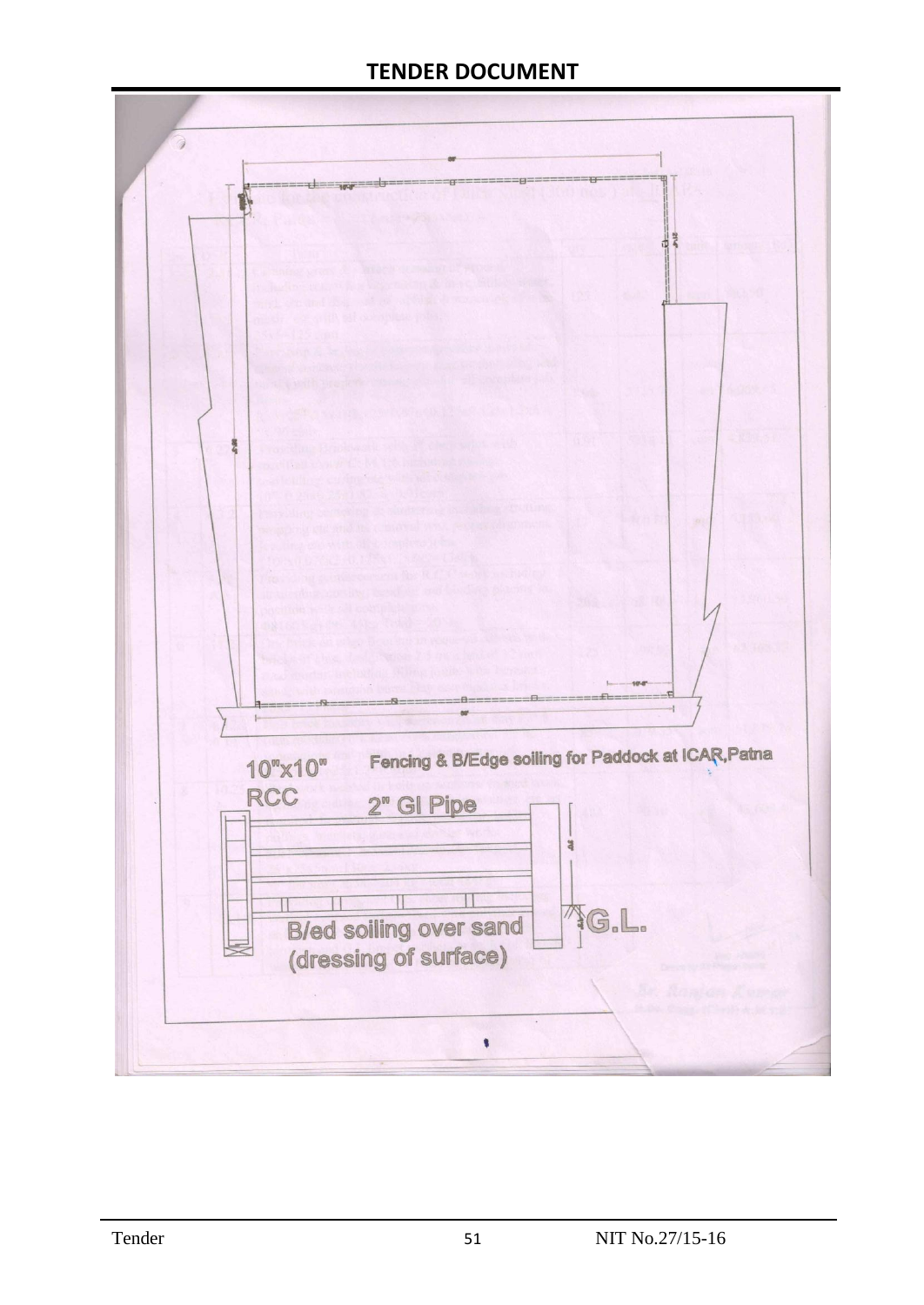Fencing & B/Edge soiling for Paddock at ICAR,Patna

10"x10"

RCC

2" GI Pipe

B/ed soiling over sand (dressing of surface)

G.L.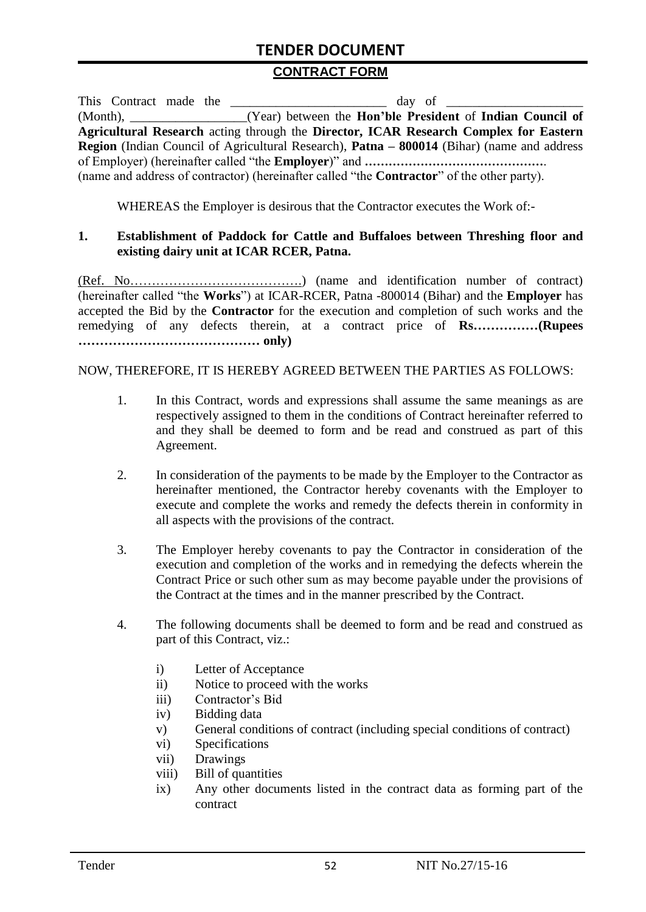## CONTRACT FORM

This Contract made the \_\_\_\_\_\_\_\_\_\_\_\_\_\_\_\_\_\_\_\_\_\_\_\_ day of \_\_\_\_\_\_\_\_\_\_\_\_\_\_\_\_\_\_\_\_ (Month), \_\_\_\_\_\_\_\_\_\_\_\_\_\_\_\_\_\_(Year) between the **Hon'ble President** of **Indian Council of Agricultural Research** acting through the **Director, ICAR Research Complex for Eastern Region** (Indian Council of Agricultural Research), **Patna – 800014** (Bihar) (name and address of Employer) (hereinafter called "the **Employer**)" and **……………………………………….** (name and address of contractor) (hereinafter called "the **Contractor**" of the other party).

WHEREAS the Employer is desirous that the Contractor executes the Work of:-

**1. Establishment of Paddock for Cattle and Buffaloes between Threshing floor and existing dairy unit at ICAR RCER, Patna.**

<u>(Ref. No………………………………….</u>) (name and identification number of contract) (hereinafter called "the **Works**") at ICAR-RCER, Patna -800014 (Bihar) and the **Employer** has accepted the Bid by the **Contractor** for the execution and completion of such works and the remedying of any defects therein, at a contract price of **Rs……………(Rupees …………………………………… only)**

NOW, THEREFORE, IT IS HEREBY AGREED BETWEEN THE PARTIES AS FOLLOWS:

1. In this Contract, words and expressions shall assume the same meanings as are respectively assigned to them in the conditions of Contract hereinafter referred to and they shall be deemed to form and be read and construed as part of this Agreement.

2. In consideration of the payments to be made by the Employer to the Contractor as hereinafter mentioned, the Contractor hereby covenants with the Employer to execute and complete the works and remedy the defects therein in conformity in all aspects with the provisions of the contract.

3. The Employer hereby covenants to pay the Contractor in consideration of the execution and completion of the works and in remedying the defects wherein the Contract Price or such other sum as may become payable under the provisions of the Contract at the times and in the manner prescribed by the Contract.

4. The following documents shall be deemed to form and be read and construed as part of this Contract, viz.:

   i) Letter of Acceptance
   ii) Notice to proceed with the works
   iii) Contractor's Bid
   iv) Bidding data
   v) General conditions of contract (including special conditions of contract)
   vi) Specifications
   vii) Drawings
   viii) Bill of quantities
   ix) Any other documents listed in the contract data as forming part of the contract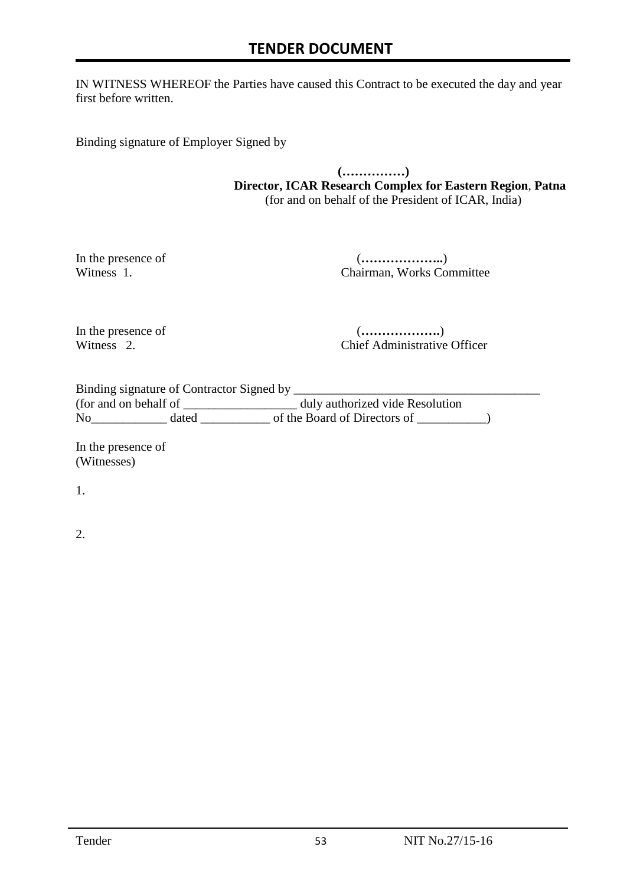IN WITNESS WHEREOF the Parties have caused this Contract to be executed the day and year first before written.

Binding signature of Employer Signed by

**(……………)**
**Director, ICAR Research Complex for Eastern Region**, **Patna**
(for and on behalf of the President of ICAR, India)

In the presence of
Witness 1.

(**………………..**)
Chairman, Works Committee

In the presence of
Witness 2.

(**……………….**)
Chief Administrative Officer

Binding signature of Contractor Signed by _______________________________________
(for and on behalf of _________________ duly authorized vide Resolution No____________ dated ___________ of the Board of Directors of ___________)

In the presence of
(Witnesses)

1.

2.